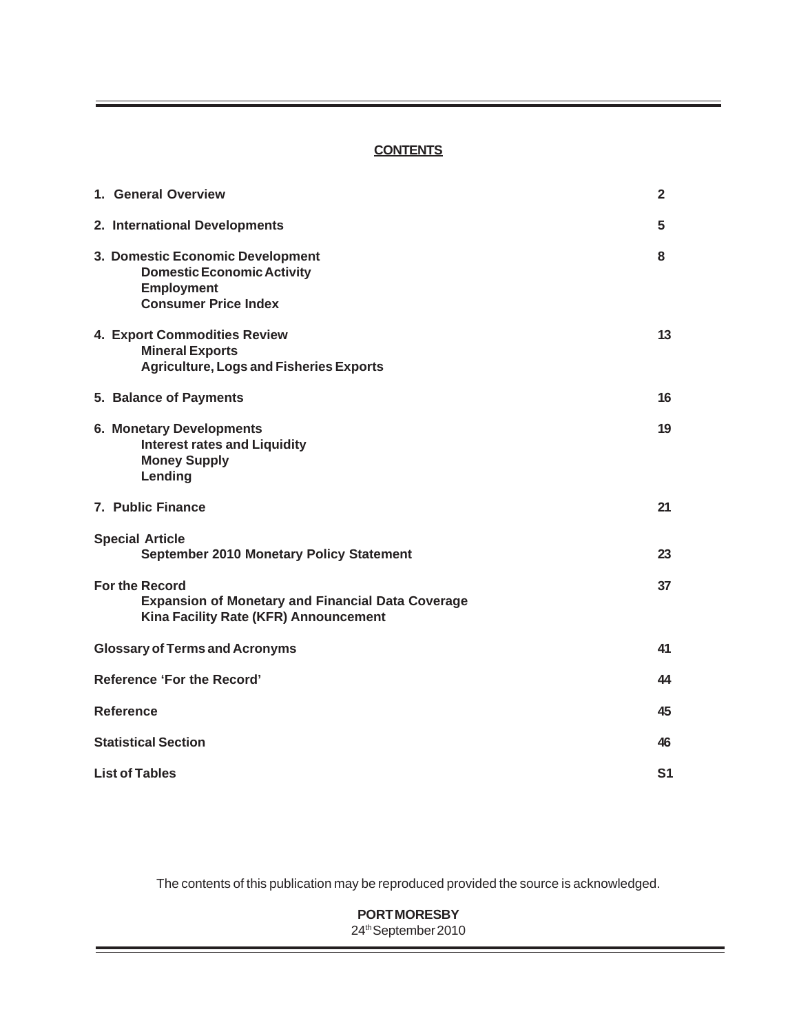**CONTENTS**

| | |
|---|---|
| **1. General Overview** | **2** |
| **2. International Developments** | **5** |
| **3. Domestic Economic Development**<br>**Domestic Economic Activity**<br>**Employment**<br>**Consumer Price Index** | **8** |
| **4. Export Commodities Review**<br>**Mineral Exports**<br>**Agriculture, Logs and Fisheries Exports** | **13** |
| **5. Balance of Payments** | **16** |
| **6. Monetary Developments**<br>**Interest rates and Liquidity**<br>**Money Supply**<br>**Lending** | **19** |
| **7. Public Finance** | **21** |
| **Special Article**<br>**September 2010 Monetary Policy Statement** | **23** |
| **For the Record**<br>**Expansion of Monetary and Financial Data Coverage**<br>**Kina Facility Rate (KFR) Announcement** | **37** |
| **Glossary of Terms and Acronyms** | **41** |
| **Reference 'For the Record'** | **44** |
| **Reference** | **45** |
| **Statistical Section** | **46** |
| **List of Tables** | **S1** |

The contents of this publication may be reproduced provided the source is acknowledged.

**PORT MORESBY**
24th September 2010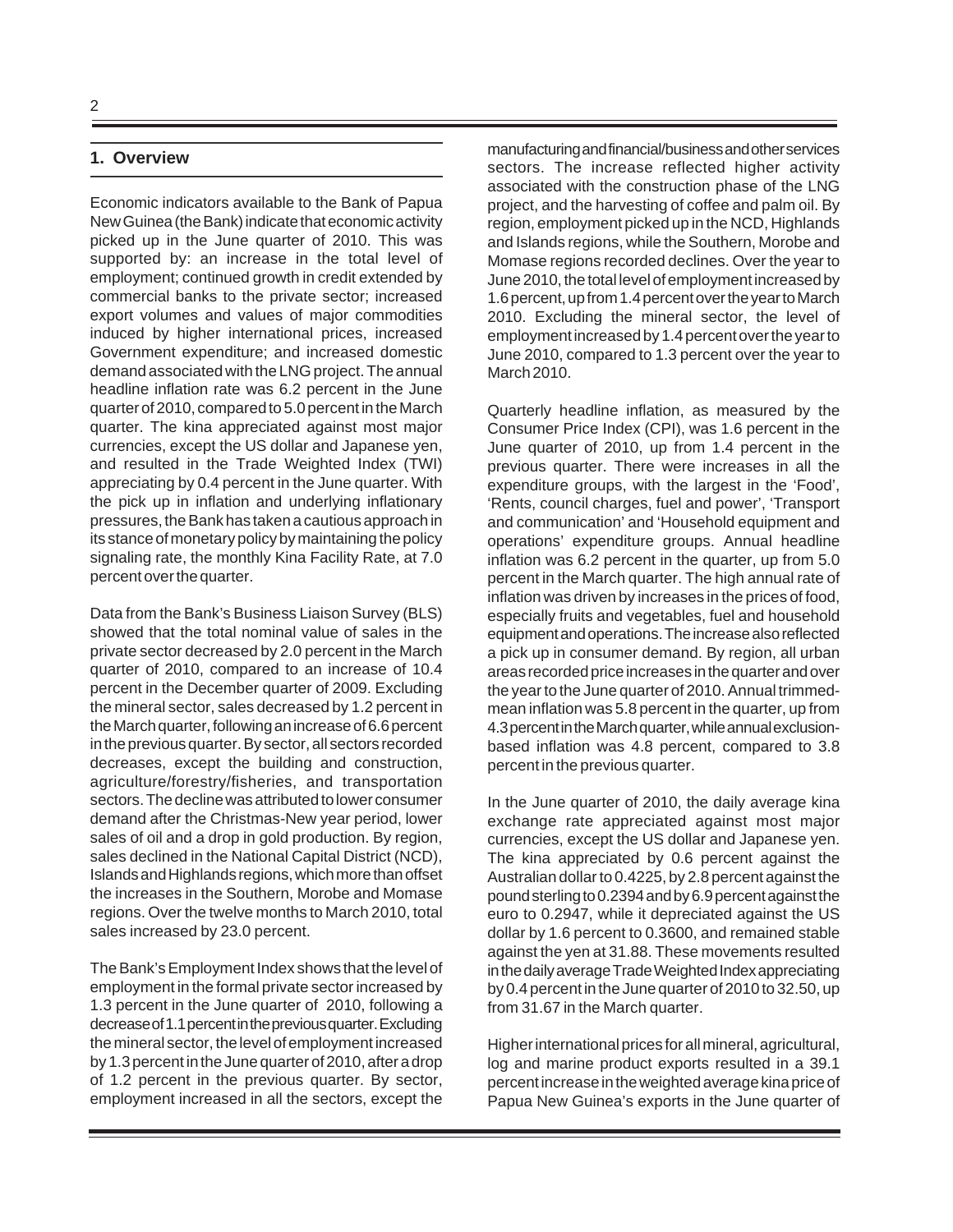## 1. Overview

Economic indicators available to the Bank of Papua New Guinea (the Bank) indicate that economic activity picked up in the June quarter of 2010. This was supported by: an increase in the total level of employment; continued growth in credit extended by commercial banks to the private sector; increased export volumes and values of major commodities induced by higher international prices, increased Government expenditure; and increased domestic demand associated with the LNG project. The annual headline inflation rate was 6.2 percent in the June quarter of 2010, compared to 5.0 percent in the March quarter. The kina appreciated against most major currencies, except the US dollar and Japanese yen, and resulted in the Trade Weighted Index (TWI) appreciating by 0.4 percent in the June quarter. With the pick up in inflation and underlying inflationary pressures, the Bank has taken a cautious approach in its stance of monetary policy by maintaining the policy signaling rate, the monthly Kina Facility Rate, at 7.0 percent over the quarter.

Data from the Bank's Business Liaison Survey (BLS) showed that the total nominal value of sales in the private sector decreased by 2.0 percent in the March quarter of 2010, compared to an increase of 10.4 percent in the December quarter of 2009. Excluding the mineral sector, sales decreased by 1.2 percent in the March quarter, following an increase of 6.6 percent in the previous quarter. By sector, all sectors recorded decreases, except the building and construction, agriculture/forestry/fisheries, and transportation sectors. The decline was attributed to lower consumer demand after the Christmas-New year period, lower sales of oil and a drop in gold production. By region, sales declined in the National Capital District (NCD), Islands and Highlands regions, which more than offset the increases in the Southern, Morobe and Momase regions. Over the twelve months to March 2010, total sales increased by 23.0 percent.

The Bank's Employment Index shows that the level of employment in the formal private sector increased by 1.3 percent in the June quarter of 2010, following a decrease of 1.1 percent in the previous quarter. Excluding the mineral sector, the level of employment increased by 1.3 percent in the June quarter of 2010, after a drop of 1.2 percent in the previous quarter. By sector, employment increased in all the sectors, except the manufacturing and financial/business and other services sectors. The increase reflected higher activity associated with the construction phase of the LNG project, and the harvesting of coffee and palm oil. By region, employment picked up in the NCD, Highlands and Islands regions, while the Southern, Morobe and Momase regions recorded declines. Over the year to June 2010, the total level of employment increased by 1.6 percent, up from 1.4 percent over the year to March 2010. Excluding the mineral sector, the level of employment increased by 1.4 percent over the year to June 2010, compared to 1.3 percent over the year to March 2010.

Quarterly headline inflation, as measured by the Consumer Price Index (CPI), was 1.6 percent in the June quarter of 2010, up from 1.4 percent in the previous quarter. There were increases in all the expenditure groups, with the largest in the 'Food', 'Rents, council charges, fuel and power', 'Transport and communication' and 'Household equipment and operations' expenditure groups. Annual headline inflation was 6.2 percent in the quarter, up from 5.0 percent in the March quarter. The high annual rate of inflation was driven by increases in the prices of food, especially fruits and vegetables, fuel and household equipment and operations. The increase also reflected a pick up in consumer demand. By region, all urban areas recorded price increases in the quarter and over the year to the June quarter of 2010. Annual trimmed-mean inflation was 5.8 percent in the quarter, up from 4.3 percent in the March quarter, while annual exclusion-based inflation was 4.8 percent, compared to 3.8 percent in the previous quarter.

In the June quarter of 2010, the daily average kina exchange rate appreciated against most major currencies, except the US dollar and Japanese yen. The kina appreciated by 0.6 percent against the Australian dollar to 0.4225, by 2.8 percent against the pound sterling to 0.2394 and by 6.9 percent against the euro to 0.2947, while it depreciated against the US dollar by 1.6 percent to 0.3600, and remained stable against the yen at 31.88. These movements resulted in the daily average Trade Weighted Index appreciating by 0.4 percent in the June quarter of 2010 to 32.50, up from 31.67 in the March quarter.

Higher international prices for all mineral, agricultural, log and marine product exports resulted in a 39.1 percent increase in the weighted average kina price of Papua New Guinea's exports in the June quarter of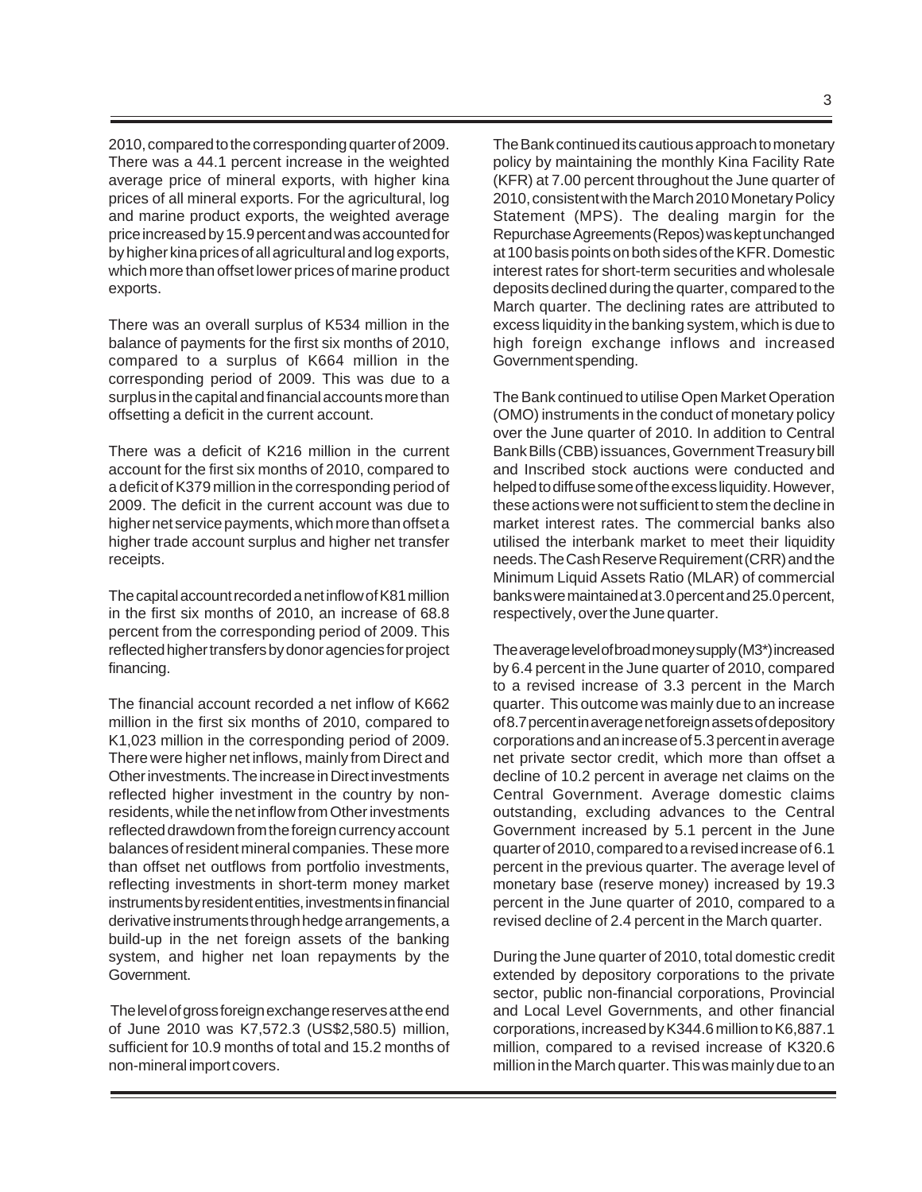2010, compared to the corresponding quarter of 2009. There was a 44.1 percent increase in the weighted average price of mineral exports, with higher kina prices of all mineral exports. For the agricultural, log and marine product exports, the weighted average price increased by 15.9 percent and was accounted for by higher kina prices of all agricultural and log exports, which more than offset lower prices of marine product exports.

There was an overall surplus of K534 million in the balance of payments for the first six months of 2010, compared to a surplus of K664 million in the corresponding period of 2009. This was due to a surplus in the capital and financial accounts more than offsetting a deficit in the current account.

There was a deficit of K216 million in the current account for the first six months of 2010, compared to a deficit of K379 million in the corresponding period of 2009. The deficit in the current account was due to higher net service payments, which more than offset a higher trade account surplus and higher net transfer receipts.

The capital account recorded a net inflow of K81 million in the first six months of 2010, an increase of 68.8 percent from the corresponding period of 2009. This reflected higher transfers by donor agencies for project financing.

The financial account recorded a net inflow of K662 million in the first six months of 2010, compared to K1,023 million in the corresponding period of 2009. There were higher net inflows, mainly from Direct and Other investments. The increase in Direct investments reflected higher investment in the country by non-residents, while the net inflow from Other investments reflected drawdown from the foreign currency account balances of resident mineral companies. These more than offset net outflows from portfolio investments, reflecting investments in short-term money market instruments by resident entities, investments in financial derivative instruments through hedge arrangements, a build-up in the net foreign assets of the banking system, and higher net loan repayments by the Government.

The level of gross foreign exchange reserves at the end of June 2010 was K7,572.3 (US$2,580.5) million, sufficient for 10.9 months of total and 15.2 months of non-mineral import covers.

The Bank continued its cautious approach to monetary policy by maintaining the monthly Kina Facility Rate (KFR) at 7.00 percent throughout the June quarter of 2010, consistent with the March 2010 Monetary Policy Statement (MPS). The dealing margin for the Repurchase Agreements (Repos) was kept unchanged at 100 basis points on both sides of the KFR. Domestic interest rates for short-term securities and wholesale deposits declined during the quarter, compared to the March quarter. The declining rates are attributed to excess liquidity in the banking system, which is due to high foreign exchange inflows and increased Government spending.

The Bank continued to utilise Open Market Operation (OMO) instruments in the conduct of monetary policy over the June quarter of 2010. In addition to Central Bank Bills (CBB) issuances, Government Treasury bill and Inscribed stock auctions were conducted and helped to diffuse some of the excess liquidity. However, these actions were not sufficient to stem the decline in market interest rates. The commercial banks also utilised the interbank market to meet their liquidity needs. The Cash Reserve Requirement (CRR) and the Minimum Liquid Assets Ratio (MLAR) of commercial banks were maintained at 3.0 percent and 25.0 percent, respectively, over the June quarter.

The average level of broad money supply (M3*) increased by 6.4 percent in the June quarter of 2010, compared to a revised increase of 3.3 percent in the March quarter. This outcome was mainly due to an increase of 8.7 percent in average net foreign assets of depository corporations and an increase of 5.3 percent in average net private sector credit, which more than offset a decline of 10.2 percent in average net claims on the Central Government. Average domestic claims outstanding, excluding advances to the Central Government increased by 5.1 percent in the June quarter of 2010, compared to a revised increase of 6.1 percent in the previous quarter. The average level of monetary base (reserve money) increased by 19.3 percent in the June quarter of 2010, compared to a revised decline of 2.4 percent in the March quarter.

During the June quarter of 2010, total domestic credit extended by depository corporations to the private sector, public non-financial corporations, Provincial and Local Level Governments, and other financial corporations, increased by K344.6 million to K6,887.1 million, compared to a revised increase of K320.6 million in the March quarter. This was mainly due to an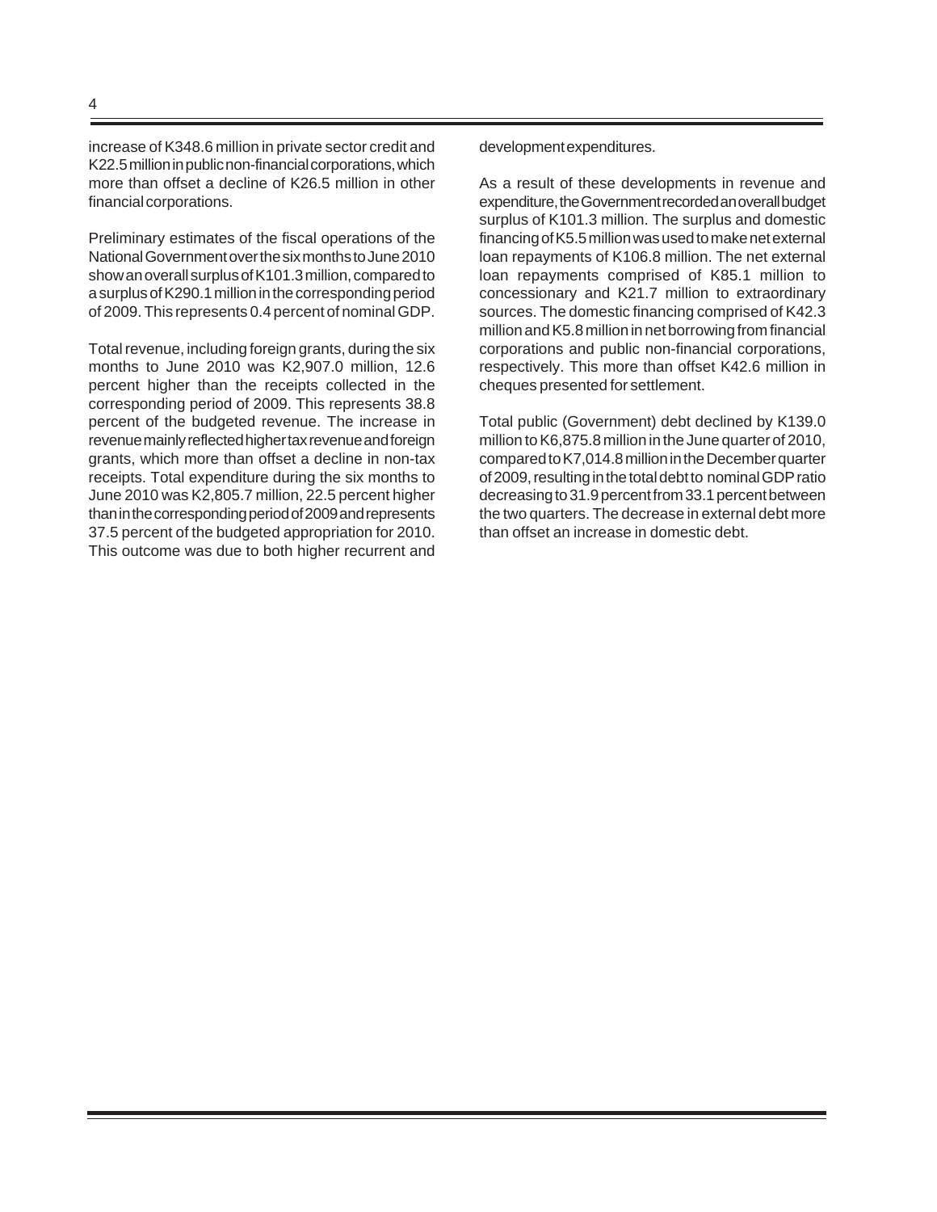increase of K348.6 million in private sector credit and K22.5 million in public non-financial corporations, which more than offset a decline of K26.5 million in other financial corporations.

Preliminary estimates of the fiscal operations of the National Government over the six months to June 2010 show an overall surplus of K101.3 million, compared to a surplus of K290.1 million in the corresponding period of 2009. This represents 0.4 percent of nominal GDP.

Total revenue, including foreign grants, during the six months to June 2010 was K2,907.0 million, 12.6 percent higher than the receipts collected in the corresponding period of 2009. This represents 38.8 percent of the budgeted revenue. The increase in revenue mainly reflected higher tax revenue and foreign grants, which more than offset a decline in non-tax receipts. Total expenditure during the six months to June 2010 was K2,805.7 million, 22.5 percent higher than in the corresponding period of 2009 and represents 37.5 percent of the budgeted appropriation for 2010. This outcome was due to both higher recurrent and development expenditures.

As a result of these developments in revenue and expenditure, the Government recorded an overall budget surplus of K101.3 million. The surplus and domestic financing of K5.5 million was used to make net external loan repayments of K106.8 million. The net external loan repayments comprised of K85.1 million to concessionary and K21.7 million to extraordinary sources. The domestic financing comprised of K42.3 million and K5.8 million in net borrowing from financial corporations and public non-financial corporations, respectively. This more than offset K42.6 million in cheques presented for settlement.

Total public (Government) debt declined by K139.0 million to K6,875.8 million in the June quarter of 2010, compared to K7,014.8 million in the December quarter of 2009, resulting in the total debt to nominal GDP ratio decreasing to 31.9 percent from 33.1 percent between the two quarters. The decrease in external debt more than offset an increase in domestic debt.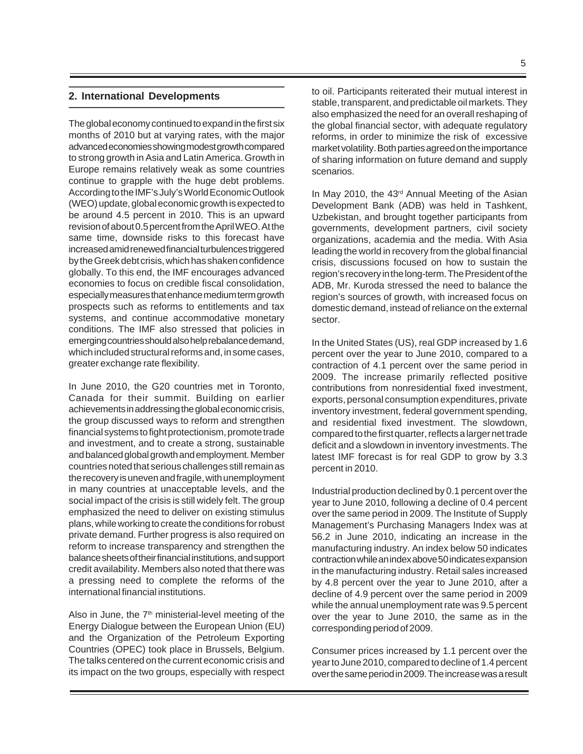## 2. International Developments

The global economy continued to expand in the first six months of 2010 but at varying rates, with the major advanced economies showing modest growth compared to strong growth in Asia and Latin America. Growth in Europe remains relatively weak as some countries continue to grapple with the huge debt problems. According to the IMF's July's World Economic Outlook (WEO) update, global economic growth is expected to be around 4.5 percent in 2010. This is an upward revision of about 0.5 percent from the April WEO. At the same time, downside risks to this forecast have increased amid renewed financial turbulences triggered by the Greek debt crisis, which has shaken confidence globally. To this end, the IMF encourages advanced economies to focus on credible fiscal consolidation, especially measures that enhance medium term growth prospects such as reforms to entitlements and tax systems, and continue accommodative monetary conditions. The IMF also stressed that policies in emerging countries should also help rebalance demand, which included structural reforms and, in some cases, greater exchange rate flexibility.

In June 2010, the G20 countries met in Toronto, Canada for their summit. Building on earlier achievements in addressing the global economic crisis, the group discussed ways to reform and strengthen financial systems to fight protectionism, promote trade and investment, and to create a strong, sustainable and balanced global growth and employment. Member countries noted that serious challenges still remain as the recovery is uneven and fragile, with unemployment in many countries at unacceptable levels, and the social impact of the crisis is still widely felt. The group emphasized the need to deliver on existing stimulus plans, while working to create the conditions for robust private demand. Further progress is also required on reform to increase transparency and strengthen the balance sheets of their financial institutions, and support credit availability. Members also noted that there was a pressing need to complete the reforms of the international financial institutions.

Also in June, the 7th ministerial-level meeting of the Energy Dialogue between the European Union (EU) and the Organization of the Petroleum Exporting Countries (OPEC) took place in Brussels, Belgium. The talks centered on the current economic crisis and its impact on the two groups, especially with respect to oil. Participants reiterated their mutual interest in stable, transparent, and predictable oil markets. They also emphasized the need for an overall reshaping of the global financial sector, with adequate regulatory reforms, in order to minimize the risk of excessive market volatility. Both parties agreed on the importance of sharing information on future demand and supply scenarios.

In May 2010, the 43rd Annual Meeting of the Asian Development Bank (ADB) was held in Tashkent, Uzbekistan, and brought together participants from governments, development partners, civil society organizations, academia and the media. With Asia leading the world in recovery from the global financial crisis, discussions focused on how to sustain the region's recovery in the long-term. The President of the ADB, Mr. Kuroda stressed the need to balance the region's sources of growth, with increased focus on domestic demand, instead of reliance on the external sector.

In the United States (US), real GDP increased by 1.6 percent over the year to June 2010, compared to a contraction of 4.1 percent over the same period in 2009. The increase primarily reflected positive contributions from nonresidential fixed investment, exports, personal consumption expenditures, private inventory investment, federal government spending, and residential fixed investment. The slowdown, compared to the first quarter, reflects a larger net trade deficit and a slowdown in inventory investments. The latest IMF forecast is for real GDP to grow by 3.3 percent in 2010.

Industrial production declined by 0.1 percent over the year to June 2010, following a decline of 0.4 percent over the same period in 2009. The Institute of Supply Management's Purchasing Managers Index was at 56.2 in June 2010, indicating an increase in the manufacturing industry. An index below 50 indicates contraction while an index above 50 indicates expansion in the manufacturing industry. Retail sales increased by 4.8 percent over the year to June 2010, after a decline of 4.9 percent over the same period in 2009 while the annual unemployment rate was 9.5 percent over the year to June 2010, the same as in the corresponding period of 2009.

Consumer prices increased by 1.1 percent over the year to June 2010, compared to decline of 1.4 percent over the same period in 2009. The increase was a result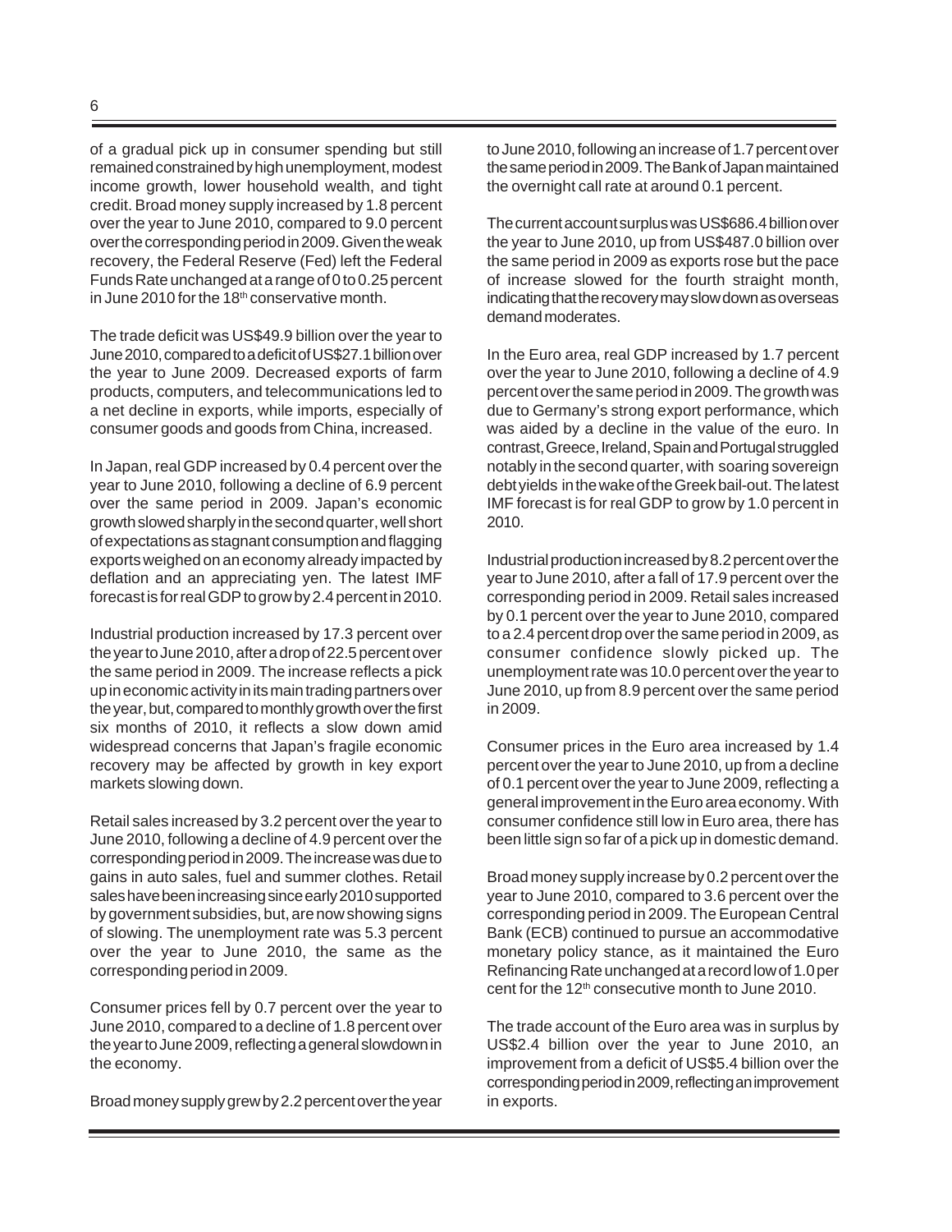of a gradual pick up in consumer spending but still remained constrained by high unemployment, modest income growth, lower household wealth, and tight credit. Broad money supply increased by 1.8 percent over the year to June 2010, compared to 9.0 percent over the corresponding period in 2009. Given the weak recovery, the Federal Reserve (Fed) left the Federal Funds Rate unchanged at a range of 0 to 0.25 percent in June 2010 for the 18th conservative month.

The trade deficit was US$49.9 billion over the year to June 2010, compared to a deficit of US$27.1 billion over the year to June 2009. Decreased exports of farm products, computers, and telecommunications led to a net decline in exports, while imports, especially of consumer goods and goods from China, increased.

In Japan, real GDP increased by 0.4 percent over the year to June 2010, following a decline of 6.9 percent over the same period in 2009. Japan's economic growth slowed sharply in the second quarter, well short of expectations as stagnant consumption and flagging exports weighed on an economy already impacted by deflation and an appreciating yen. The latest IMF forecast is for real GDP to grow by 2.4 percent in 2010.

Industrial production increased by 17.3 percent over the year to June 2010, after a drop of 22.5 percent over the same period in 2009. The increase reflects a pick up in economic activity in its main trading partners over the year, but, compared to monthly growth over the first six months of 2010, it reflects a slow down amid widespread concerns that Japan's fragile economic recovery may be affected by growth in key export markets slowing down.

Retail sales increased by 3.2 percent over the year to June 2010, following a decline of 4.9 percent over the corresponding period in 2009. The increase was due to gains in auto sales, fuel and summer clothes. Retail sales have been increasing since early 2010 supported by government subsidies, but, are now showing signs of slowing. The unemployment rate was 5.3 percent over the year to June 2010, the same as the corresponding period in 2009.

Consumer prices fell by 0.7 percent over the year to June 2010, compared to a decline of 1.8 percent over the year to June 2009, reflecting a general slowdown in the economy.

Broad money supply grew by 2.2 percent over the year to June 2010, following an increase of 1.7 percent over the same period in 2009. The Bank of Japan maintained the overnight call rate at around 0.1 percent.

The current account surplus was US$686.4 billion over the year to June 2010, up from US$487.0 billion over the same period in 2009 as exports rose but the pace of increase slowed for the fourth straight month, indicating that the recovery may slow down as overseas demand moderates.

In the Euro area, real GDP increased by 1.7 percent over the year to June 2010, following a decline of 4.9 percent over the same period in 2009. The growth was due to Germany's strong export performance, which was aided by a decline in the value of the euro. In contrast, Greece, Ireland, Spain and Portugal struggled notably in the second quarter, with soaring sovereign debt yields in the wake of the Greek bail-out. The latest IMF forecast is for real GDP to grow by 1.0 percent in 2010.

Industrial production increased by 8.2 percent over the year to June 2010, after a fall of 17.9 percent over the corresponding period in 2009. Retail sales increased by 0.1 percent over the year to June 2010, compared to a 2.4 percent drop over the same period in 2009, as consumer confidence slowly picked up. The unemployment rate was 10.0 percent over the year to June 2010, up from 8.9 percent over the same period in 2009.

Consumer prices in the Euro area increased by 1.4 percent over the year to June 2010, up from a decline of 0.1 percent over the year to June 2009, reflecting a general improvement in the Euro area economy. With consumer confidence still low in Euro area, there has been little sign so far of a pick up in domestic demand.

Broad money supply increase by 0.2 percent over the year to June 2010, compared to 3.6 percent over the corresponding period in 2009. The European Central Bank (ECB) continued to pursue an accommodative monetary policy stance, as it maintained the Euro Refinancing Rate unchanged at a record low of 1.0 per cent for the 12th consecutive month to June 2010.

The trade account of the Euro area was in surplus by US$2.4 billion over the year to June 2010, an improvement from a deficit of US$5.4 billion over the corresponding period in 2009, reflecting an improvement in exports.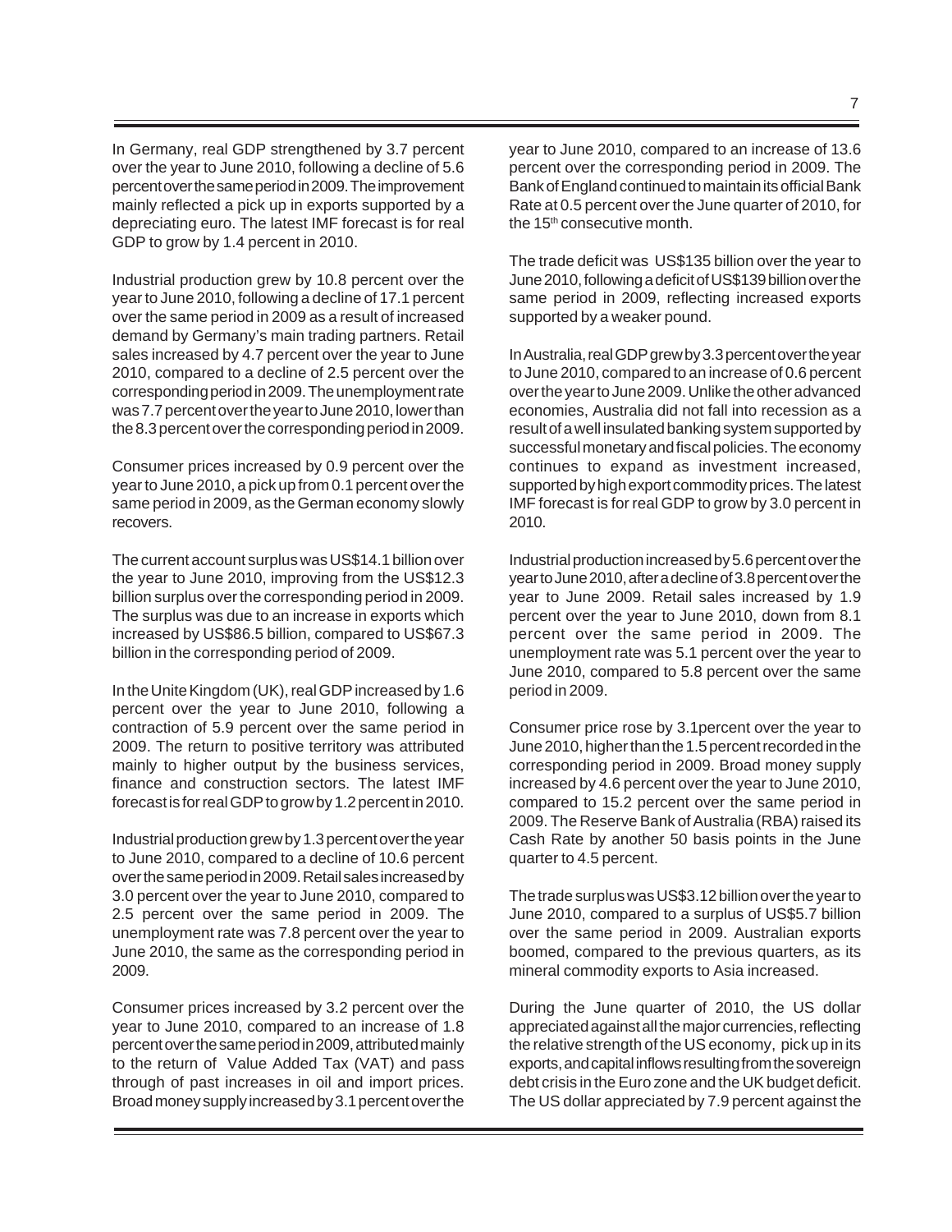In Germany, real GDP strengthened by 3.7 percent over the year to June 2010, following a decline of 5.6 percent over the same period in 2009. The improvement mainly reflected a pick up in exports supported by a depreciating euro. The latest IMF forecast is for real GDP to grow by 1.4 percent in 2010.

Industrial production grew by 10.8 percent over the year to June 2010, following a decline of 17.1 percent over the same period in 2009 as a result of increased demand by Germany's main trading partners. Retail sales increased by 4.7 percent over the year to June 2010, compared to a decline of 2.5 percent over the corresponding period in 2009. The unemployment rate was 7.7 percent over the year to June 2010, lower than the 8.3 percent over the corresponding period in 2009.

Consumer prices increased by 0.9 percent over the year to June 2010, a pick up from 0.1 percent over the same period in 2009, as the German economy slowly recovers.

The current account surplus was US$14.1 billion over the year to June 2010, improving from the US$12.3 billion surplus over the corresponding period in 2009. The surplus was due to an increase in exports which increased by US$86.5 billion, compared to US$67.3 billion in the corresponding period of 2009.

In the Unite Kingdom (UK), real GDP increased by 1.6 percent over the year to June 2010, following a contraction of 5.9 percent over the same period in 2009. The return to positive territory was attributed mainly to higher output by the business services, finance and construction sectors. The latest IMF forecast is for real GDP to grow by 1.2 percent in 2010.

Industrial production grew by 1.3 percent over the year to June 2010, compared to a decline of 10.6 percent over the same period in 2009. Retail sales increased by 3.0 percent over the year to June 2010, compared to 2.5 percent over the same period in 2009. The unemployment rate was 7.8 percent over the year to June 2010, the same as the corresponding period in 2009.

Consumer prices increased by 3.2 percent over the year to June 2010, compared to an increase of 1.8 percent over the same period in 2009, attributed mainly to the return of Value Added Tax (VAT) and pass through of past increases in oil and import prices. Broad money supply increased by 3.1 percent over the year to June 2010, compared to an increase of 13.6 percent over the corresponding period in 2009. The Bank of England continued to maintain its official Bank Rate at 0.5 percent over the June quarter of 2010, for the 15th consecutive month.

The trade deficit was US$135 billion over the year to June 2010, following a deficit of US$139 billion over the same period in 2009, reflecting increased exports supported by a weaker pound.

In Australia, real GDP grew by 3.3 percent over the year to June 2010, compared to an increase of 0.6 percent over the year to June 2009. Unlike the other advanced economies, Australia did not fall into recession as a result of a well insulated banking system supported by successful monetary and fiscal policies. The economy continues to expand as investment increased, supported by high export commodity prices. The latest IMF forecast is for real GDP to grow by 3.0 percent in 2010.

Industrial production increased by 5.6 percent over the year to June 2010, after a decline of 3.8 percent over the year to June 2009. Retail sales increased by 1.9 percent over the year to June 2010, down from 8.1 percent over the same period in 2009. The unemployment rate was 5.1 percent over the year to June 2010, compared to 5.8 percent over the same period in 2009.

Consumer price rose by 3.1percent over the year to June 2010, higher than the 1.5 percent recorded in the corresponding period in 2009. Broad money supply increased by 4.6 percent over the year to June 2010, compared to 15.2 percent over the same period in 2009. The Reserve Bank of Australia (RBA) raised its Cash Rate by another 50 basis points in the June quarter to 4.5 percent.

The trade surplus was US$3.12 billion over the year to June 2010, compared to a surplus of US$5.7 billion over the same period in 2009. Australian exports boomed, compared to the previous quarters, as its mineral commodity exports to Asia increased.

During the June quarter of 2010, the US dollar appreciated against all the major currencies, reflecting the relative strength of the US economy, pick up in its exports, and capital inflows resulting from the sovereign debt crisis in the Euro zone and the UK budget deficit. The US dollar appreciated by 7.9 percent against the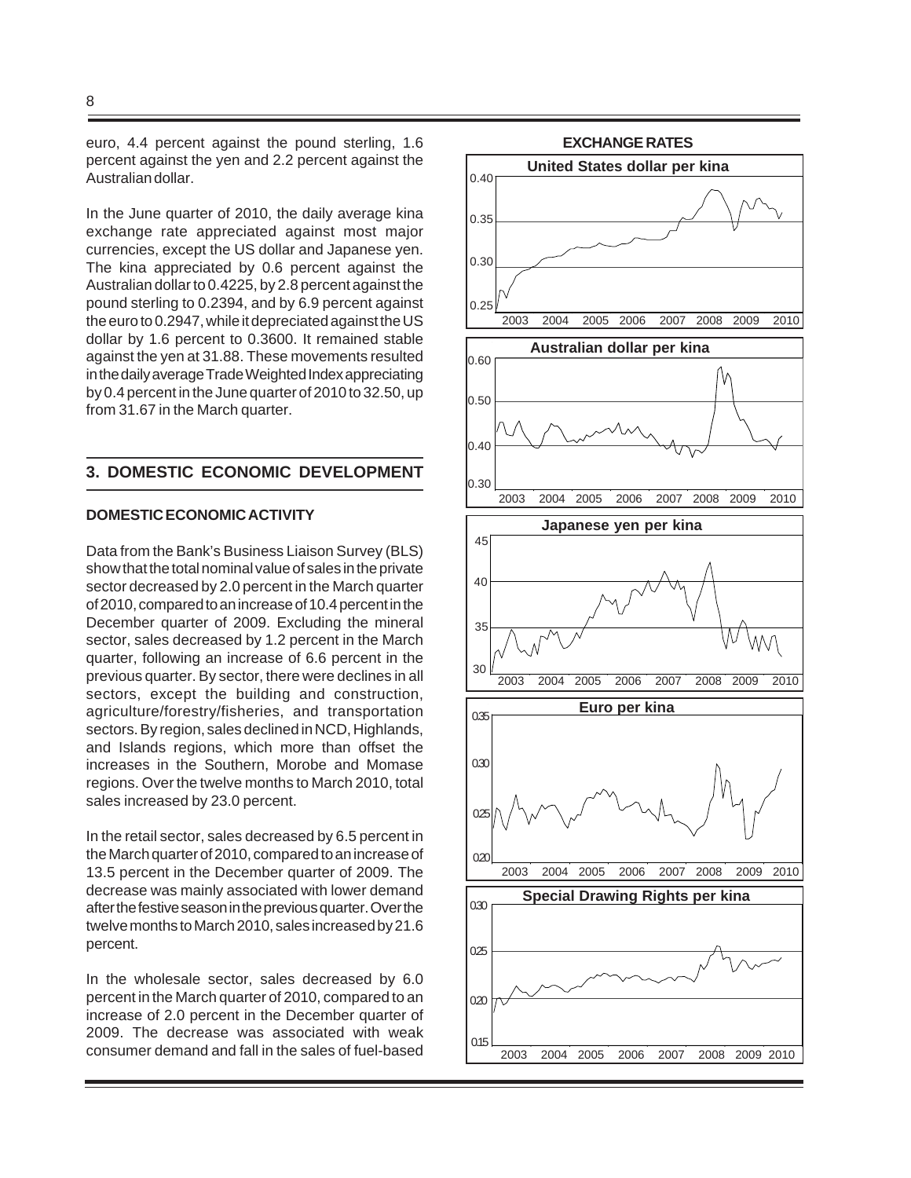euro, 4.4 percent against the pound sterling, 1.6 percent against the yen and 2.2 percent against the Australian dollar.

In the June quarter of 2010, the daily average kina exchange rate appreciated against most major currencies, except the US dollar and Japanese yen. The kina appreciated by 0.6 percent against the Australian dollar to 0.4225, by 2.8 percent against the pound sterling to 0.2394, and by 6.9 percent against the euro to 0.2947, while it depreciated against the US dollar by 1.6 percent to 0.3600. It remained stable against the yen at 31.88. These movements resulted in the daily average Trade Weighted Index appreciating by 0.4 percent in the June quarter of 2010 to 32.50, up from 31.67 in the March quarter.

## 3. DOMESTIC ECONOMIC DEVELOPMENT

### DOMESTIC ECONOMIC ACTIVITY

Data from the Bank's Business Liaison Survey (BLS) show that the total nominal value of sales in the private sector decreased by 2.0 percent in the March quarter of 2010, compared to an increase of 10.4 percent in the December quarter of 2009. Excluding the mineral sector, sales decreased by 1.2 percent in the March quarter, following an increase of 6.6 percent in the previous quarter. By sector, there were declines in all sectors, except the building and construction, agriculture/forestry/fisheries, and transportation sectors. By region, sales declined in NCD, Highlands, and Islands regions, which more than offset the increases in the Southern, Morobe and Momase regions. Over the twelve months to March 2010, total sales increased by 23.0 percent.

In the retail sector, sales decreased by 6.5 percent in the March quarter of 2010, compared to an increase of 13.5 percent in the December quarter of 2009. The decrease was mainly associated with lower demand after the festive season in the previous quarter. Over the twelve months to March 2010, sales increased by 21.6 percent.

In the wholesale sector, sales decreased by 6.0 percent in the March quarter of 2010, compared to an increase of 2.0 percent in the December quarter of 2009. The decrease was associated with weak consumer demand and fall in the sales of fuel-based

**EXCHANGE RATES**

United States dollar per kina

Australian dollar per kina

Japanese yen per kina

Euro per kina

Special Drawing Rights per kina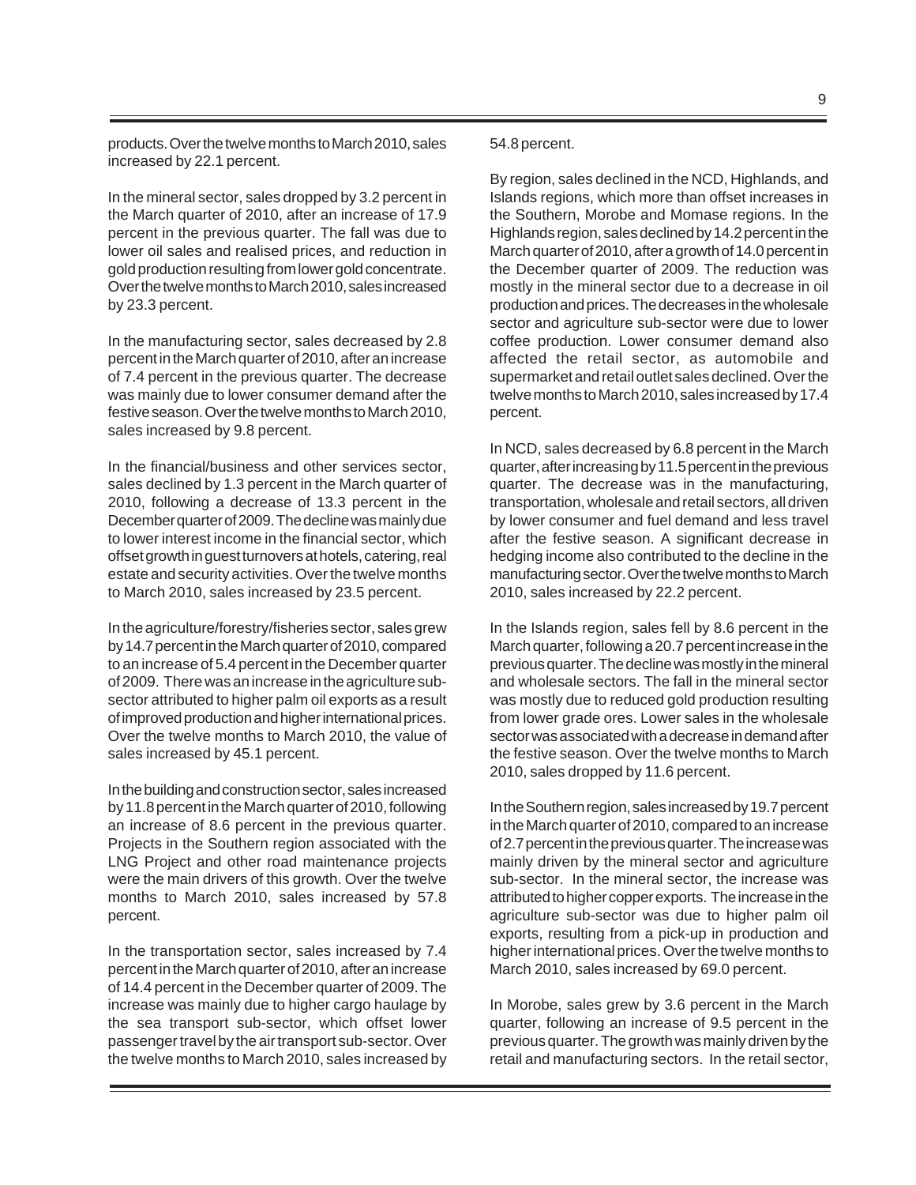products. Over the twelve months to March 2010, sales increased by 22.1 percent.

In the mineral sector, sales dropped by 3.2 percent in the March quarter of 2010, after an increase of 17.9 percent in the previous quarter. The fall was due to lower oil sales and realised prices, and reduction in gold production resulting from lower gold concentrate. Over the twelve months to March 2010, sales increased by 23.3 percent.

In the manufacturing sector, sales decreased by 2.8 percent in the March quarter of 2010, after an increase of 7.4 percent in the previous quarter. The decrease was mainly due to lower consumer demand after the festive season. Over the twelve months to March 2010, sales increased by 9.8 percent.

In the financial/business and other services sector, sales declined by 1.3 percent in the March quarter of 2010, following a decrease of 13.3 percent in the December quarter of 2009. The decline was mainly due to lower interest income in the financial sector, which offset growth in guest turnovers at hotels, catering, real estate and security activities. Over the twelve months to March 2010, sales increased by 23.5 percent.

In the agriculture/forestry/fisheries sector, sales grew by 14.7 percent in the March quarter of 2010, compared to an increase of 5.4 percent in the December quarter of 2009. There was an increase in the agriculture sub-sector attributed to higher palm oil exports as a result of improved production and higher international prices. Over the twelve months to March 2010, the value of sales increased by 45.1 percent.

In the building and construction sector, sales increased by 11.8 percent in the March quarter of 2010, following an increase of 8.6 percent in the previous quarter. Projects in the Southern region associated with the LNG Project and other road maintenance projects were the main drivers of this growth. Over the twelve months to March 2010, sales increased by 57.8 percent.

In the transportation sector, sales increased by 7.4 percent in the March quarter of 2010, after an increase of 14.4 percent in the December quarter of 2009. The increase was mainly due to higher cargo haulage by the sea transport sub-sector, which offset lower passenger travel by the air transport sub-sector. Over the twelve months to March 2010, sales increased by 54.8 percent.

By region, sales declined in the NCD, Highlands, and Islands regions, which more than offset increases in the Southern, Morobe and Momase regions. In the Highlands region, sales declined by 14.2 percent in the March quarter of 2010, after a growth of 14.0 percent in the December quarter of 2009. The reduction was mostly in the mineral sector due to a decrease in oil production and prices. The decreases in the wholesale sector and agriculture sub-sector were due to lower coffee production. Lower consumer demand also affected the retail sector, as automobile and supermarket and retail outlet sales declined. Over the twelve months to March 2010, sales increased by 17.4 percent.

In NCD, sales decreased by 6.8 percent in the March quarter, after increasing by 11.5 percent in the previous quarter. The decrease was in the manufacturing, transportation, wholesale and retail sectors, all driven by lower consumer and fuel demand and less travel after the festive season. A significant decrease in hedging income also contributed to the decline in the manufacturing sector. Over the twelve months to March 2010, sales increased by 22.2 percent.

In the Islands region, sales fell by 8.6 percent in the March quarter, following a 20.7 percent increase in the previous quarter. The decline was mostly in the mineral and wholesale sectors. The fall in the mineral sector was mostly due to reduced gold production resulting from lower grade ores. Lower sales in the wholesale sector was associated with a decrease in demand after the festive season. Over the twelve months to March 2010, sales dropped by 11.6 percent.

In the Southern region, sales increased by 19.7 percent in the March quarter of 2010, compared to an increase of 2.7 percent in the previous quarter. The increase was mainly driven by the mineral sector and agriculture sub-sector. In the mineral sector, the increase was attributed to higher copper exports. The increase in the agriculture sub-sector was due to higher palm oil exports, resulting from a pick-up in production and higher international prices. Over the twelve months to March 2010, sales increased by 69.0 percent.

In Morobe, sales grew by 3.6 percent in the March quarter, following an increase of 9.5 percent in the previous quarter. The growth was mainly driven by the retail and manufacturing sectors. In the retail sector,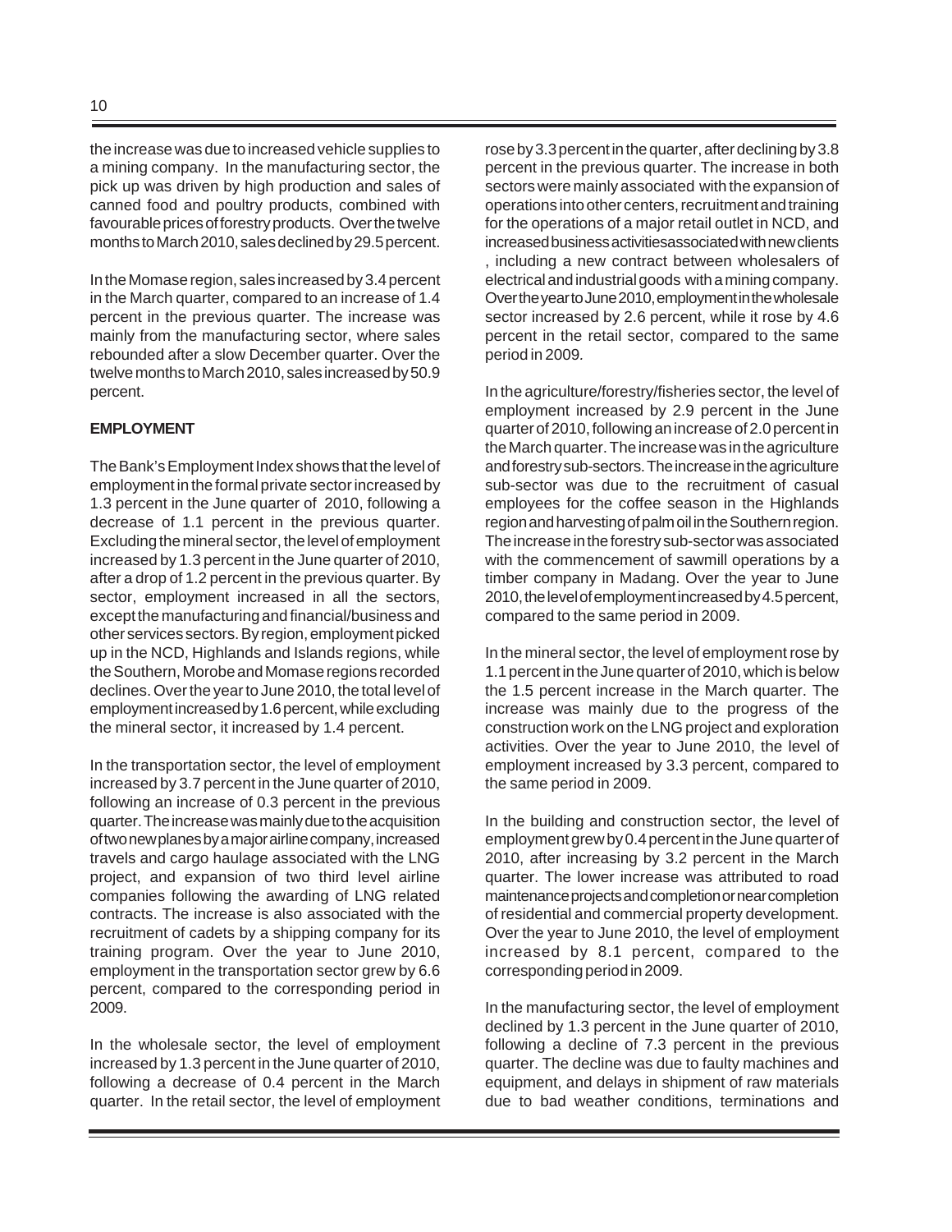the increase was due to increased vehicle supplies to a mining company. In the manufacturing sector, the pick up was driven by high production and sales of canned food and poultry products, combined with favourable prices of forestry products. Over the twelve months to March 2010, sales declined by 29.5 percent.

In the Momase region, sales increased by 3.4 percent in the March quarter, compared to an increase of 1.4 percent in the previous quarter. The increase was mainly from the manufacturing sector, where sales rebounded after a slow December quarter. Over the twelve months to March 2010, sales increased by 50.9 percent.

**EMPLOYMENT**

The Bank's Employment Index shows that the level of employment in the formal private sector increased by 1.3 percent in the June quarter of 2010, following a decrease of 1.1 percent in the previous quarter. Excluding the mineral sector, the level of employment increased by 1.3 percent in the June quarter of 2010, after a drop of 1.2 percent in the previous quarter. By sector, employment increased in all the sectors, except the manufacturing and financial/business and other services sectors. By region, employment picked up in the NCD, Highlands and Islands regions, while the Southern, Morobe and Momase regions recorded declines. Over the year to June 2010, the total level of employment increased by 1.6 percent, while excluding the mineral sector, it increased by 1.4 percent.

In the transportation sector, the level of employment increased by 3.7 percent in the June quarter of 2010, following an increase of 0.3 percent in the previous quarter. The increase was mainly due to the acquisition of two new planes by a major airline company, increased travels and cargo haulage associated with the LNG project, and expansion of two third level airline companies following the awarding of LNG related contracts. The increase is also associated with the recruitment of cadets by a shipping company for its training program. Over the year to June 2010, employment in the transportation sector grew by 6.6 percent, compared to the corresponding period in 2009.

In the wholesale sector, the level of employment increased by 1.3 percent in the June quarter of 2010, following a decrease of 0.4 percent in the March quarter. In the retail sector, the level of employment rose by 3.3 percent in the quarter, after declining by 3.8 percent in the previous quarter. The increase in both sectors were mainly associated with the expansion of operations into other centers, recruitment and training for the operations of a major retail outlet in NCD, and increased business activities associated with new clients , including a new contract between wholesalers of electrical and industrial goods with a mining company. Over the year to June 2010, employment in the wholesale sector increased by 2.6 percent, while it rose by 4.6 percent in the retail sector, compared to the same period in 2009.

In the agriculture/forestry/fisheries sector, the level of employment increased by 2.9 percent in the June quarter of 2010, following an increase of 2.0 percent in the March quarter. The increase was in the agriculture and forestry sub-sectors. The increase in the agriculture sub-sector was due to the recruitment of casual employees for the coffee season in the Highlands region and harvesting of palm oil in the Southern region. The increase in the forestry sub-sector was associated with the commencement of sawmill operations by a timber company in Madang. Over the year to June 2010, the level of employment increased by 4.5 percent, compared to the same period in 2009.

In the mineral sector, the level of employment rose by 1.1 percent in the June quarter of 2010, which is below the 1.5 percent increase in the March quarter. The increase was mainly due to the progress of the construction work on the LNG project and exploration activities. Over the year to June 2010, the level of employment increased by 3.3 percent, compared to the same period in 2009.

In the building and construction sector, the level of employment grew by 0.4 percent in the June quarter of 2010, after increasing by 3.2 percent in the March quarter. The lower increase was attributed to road maintenance projects and completion or near completion of residential and commercial property development. Over the year to June 2010, the level of employment increased by 8.1 percent, compared to the corresponding period in 2009.

In the manufacturing sector, the level of employment declined by 1.3 percent in the June quarter of 2010, following a decline of 7.3 percent in the previous quarter. The decline was due to faulty machines and equipment, and delays in shipment of raw materials due to bad weather conditions, terminations and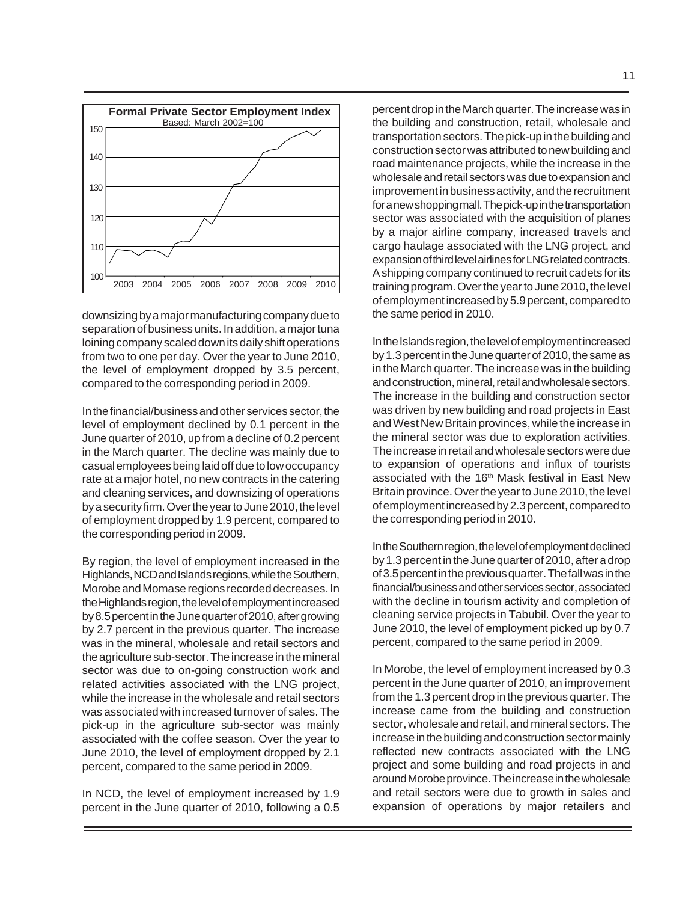**Formal Private Sector Employment Index**

Based: March 2002=100

downsizing by a major manufacturing company due to separation of business units. In addition, a major tuna loining company scaled down its daily shift operations from two to one per day. Over the year to June 2010, the level of employment dropped by 3.5 percent, compared to the corresponding period in 2009.

In the financial/business and other services sector, the level of employment declined by 0.1 percent in the June quarter of 2010, up from a decline of 0.2 percent in the March quarter. The decline was mainly due to casual employees being laid off due to low occupancy rate at a major hotel, no new contracts in the catering and cleaning services, and downsizing of operations by a security firm. Over the year to June 2010, the level of employment dropped by 1.9 percent, compared to the corresponding period in 2009.

By region, the level of employment increased in the Highlands, NCD and Islands regions, while the Southern, Morobe and Momase regions recorded decreases. In the Highlands region, the level of employment increased by 8.5 percent in the June quarter of 2010, after growing by 2.7 percent in the previous quarter. The increase was in the mineral, wholesale and retail sectors and the agriculture sub-sector. The increase in the mineral sector was due to on-going construction work and related activities associated with the LNG project, while the increase in the wholesale and retail sectors was associated with increased turnover of sales. The pick-up in the agriculture sub-sector was mainly associated with the coffee season. Over the year to June 2010, the level of employment dropped by 2.1 percent, compared to the same period in 2009.

In NCD, the level of employment increased by 1.9 percent in the June quarter of 2010, following a 0.5 percent drop in the March quarter. The increase was in the building and construction, retail, wholesale and transportation sectors. The pick-up in the building and construction sector was attributed to new building and road maintenance projects, while the increase in the wholesale and retail sectors was due to expansion and improvement in business activity, and the recruitment for a new shopping mall. The pick-up in the transportation sector was associated with the acquisition of planes by a major airline company, increased travels and cargo haulage associated with the LNG project, and expansion of third level airlines for LNG related contracts. A shipping company continued to recruit cadets for its training program. Over the year to June 2010, the level of employment increased by 5.9 percent, compared to the same period in 2010.

In the Islands region, the level of employment increased by 1.3 percent in the June quarter of 2010, the same as in the March quarter. The increase was in the building and construction, mineral, retail and wholesale sectors. The increase in the building and construction sector was driven by new building and road projects in East and West New Britain provinces, while the increase in the mineral sector was due to exploration activities. The increase in retail and wholesale sectors were due to expansion of operations and influx of tourists associated with the 16th Mask festival in East New Britain province. Over the year to June 2010, the level of employment increased by 2.3 percent, compared to the corresponding period in 2010.

In the Southern region, the level of employment declined by 1.3 percent in the June quarter of 2010, after a drop of 3.5 percent in the previous quarter. The fall was in the financial/business and other services sector, associated with the decline in tourism activity and completion of cleaning service projects in Tabubil. Over the year to June 2010, the level of employment picked up by 0.7 percent, compared to the same period in 2009.

In Morobe, the level of employment increased by 0.3 percent in the June quarter of 2010, an improvement from the 1.3 percent drop in the previous quarter. The increase came from the building and construction sector, wholesale and retail, and mineral sectors. The increase in the building and construction sector mainly reflected new contracts associated with the LNG project and some building and road projects in and around Morobe province. The increase in the wholesale and retail sectors were due to growth in sales and expansion of operations by major retailers and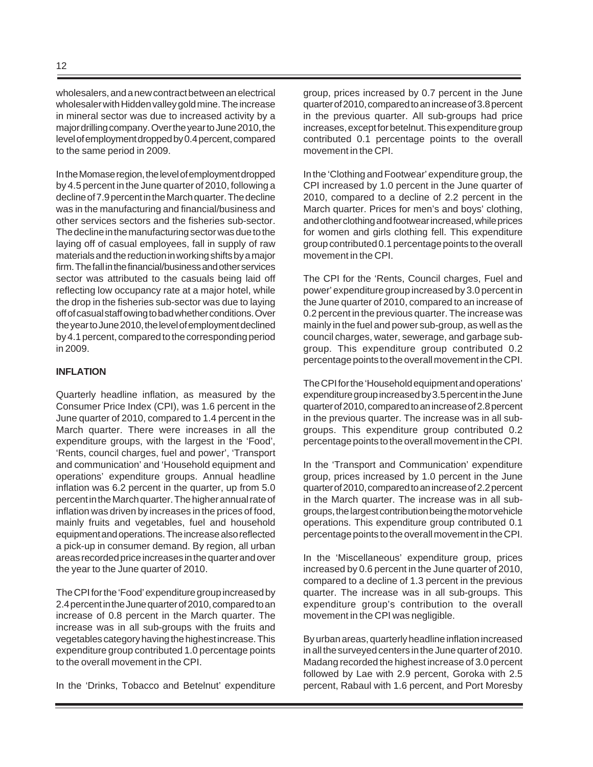wholesalers, and a new contract between an electrical wholesaler with Hidden valley gold mine. The increase in mineral sector was due to increased activity by a major drilling company. Over the year to June 2010, the level of employment dropped by 0.4 percent, compared to the same period in 2009.

In the Momase region, the level of employment dropped by 4.5 percent in the June quarter of 2010, following a decline of 7.9 percent in the March quarter. The decline was in the manufacturing and financial/business and other services sectors and the fisheries sub-sector. The decline in the manufacturing sector was due to the laying off of casual employees, fall in supply of raw materials and the reduction in working shifts by a major firm. The fall in the financial/business and other services sector was attributed to the casuals being laid off reflecting low occupancy rate at a major hotel, while the drop in the fisheries sub-sector was due to laying off of casual staff owing to bad whether conditions. Over the year to June 2010, the level of employment declined by 4.1 percent, compared to the corresponding period in 2009.

**INFLATION**

Quarterly headline inflation, as measured by the Consumer Price Index (CPI), was 1.6 percent in the June quarter of 2010, compared to 1.4 percent in the March quarter. There were increases in all the expenditure groups, with the largest in the 'Food', 'Rents, council charges, fuel and power', 'Transport and communication' and 'Household equipment and operations' expenditure groups. Annual headline inflation was 6.2 percent in the quarter, up from 5.0 percent in the March quarter. The higher annual rate of inflation was driven by increases in the prices of food, mainly fruits and vegetables, fuel and household equipment and operations. The increase also reflected a pick-up in consumer demand. By region, all urban areas recorded price increases in the quarter and over the year to the June quarter of 2010.

The CPI for the 'Food' expenditure group increased by 2.4 percent in the June quarter of 2010, compared to an increase of 0.8 percent in the March quarter. The increase was in all sub-groups with the fruits and vegetables category having the highest increase. This expenditure group contributed 1.0 percentage points to the overall movement in the CPI.

In the 'Drinks, Tobacco and Betelnut' expenditure group, prices increased by 0.7 percent in the June quarter of 2010, compared to an increase of 3.8 percent in the previous quarter. All sub-groups had price increases, except for betelnut. This expenditure group contributed 0.1 percentage points to the overall movement in the CPI.

In the 'Clothing and Footwear' expenditure group, the CPI increased by 1.0 percent in the June quarter of 2010, compared to a decline of 2.2 percent in the March quarter. Prices for men's and boys' clothing, and other clothing and footwear increased, while prices for women and girls clothing fell. This expenditure group contributed 0.1 percentage points to the overall movement in the CPI.

The CPI for the 'Rents, Council charges, Fuel and power' expenditure group increased by 3.0 percent in the June quarter of 2010, compared to an increase of 0.2 percent in the previous quarter. The increase was mainly in the fuel and power sub-group, as well as the council charges, water, sewerage, and garbage sub-group. This expenditure group contributed 0.2 percentage points to the overall movement in the CPI.

The CPI for the 'Household equipment and operations' expenditure group increased by 3.5 percent in the June quarter of 2010, compared to an increase of 2.8 percent in the previous quarter. The increase was in all sub-groups. This expenditure group contributed 0.2 percentage points to the overall movement in the CPI.

In the 'Transport and Communication' expenditure group, prices increased by 1.0 percent in the June quarter of 2010, compared to an increase of 2.2 percent in the March quarter. The increase was in all sub-groups, the largest contribution being the motor vehicle operations. This expenditure group contributed 0.1 percentage points to the overall movement in the CPI.

In the 'Miscellaneous' expenditure group, prices increased by 0.6 percent in the June quarter of 2010, compared to a decline of 1.3 percent in the previous quarter. The increase was in all sub-groups. This expenditure group's contribution to the overall movement in the CPI was negligible.

By urban areas, quarterly headline inflation increased in all the surveyed centers in the June quarter of 2010. Madang recorded the highest increase of 3.0 percent followed by Lae with 2.9 percent, Goroka with 2.5 percent, Rabaul with 1.6 percent, and Port Moresby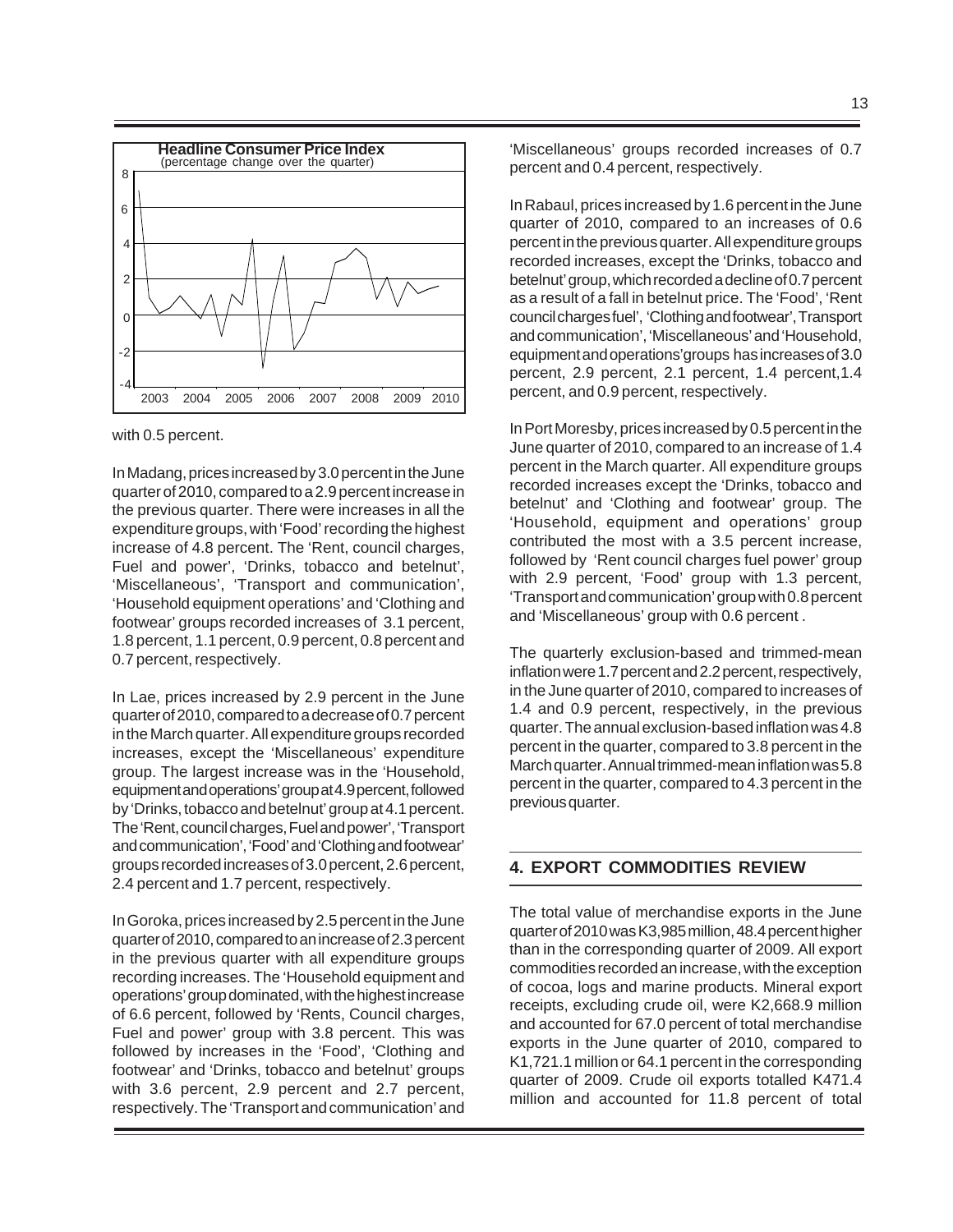**Headline Consumer Price Index**
(percentage change over the quarter)

with 0.5 percent.

In Madang, prices increased by 3.0 percent in the June quarter of 2010, compared to a 2.9 percent increase in the previous quarter. There were increases in all the expenditure groups, with 'Food' recording the highest increase of 4.8 percent. The 'Rent, council charges, Fuel and power', 'Drinks, tobacco and betelnut', 'Miscellaneous', 'Transport and communication', 'Household equipment operations' and 'Clothing and footwear' groups recorded increases of 3.1 percent, 1.8 percent, 1.1 percent, 0.9 percent, 0.8 percent and 0.7 percent, respectively.

In Lae, prices increased by 2.9 percent in the June quarter of 2010, compared to a decrease of 0.7 percent in the March quarter. All expenditure groups recorded increases, except the 'Miscellaneous' expenditure group. The largest increase was in the 'Household, equipment and operations' group at 4.9 percent, followed by 'Drinks, tobacco and betelnut' group at 4.1 percent. The 'Rent, council charges, Fuel and power', 'Transport and communication', 'Food' and 'Clothing and footwear' groups recorded increases of 3.0 percent, 2.6 percent, 2.4 percent and 1.7 percent, respectively.

In Goroka, prices increased by 2.5 percent in the June quarter of 2010, compared to an increase of 2.3 percent in the previous quarter with all expenditure groups recording increases. The 'Household equipment and operations' group dominated, with the highest increase of 6.6 percent, followed by 'Rents, Council charges, Fuel and power' group with 3.8 percent. This was followed by increases in the 'Food', 'Clothing and footwear' and 'Drinks, tobacco and betelnut' groups with 3.6 percent, 2.9 percent and 2.7 percent, respectively. The 'Transport and communication' and 'Miscellaneous' groups recorded increases of 0.7 percent and 0.4 percent, respectively.

In Rabaul, prices increased by 1.6 percent in the June quarter of 2010, compared to an increases of 0.6 percent in the previous quarter. All expenditure groups recorded increases, except the 'Drinks, tobacco and betelnut' group, which recorded a decline of 0.7 percent as a result of a fall in betelnut price. The 'Food', 'Rent council charges fuel', 'Clothing and footwear', Transport and communication', 'Miscellaneous' and 'Household, equipment and operations' groups has increases of 3.0 percent, 2.9 percent, 2.1 percent, 1.4 percent, 1.4 percent, and 0.9 percent, respectively.

In Port Moresby, prices increased by 0.5 percent in the June quarter of 2010, compared to an increase of 1.4 percent in the March quarter. All expenditure groups recorded increases except the 'Drinks, tobacco and betelnut' and 'Clothing and footwear' group. The 'Household, equipment and operations' group contributed the most with a 3.5 percent increase, followed by 'Rent council charges fuel power' group with 2.9 percent, 'Food' group with 1.3 percent, 'Transport and communication' group with 0.8 percent and 'Miscellaneous' group with 0.6 percent .

The quarterly exclusion-based and trimmed-mean inflation were 1.7 percent and 2.2 percent, respectively, in the June quarter of 2010, compared to increases of 1.4 and 0.9 percent, respectively, in the previous quarter. The annual exclusion-based inflation was 4.8 percent in the quarter, compared to 3.8 percent in the March quarter. Annual trimmed-mean inflation was 5.8 percent in the quarter, compared to 4.3 percent in the previous quarter.

## 4. EXPORT COMMODITIES REVIEW

The total value of merchandise exports in the June quarter of 2010 was K3,985 million, 48.4 percent higher than in the corresponding quarter of 2009. All export commodities recorded an increase, with the exception of cocoa, logs and marine products. Mineral export receipts, excluding crude oil, were K2,668.9 million and accounted for 67.0 percent of total merchandise exports in the June quarter of 2010, compared to K1,721.1 million or 64.1 percent in the corresponding quarter of 2009. Crude oil exports totalled K471.4 million and accounted for 11.8 percent of total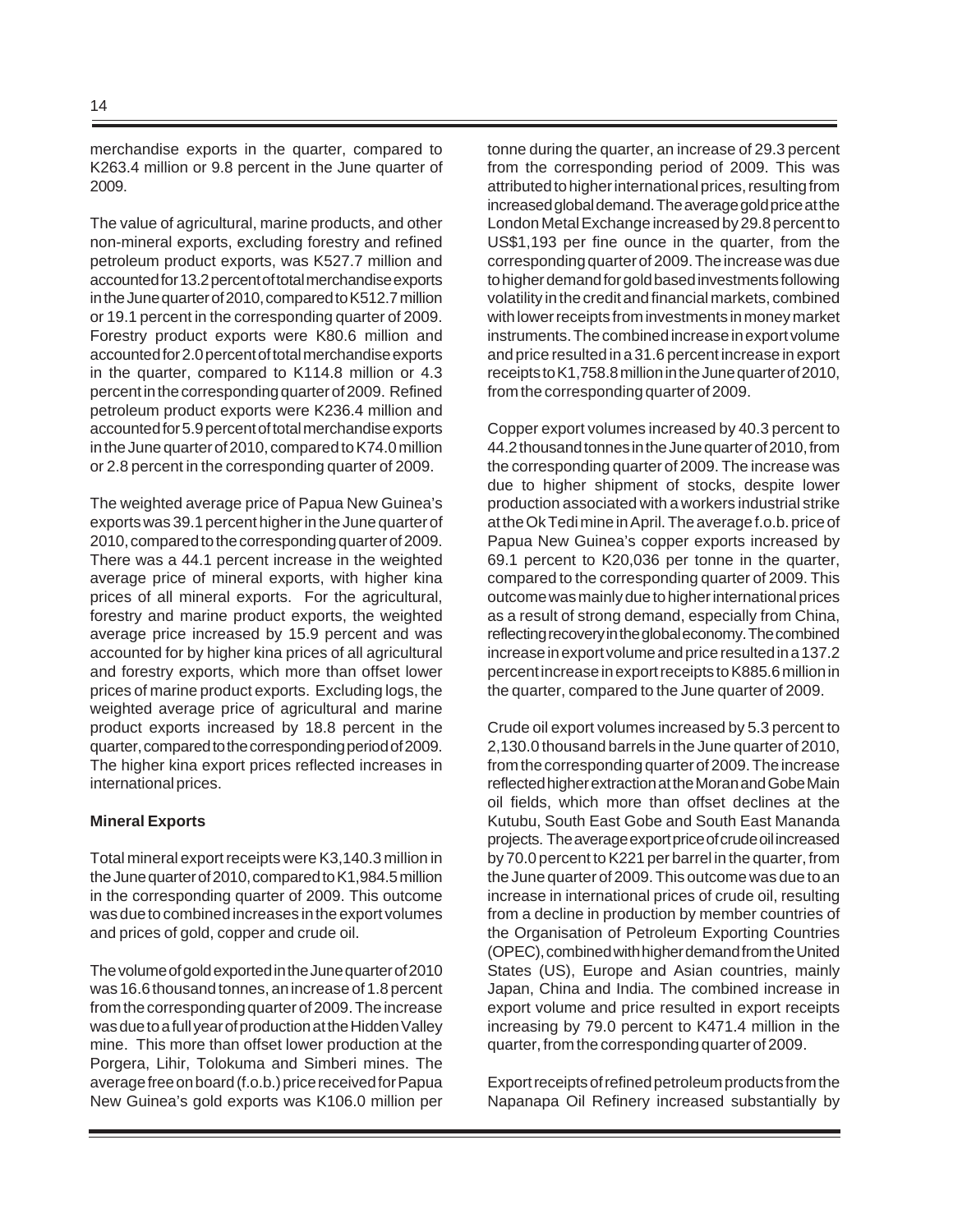merchandise exports in the quarter, compared to K263.4 million or 9.8 percent in the June quarter of 2009.

The value of agricultural, marine products, and other non-mineral exports, excluding forestry and refined petroleum product exports, was K527.7 million and accounted for 13.2 percent of total merchandise exports in the June quarter of 2010, compared to K512.7 million or 19.1 percent in the corresponding quarter of 2009. Forestry product exports were K80.6 million and accounted for 2.0 percent of total merchandise exports in the quarter, compared to K114.8 million or 4.3 percent in the corresponding quarter of 2009. Refined petroleum product exports were K236.4 million and accounted for 5.9 percent of total merchandise exports in the June quarter of 2010, compared to K74.0 million or 2.8 percent in the corresponding quarter of 2009.

The weighted average price of Papua New Guinea's exports was 39.1 percent higher in the June quarter of 2010, compared to the corresponding quarter of 2009. There was a 44.1 percent increase in the weighted average price of mineral exports, with higher kina prices of all mineral exports. For the agricultural, forestry and marine product exports, the weighted average price increased by 15.9 percent and was accounted for by higher kina prices of all agricultural and forestry exports, which more than offset lower prices of marine product exports. Excluding logs, the weighted average price of agricultural and marine product exports increased by 18.8 percent in the quarter, compared to the corresponding period of 2009. The higher kina export prices reflected increases in international prices.

**Mineral Exports**

Total mineral export receipts were K3,140.3 million in the June quarter of 2010, compared to K1,984.5 million in the corresponding quarter of 2009. This outcome was due to combined increases in the export volumes and prices of gold, copper and crude oil.

The volume of gold exported in the June quarter of 2010 was 16.6 thousand tonnes, an increase of 1.8 percent from the corresponding quarter of 2009. The increase was due to a full year of production at the Hidden Valley mine. This more than offset lower production at the Porgera, Lihir, Tolokuma and Simberi mines. The average free on board (f.o.b.) price received for Papua New Guinea's gold exports was K106.0 million per tonne during the quarter, an increase of 29.3 percent from the corresponding period of 2009. This was attributed to higher international prices, resulting from increased global demand. The average gold price at the London Metal Exchange increased by 29.8 percent to US$1,193 per fine ounce in the quarter, from the corresponding quarter of 2009. The increase was due to higher demand for gold based investments following volatility in the credit and financial markets, combined with lower receipts from investments in money market instruments. The combined increase in export volume and price resulted in a 31.6 percent increase in export receipts to K1,758.8 million in the June quarter of 2010, from the corresponding quarter of 2009.

Copper export volumes increased by 40.3 percent to 44.2 thousand tonnes in the June quarter of 2010, from the corresponding quarter of 2009. The increase was due to higher shipment of stocks, despite lower production associated with a workers industrial strike at the Ok Tedi mine in April. The average f.o.b. price of Papua New Guinea's copper exports increased by 69.1 percent to K20,036 per tonne in the quarter, compared to the corresponding quarter of 2009. This outcome was mainly due to higher international prices as a result of strong demand, especially from China, reflecting recovery in the global economy. The combined increase in export volume and price resulted in a 137.2 percent increase in export receipts to K885.6 million in the quarter, compared to the June quarter of 2009.

Crude oil export volumes increased by 5.3 percent to 2,130.0 thousand barrels in the June quarter of 2010, from the corresponding quarter of 2009. The increase reflected higher extraction at the Moran and Gobe Main oil fields, which more than offset declines at the Kutubu, South East Gobe and South East Mananda projects. The average export price of crude oil increased by 70.0 percent to K221 per barrel in the quarter, from the June quarter of 2009. This outcome was due to an increase in international prices of crude oil, resulting from a decline in production by member countries of the Organisation of Petroleum Exporting Countries (OPEC), combined with higher demand from the United States (US), Europe and Asian countries, mainly Japan, China and India. The combined increase in export volume and price resulted in export receipts increasing by 79.0 percent to K471.4 million in the quarter, from the corresponding quarter of 2009.

Export receipts of refined petroleum products from the Napanapa Oil Refinery increased substantially by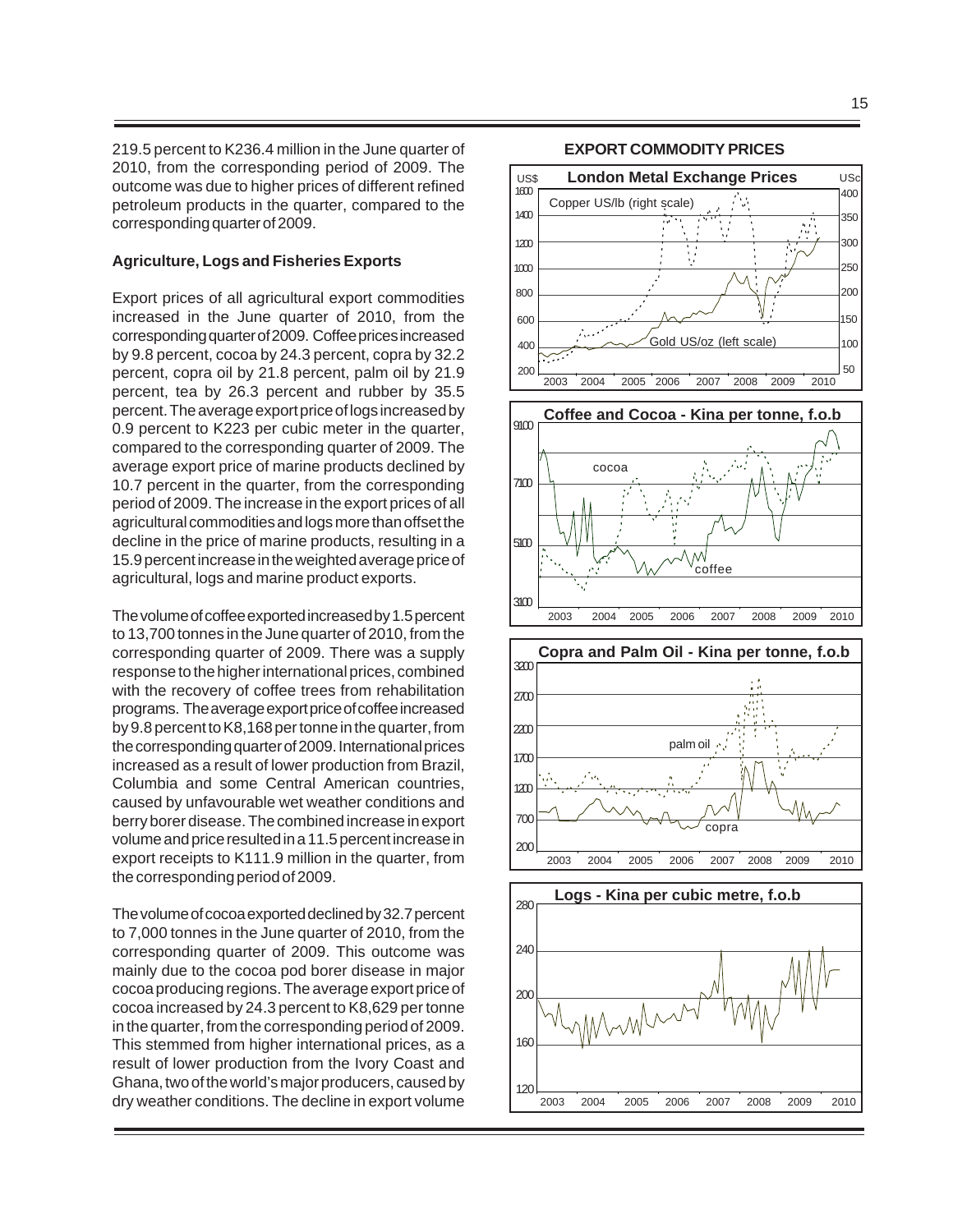219.5 percent to K236.4 million in the June quarter of 2010, from the corresponding period of 2009. The outcome was due to higher prices of different refined petroleum products in the quarter, compared to the corresponding quarter of 2009.

**Agriculture, Logs and Fisheries Exports**

Export prices of all agricultural export commodities increased in the June quarter of 2010, from the corresponding quarter of 2009. Coffee prices increased by 9.8 percent, cocoa by 24.3 percent, copra by 32.2 percent, copra oil by 21.8 percent, palm oil by 21.9 percent, tea by 26.3 percent and rubber by 35.5 percent. The average export price of logs increased by 0.9 percent to K223 per cubic meter in the quarter, compared to the corresponding quarter of 2009. The average export price of marine products declined by 10.7 percent in the quarter, from the corresponding period of 2009. The increase in the export prices of all agricultural commodities and logs more than offset the decline in the price of marine products, resulting in a 15.9 percent increase in the weighted average price of agricultural, logs and marine product exports.

The volume of coffee exported increased by 1.5 percent to 13,700 tonnes in the June quarter of 2010, from the corresponding quarter of 2009. There was a supply response to the higher international prices, combined with the recovery of coffee trees from rehabilitation programs. The average export price of coffee increased by 9.8 percent to K8,168 per tonne in the quarter, from the corresponding quarter of 2009. International prices increased as a result of lower production from Brazil, Columbia and some Central American countries, caused by unfavourable wet weather conditions and berry borer disease. The combined increase in export volume and price resulted in a 11.5 percent increase in export receipts to K111.9 million in the quarter, from the corresponding period of 2009.

The volume of cocoa exported declined by 32.7 percent to 7,000 tonnes in the June quarter of 2010, from the corresponding quarter of 2009. This outcome was mainly due to the cocoa pod borer disease in major cocoa producing regions. The average export price of cocoa increased by 24.3 percent to K8,629 per tonne in the quarter, from the corresponding period of 2009. This stemmed from higher international prices, as a result of lower production from the Ivory Coast and Ghana, two of the world's major producers, caused by dry weather conditions. The decline in export volume

**EXPORT COMMODITY PRICES**

**London Metal Exchange Prices**

**Coffee and Cocoa - Kina per tonne, f.o.b**

**Copra and Palm Oil - Kina per tonne, f.o.b**

**Logs - Kina per cubic metre, f.o.b**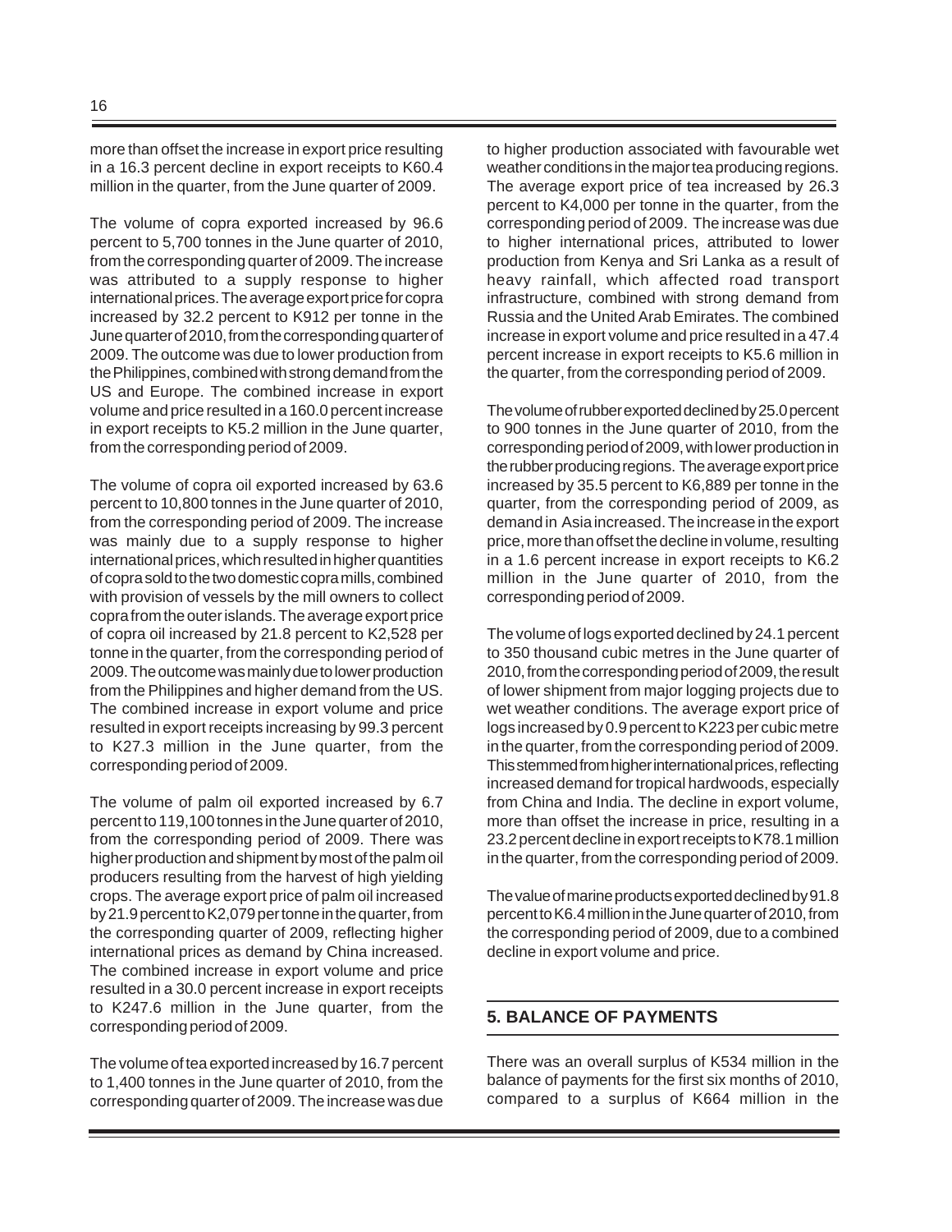more than offset the increase in export price resulting in a 16.3 percent decline in export receipts to K60.4 million in the quarter, from the June quarter of 2009.

The volume of copra exported increased by 96.6 percent to 5,700 tonnes in the June quarter of 2010, from the corresponding quarter of 2009. The increase was attributed to a supply response to higher international prices. The average export price for copra increased by 32.2 percent to K912 per tonne in the June quarter of 2010, from the corresponding quarter of 2009. The outcome was due to lower production from the Philippines, combined with strong demand from the US and Europe. The combined increase in export volume and price resulted in a 160.0 percent increase in export receipts to K5.2 million in the June quarter, from the corresponding period of 2009.

The volume of copra oil exported increased by 63.6 percent to 10,800 tonnes in the June quarter of 2010, from the corresponding period of 2009. The increase was mainly due to a supply response to higher international prices, which resulted in higher quantities of copra sold to the two domestic copra mills, combined with provision of vessels by the mill owners to collect copra from the outer islands. The average export price of copra oil increased by 21.8 percent to K2,528 per tonne in the quarter, from the corresponding period of 2009. The outcome was mainly due to lower production from the Philippines and higher demand from the US. The combined increase in export volume and price resulted in export receipts increasing by 99.3 percent to K27.3 million in the June quarter, from the corresponding period of 2009.

The volume of palm oil exported increased by 6.7 percent to 119,100 tonnes in the June quarter of 2010, from the corresponding period of 2009. There was higher production and shipment by most of the palm oil producers resulting from the harvest of high yielding crops. The average export price of palm oil increased by 21.9 percent to K2,079 per tonne in the quarter, from the corresponding quarter of 2009, reflecting higher international prices as demand by China increased. The combined increase in export volume and price resulted in a 30.0 percent increase in export receipts to K247.6 million in the June quarter, from the corresponding period of 2009.

The volume of tea exported increased by 16.7 percent to 1,400 tonnes in the June quarter of 2010, from the corresponding quarter of 2009. The increase was due to higher production associated with favourable wet weather conditions in the major tea producing regions. The average export price of tea increased by 26.3 percent to K4,000 per tonne in the quarter, from the corresponding period of 2009. The increase was due to higher international prices, attributed to lower production from Kenya and Sri Lanka as a result of heavy rainfall, which affected road transport infrastructure, combined with strong demand from Russia and the United Arab Emirates. The combined increase in export volume and price resulted in a 47.4 percent increase in export receipts to K5.6 million in the quarter, from the corresponding period of 2009.

The volume of rubber exported declined by 25.0 percent to 900 tonnes in the June quarter of 2010, from the corresponding period of 2009, with lower production in the rubber producing regions. The average export price increased by 35.5 percent to K6,889 per tonne in the quarter, from the corresponding period of 2009, as demand in Asia increased. The increase in the export price, more than offset the decline in volume, resulting in a 1.6 percent increase in export receipts to K6.2 million in the June quarter of 2010, from the corresponding period of 2009.

The volume of logs exported declined by 24.1 percent to 350 thousand cubic metres in the June quarter of 2010, from the corresponding period of 2009, the result of lower shipment from major logging projects due to wet weather conditions. The average export price of logs increased by 0.9 percent to K223 per cubic metre in the quarter, from the corresponding period of 2009. This stemmed from higher international prices, reflecting increased demand for tropical hardwoods, especially from China and India. The decline in export volume, more than offset the increase in price, resulting in a 23.2 percent decline in export receipts to K78.1 million in the quarter, from the corresponding period of 2009.

The value of marine products exported declined by 91.8 percent to K6.4 million in the June quarter of 2010, from the corresponding period of 2009, due to a combined decline in export volume and price.

## 5. BALANCE OF PAYMENTS

There was an overall surplus of K534 million in the balance of payments for the first six months of 2010, compared to a surplus of K664 million in the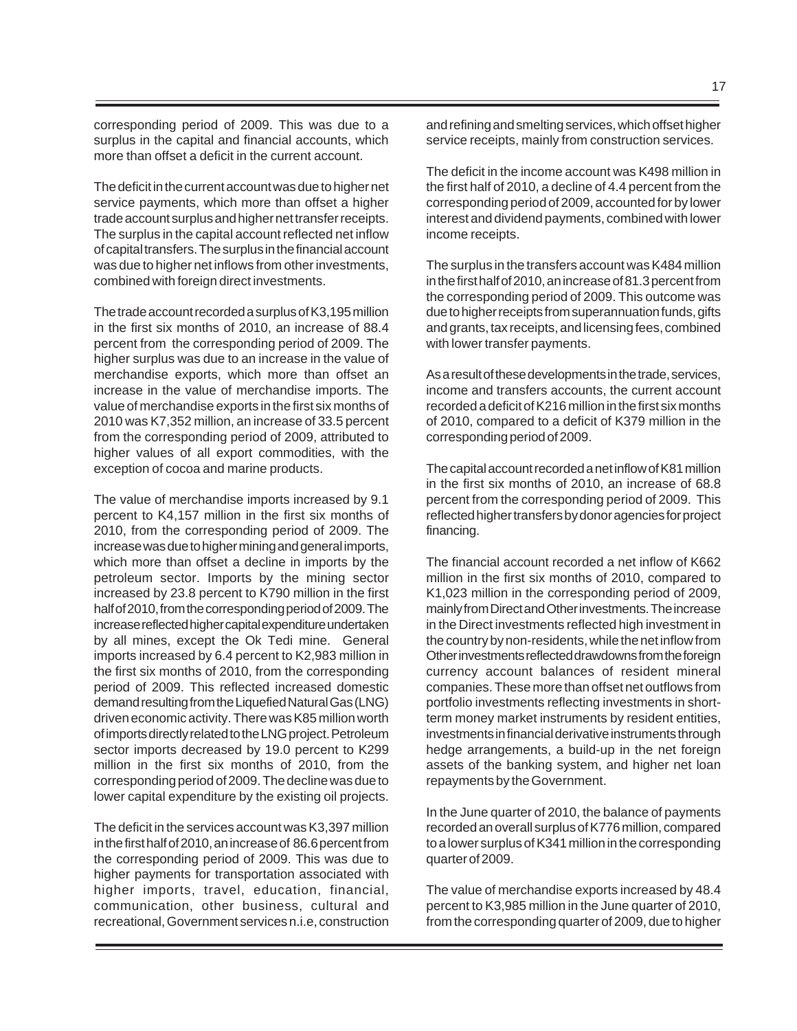corresponding period of 2009. This was due to a surplus in the capital and financial accounts, which more than offset a deficit in the current account.

The deficit in the current account was due to higher net service payments, which more than offset a higher trade account surplus and higher net transfer receipts. The surplus in the capital account reflected net inflow of capital transfers. The surplus in the financial account was due to higher net inflows from other investments, combined with foreign direct investments.

The trade account recorded a surplus of K3,195 million in the first six months of 2010, an increase of 88.4 percent from the corresponding period of 2009. The higher surplus was due to an increase in the value of merchandise exports, which more than offset an increase in the value of merchandise imports. The value of merchandise exports in the first six months of 2010 was K7,352 million, an increase of 33.5 percent from the corresponding period of 2009, attributed to higher values of all export commodities, with the exception of cocoa and marine products.

The value of merchandise imports increased by 9.1 percent to K4,157 million in the first six months of 2010, from the corresponding period of 2009. The increase was due to higher mining and general imports, which more than offset a decline in imports by the petroleum sector. Imports by the mining sector increased by 23.8 percent to K790 million in the first half of 2010, from the corresponding period of 2009. The increase reflected higher capital expenditure undertaken by all mines, except the Ok Tedi mine. General imports increased by 6.4 percent to K2,983 million in the first six months of 2010, from the corresponding period of 2009. This reflected increased domestic demand resulting from the Liquefied Natural Gas (LNG) driven economic activity. There was K85 million worth of imports directly related to the LNG project. Petroleum sector imports decreased by 19.0 percent to K299 million in the first six months of 2010, from the corresponding period of 2009. The decline was due to lower capital expenditure by the existing oil projects.

The deficit in the services account was K3,397 million in the first half of 2010, an increase of 86.6 percent from the corresponding period of 2009. This was due to higher payments for transportation associated with higher imports, travel, education, financial, communication, other business, cultural and recreational, Government services n.i.e, construction and refining and smelting services, which offset higher service receipts, mainly from construction services.

The deficit in the income account was K498 million in the first half of 2010, a decline of 4.4 percent from the corresponding period of 2009, accounted for by lower interest and dividend payments, combined with lower income receipts.

The surplus in the transfers account was K484 million in the first half of 2010, an increase of 81.3 percent from the corresponding period of 2009. This outcome was due to higher receipts from superannuation funds, gifts and grants, tax receipts, and licensing fees, combined with lower transfer payments.

As a result of these developments in the trade, services, income and transfers accounts, the current account recorded a deficit of K216 million in the first six months of 2010, compared to a deficit of K379 million in the corresponding period of 2009.

The capital account recorded a net inflow of K81 million in the first six months of 2010, an increase of 68.8 percent from the corresponding period of 2009. This reflected higher transfers by donor agencies for project financing.

The financial account recorded a net inflow of K662 million in the first six months of 2010, compared to K1,023 million in the corresponding period of 2009, mainly from Direct and Other investments. The increase in the Direct investments reflected high investment in the country by non-residents, while the net inflow from Other investments reflected drawdowns from the foreign currency account balances of resident mineral companies. These more than offset net outflows from portfolio investments reflecting investments in short-term money market instruments by resident entities, investments in financial derivative instruments through hedge arrangements, a build-up in the net foreign assets of the banking system, and higher net loan repayments by the Government.

In the June quarter of 2010, the balance of payments recorded an overall surplus of K776 million, compared to a lower surplus of K341 million in the corresponding quarter of 2009.

The value of merchandise exports increased by 48.4 percent to K3,985 million in the June quarter of 2010, from the corresponding quarter of 2009, due to higher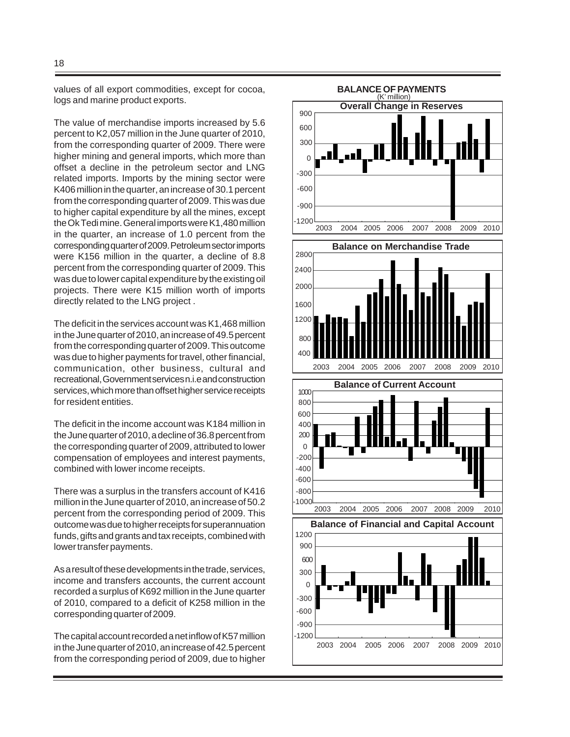values of all export commodities, except for cocoa, logs and marine product exports.

The value of merchandise imports increased by 5.6 percent to K2,057 million in the June quarter of 2010, from the corresponding quarter of 2009. There were higher mining and general imports, which more than offset a decline in the petroleum sector and LNG related imports. Imports by the mining sector were K406 million in the quarter, an increase of 30.1 percent from the corresponding quarter of 2009. This was due to higher capital expenditure by all the mines, except the Ok Tedi mine. General imports were K1,480 million in the quarter, an increase of 1.0 percent from the corresponding quarter of 2009. Petroleum sector imports were K156 million in the quarter, a decline of 8.8 percent from the corresponding quarter of 2009. This was due to lower capital expenditure by the existing oil projects. There were K15 million worth of imports directly related to the LNG project .

The deficit in the services account was K1,468 million in the June quarter of 2010, an increase of 49.5 percent from the corresponding quarter of 2009. This outcome was due to higher payments for travel, other financial, communication, other business, cultural and recreational, Government services n.i.e and construction services, which more than offset higher service receipts for resident entities.

The deficit in the income account was K184 million in the June quarter of 2010, a decline of 36.8 percent from the corresponding quarter of 2009, attributed to lower compensation of employees and interest payments, combined with lower income receipts.

There was a surplus in the transfers account of K416 million in the June quarter of 2010, an increase of 50.2 percent from the corresponding period of 2009. This outcome was due to higher receipts for superannuation funds, gifts and grants and tax receipts, combined with lower transfer payments.

As a result of these developments in the trade, services, income and transfers accounts, the current account recorded a surplus of K692 million in the June quarter of 2010, compared to a deficit of K258 million in the corresponding quarter of 2009.

The capital account recorded a net inflow of K57 million in the June quarter of 2010, an increase of 42.5 percent from the corresponding period of 2009, due to higher

**BALANCE OF PAYMENTS**
(K' million)

**Overall Change in Reserves**

**Balance on Merchandise Trade**

**Balance of Current Account**

**Balance of Financial and Capital Account**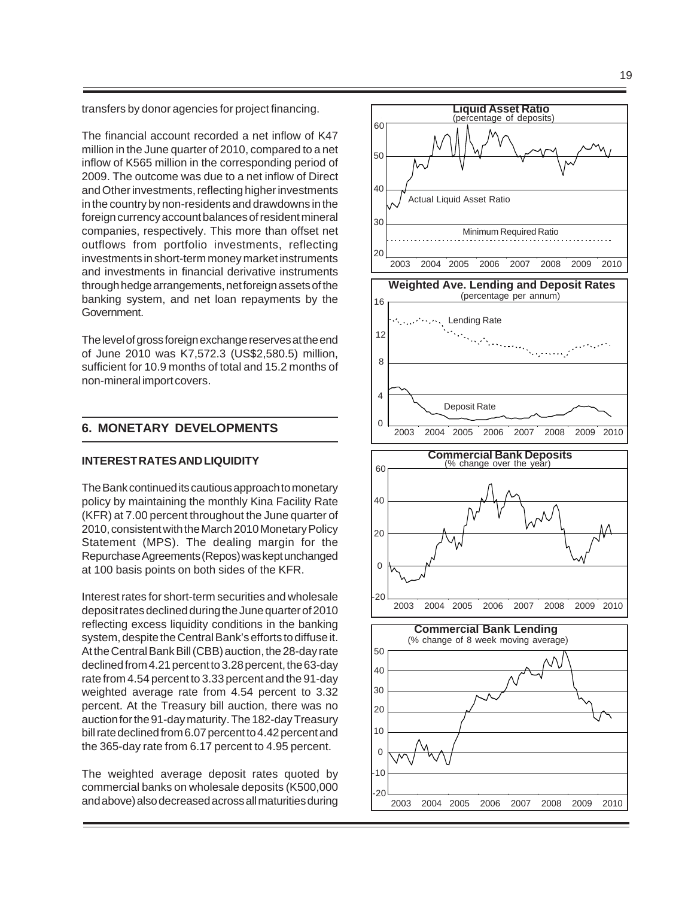transfers by donor agencies for project financing.

The financial account recorded a net inflow of K47 million in the June quarter of 2010, compared to a net inflow of K565 million in the corresponding period of 2009. The outcome was due to a net inflow of Direct and Other investments, reflecting higher investments in the country by non-residents and drawdowns in the foreign currency account balances of resident mineral companies, respectively. This more than offset net outflows from portfolio investments, reflecting investments in short-term money market instruments and investments in financial derivative instruments through hedge arrangements, net foreign assets of the banking system, and net loan repayments by the Government.

The level of gross foreign exchange reserves at the end of June 2010 was K7,572.3 (US$2,580.5) million, sufficient for 10.9 months of total and 15.2 months of non-mineral import covers.

## 6. MONETARY DEVELOPMENTS

### INTEREST RATES AND LIQUIDITY

The Bank continued its cautious approach to monetary policy by maintaining the monthly Kina Facility Rate (KFR) at 7.00 percent throughout the June quarter of 2010, consistent with the March 2010 Monetary Policy Statement (MPS). The dealing margin for the Repurchase Agreements (Repos) was kept unchanged at 100 basis points on both sides of the KFR.

Interest rates for short-term securities and wholesale deposit rates declined during the June quarter of 2010 reflecting excess liquidity conditions in the banking system, despite the Central Bank's efforts to diffuse it. At the Central Bank Bill (CBB) auction, the 28-day rate declined from 4.21 percent to 3.28 percent, the 63-day rate from 4.54 percent to 3.33 percent and the 91-day weighted average rate from 4.54 percent to 3.32 percent. At the Treasury bill auction, there was no auction for the 91-day maturity. The 182-day Treasury bill rate declined from 6.07 percent to 4.42 percent and the 365-day rate from 6.17 percent to 4.95 percent.

The weighted average deposit rates quoted by commercial banks on wholesale deposits (K500,000 and above) also decreased across all maturities during

**Liquid Asset Ratio** (percentage of deposits)

**Weighted Ave. Lending and Deposit Rates** (percentage per annum)

**Commercial Bank Deposits** (% change over the year)

**Commercial Bank Lending** (% change of 8 week moving average)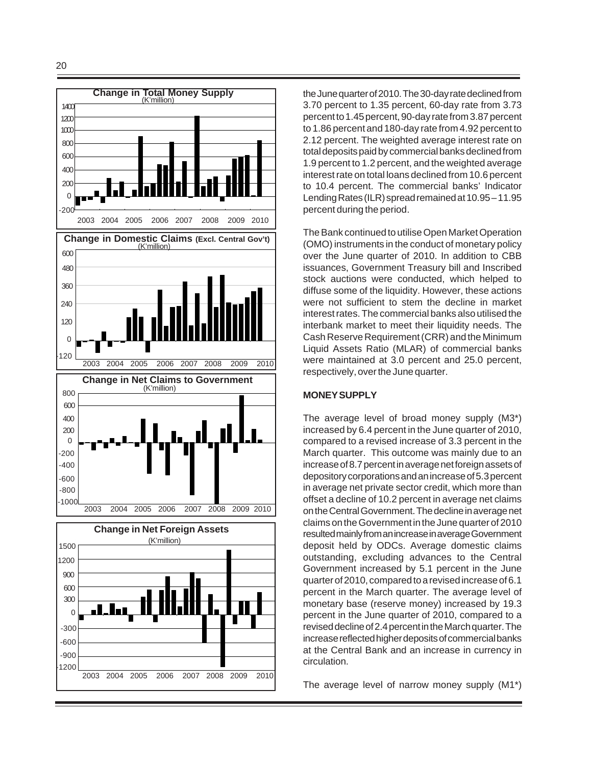**Change in Total Money Supply**
(K'million)

**Change in Domestic Claims (Excl. Central Gov't)**
(K'million)

**Change in Net Claims to Government**
(K'million)

**Change in Net Foreign Assets**
(K'million)

the June quarter of 2010. The 30-day rate declined from 3.70 percent to 1.35 percent, 60-day rate from 3.73 percent to 1.45 percent, 90-day rate from 3.87 percent to 1.86 percent and 180-day rate from 4.92 percent to 2.12 percent. The weighted average interest rate on total deposits paid by commercial banks declined from 1.9 percent to 1.2 percent, and the weighted average interest rate on total loans declined from 10.6 percent to 10.4 percent. The commercial banks' Indicator Lending Rates (ILR) spread remained at 10.95 – 11.95 percent during the period.

The Bank continued to utilise Open Market Operation (OMO) instruments in the conduct of monetary policy over the June quarter of 2010. In addition to CBB issuances, Government Treasury bill and Inscribed stock auctions were conducted, which helped to diffuse some of the liquidity. However, these actions were not sufficient to stem the decline in market interest rates. The commercial banks also utilised the interbank market to meet their liquidity needs. The Cash Reserve Requirement (CRR) and the Minimum Liquid Assets Ratio (MLAR) of commercial banks were maintained at 3.0 percent and 25.0 percent, respectively, over the June quarter.

**MONEY SUPPLY**

The average level of broad money supply (M3*) increased by 6.4 percent in the June quarter of 2010, compared to a revised increase of 3.3 percent in the March quarter. This outcome was mainly due to an increase of 8.7 percent in average net foreign assets of depository corporations and an increase of 5.3 percent in average net private sector credit, which more than offset a decline of 10.2 percent in average net claims on the Central Government. The decline in average net claims on the Government in the June quarter of 2010 resulted mainly from an increase in average Government deposit held by ODCs. Average domestic claims outstanding, excluding advances to the Central Government increased by 5.1 percent in the June quarter of 2010, compared to a revised increase of 6.1 percent in the March quarter. The average level of monetary base (reserve money) increased by 19.3 percent in the June quarter of 2010, compared to a revised decline of 2.4 percent in the March quarter. The increase reflected higher deposits of commercial banks at the Central Bank and an increase in currency in circulation.

The average level of narrow money supply (M1*)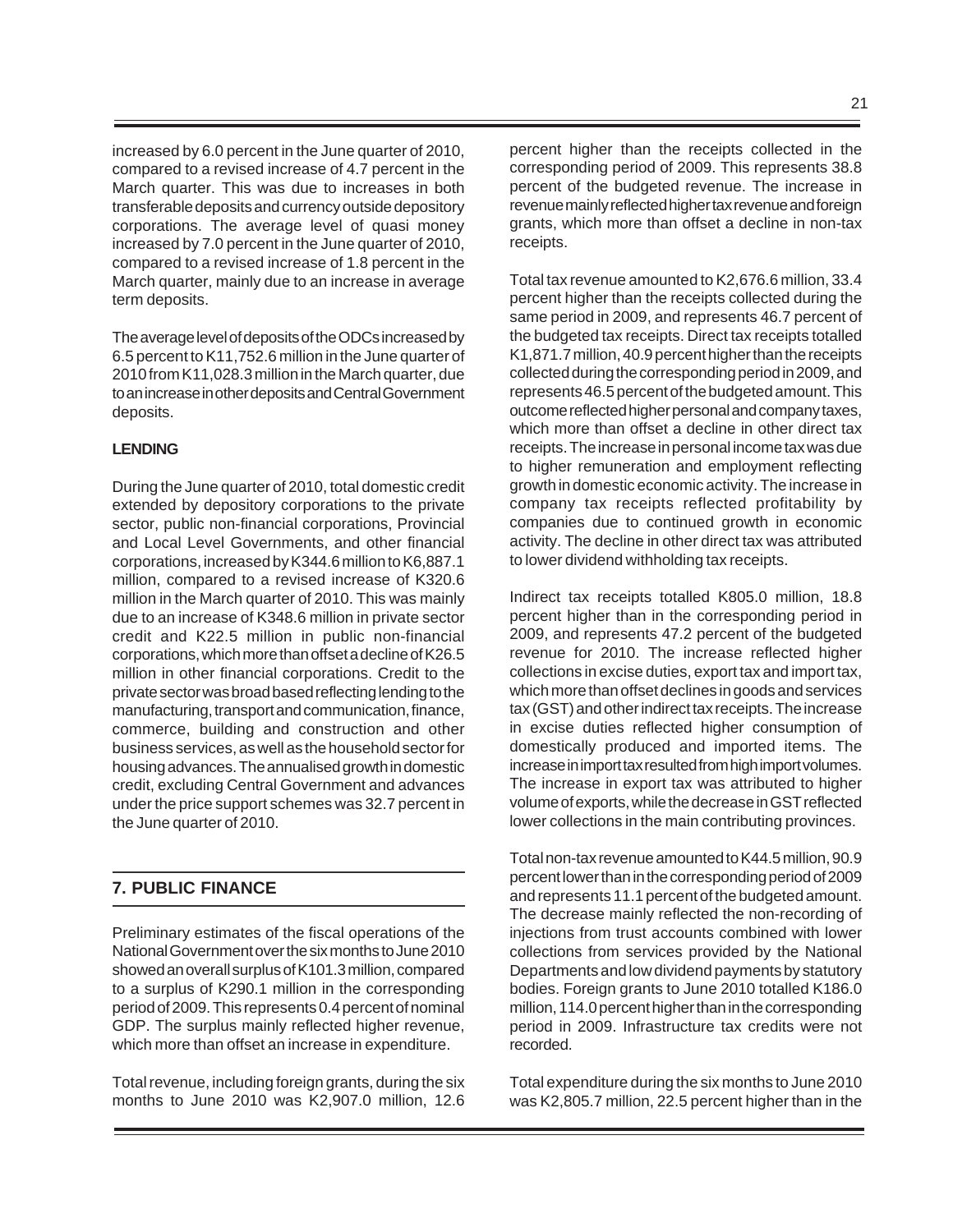increased by 6.0 percent in the June quarter of 2010, compared to a revised increase of 4.7 percent in the March quarter. This was due to increases in both transferable deposits and currency outside depository corporations. The average level of quasi money increased by 7.0 percent in the June quarter of 2010, compared to a revised increase of 1.8 percent in the March quarter, mainly due to an increase in average term deposits.

The average level of deposits of the ODCs increased by 6.5 percent to K11,752.6 million in the June quarter of 2010 from K11,028.3 million in the March quarter, due to an increase in other deposits and Central Government deposits.

**LENDING**

During the June quarter of 2010, total domestic credit extended by depository corporations to the private sector, public non-financial corporations, Provincial and Local Level Governments, and other financial corporations, increased by K344.6 million to K6,887.1 million, compared to a revised increase of K320.6 million in the March quarter of 2010. This was mainly due to an increase of K348.6 million in private sector credit and K22.5 million in public non-financial corporations, which more than offset a decline of K26.5 million in other financial corporations. Credit to the private sector was broad based reflecting lending to the manufacturing, transport and communication, finance, commerce, building and construction and other business services, as well as the household sector for housing advances. The annualised growth in domestic credit, excluding Central Government and advances under the price support schemes was 32.7 percent in the June quarter of 2010.

## 7. PUBLIC FINANCE

Preliminary estimates of the fiscal operations of the National Government over the six months to June 2010 showed an overall surplus of K101.3 million, compared to a surplus of K290.1 million in the corresponding period of 2009. This represents 0.4 percent of nominal GDP. The surplus mainly reflected higher revenue, which more than offset an increase in expenditure.

Total revenue, including foreign grants, during the six months to June 2010 was K2,907.0 million, 12.6 percent higher than the receipts collected in the corresponding period of 2009. This represents 38.8 percent of the budgeted revenue. The increase in revenue mainly reflected higher tax revenue and foreign grants, which more than offset a decline in non-tax receipts.

Total tax revenue amounted to K2,676.6 million, 33.4 percent higher than the receipts collected during the same period in 2009, and represents 46.7 percent of the budgeted tax receipts. Direct tax receipts totalled K1,871.7 million, 40.9 percent higher than the receipts collected during the corresponding period in 2009, and represents 46.5 percent of the budgeted amount. This outcome reflected higher personal and company taxes, which more than offset a decline in other direct tax receipts. The increase in personal income tax was due to higher remuneration and employment reflecting growth in domestic economic activity. The increase in company tax receipts reflected profitability by companies due to continued growth in economic activity. The decline in other direct tax was attributed to lower dividend withholding tax receipts.

Indirect tax receipts totalled K805.0 million, 18.8 percent higher than in the corresponding period in 2009, and represents 47.2 percent of the budgeted revenue for 2010. The increase reflected higher collections in excise duties, export tax and import tax, which more than offset declines in goods and services tax (GST) and other indirect tax receipts. The increase in excise duties reflected higher consumption of domestically produced and imported items. The increase in import tax resulted from high import volumes. The increase in export tax was attributed to higher volume of exports, while the decrease in GST reflected lower collections in the main contributing provinces.

Total non-tax revenue amounted to K44.5 million, 90.9 percent lower than in the corresponding period of 2009 and represents 11.1 percent of the budgeted amount. The decrease mainly reflected the non-recording of injections from trust accounts combined with lower collections from services provided by the National Departments and low dividend payments by statutory bodies. Foreign grants to June 2010 totalled K186.0 million, 114.0 percent higher than in the corresponding period in 2009. Infrastructure tax credits were not recorded.

Total expenditure during the six months to June 2010 was K2,805.7 million, 22.5 percent higher than in the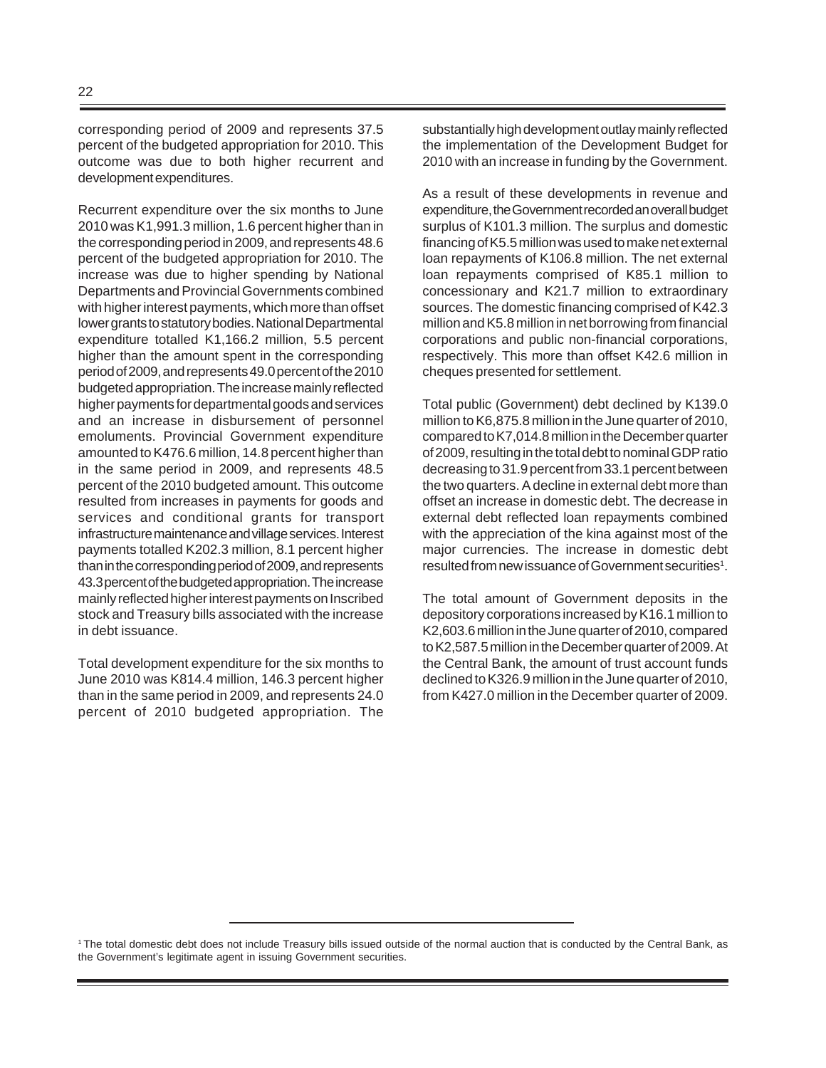corresponding period of 2009 and represents 37.5 percent of the budgeted appropriation for 2010. This outcome was due to both higher recurrent and development expenditures.

Recurrent expenditure over the six months to June 2010 was K1,991.3 million, 1.6 percent higher than in the corresponding period in 2009, and represents 48.6 percent of the budgeted appropriation for 2010. The increase was due to higher spending by National Departments and Provincial Governments combined with higher interest payments, which more than offset lower grants to statutory bodies. National Departmental expenditure totalled K1,166.2 million, 5.5 percent higher than the amount spent in the corresponding period of 2009, and represents 49.0 percent of the 2010 budgeted appropriation. The increase mainly reflected higher payments for departmental goods and services and an increase in disbursement of personnel emoluments. Provincial Government expenditure amounted to K476.6 million, 14.8 percent higher than in the same period in 2009, and represents 48.5 percent of the 2010 budgeted amount. This outcome resulted from increases in payments for goods and services and conditional grants for transport infrastructure maintenance and village services. Interest payments totalled K202.3 million, 8.1 percent higher than in the corresponding period of 2009, and represents 43.3 percent of the budgeted appropriation. The increase mainly reflected higher interest payments on Inscribed stock and Treasury bills associated with the increase in debt issuance.

Total development expenditure for the six months to June 2010 was K814.4 million, 146.3 percent higher than in the same period in 2009, and represents 24.0 percent of 2010 budgeted appropriation. The substantially high development outlay mainly reflected the implementation of the Development Budget for 2010 with an increase in funding by the Government.

As a result of these developments in revenue and expenditure, the Government recorded an overall budget surplus of K101.3 million. The surplus and domestic financing of K5.5 million was used to make net external loan repayments of K106.8 million. The net external loan repayments comprised of K85.1 million to concessionary and K21.7 million to extraordinary sources. The domestic financing comprised of K42.3 million and K5.8 million in net borrowing from financial corporations and public non-financial corporations, respectively. This more than offset K42.6 million in cheques presented for settlement.

Total public (Government) debt declined by K139.0 million to K6,875.8 million in the June quarter of 2010, compared to K7,014.8 million in the December quarter of 2009, resulting in the total debt to nominal GDP ratio decreasing to 31.9 percent from 33.1 percent between the two quarters. A decline in external debt more than offset an increase in domestic debt. The decrease in external debt reflected loan repayments combined with the appreciation of the kina against most of the major currencies. The increase in domestic debt resulted from new issuance of Government securities[1].

The total amount of Government deposits in the depository corporations increased by K16.1 million to K2,603.6 million in the June quarter of 2010, compared to K2,587.5 million in the December quarter of 2009. At the Central Bank, the amount of trust account funds declined to K326.9 million in the June quarter of 2010, from K427.0 million in the December quarter of 2009.

---

[1] The total domestic debt does not include Treasury bills issued outside of the normal auction that is conducted by the Central Bank, as the Government's legitimate agent in issuing Government securities.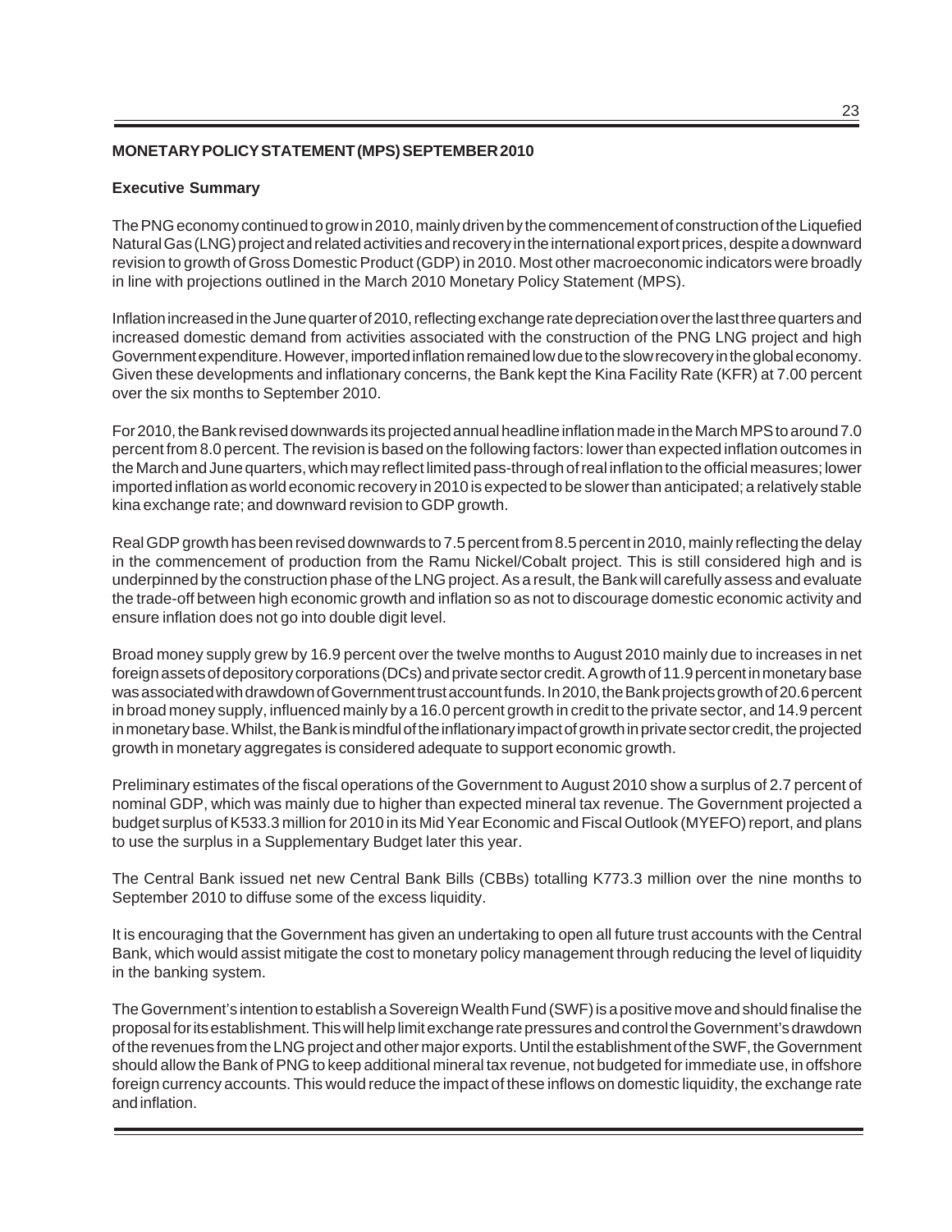**MONETARY POLICY STATEMENT (MPS) SEPTEMBER 2010**

**Executive Summary**

The PNG economy continued to grow in 2010, mainly driven by the commencement of construction of the Liquefied Natural Gas (LNG) project and related activities and recovery in the international export prices, despite a downward revision to growth of Gross Domestic Product (GDP) in 2010. Most other macroeconomic indicators were broadly in line with projections outlined in the March 2010 Monetary Policy Statement (MPS).

Inflation increased in the June quarter of 2010, reflecting exchange rate depreciation over the last three quarters and increased domestic demand from activities associated with the construction of the PNG LNG project and high Government expenditure. However, imported inflation remained low due to the slow recovery in the global economy. Given these developments and inflationary concerns, the Bank kept the Kina Facility Rate (KFR) at 7.00 percent over the six months to September 2010.

For 2010, the Bank revised downwards its projected annual headline inflation made in the March MPS to around 7.0 percent from 8.0 percent. The revision is based on the following factors: lower than expected inflation outcomes in the March and June quarters, which may reflect limited pass-through of real inflation to the official measures; lower imported inflation as world economic recovery in 2010 is expected to be slower than anticipated; a relatively stable kina exchange rate; and downward revision to GDP growth.

Real GDP growth has been revised downwards to 7.5 percent from 8.5 percent in 2010, mainly reflecting the delay in the commencement of production from the Ramu Nickel/Cobalt project. This is still considered high and is underpinned by the construction phase of the LNG project. As a result, the Bank will carefully assess and evaluate the trade-off between high economic growth and inflation so as not to discourage domestic economic activity and ensure inflation does not go into double digit level.

Broad money supply grew by 16.9 percent over the twelve months to August 2010 mainly due to increases in net foreign assets of depository corporations (DCs) and private sector credit. A growth of 11.9 percent in monetary base was associated with drawdown of Government trust account funds. In 2010, the Bank projects growth of 20.6 percent in broad money supply, influenced mainly by a 16.0 percent growth in credit to the private sector, and 14.9 percent in monetary base. Whilst, the Bank is mindful of the inflationary impact of growth in private sector credit, the projected growth in monetary aggregates is considered adequate to support economic growth.

Preliminary estimates of the fiscal operations of the Government to August 2010 show a surplus of 2.7 percent of nominal GDP, which was mainly due to higher than expected mineral tax revenue. The Government projected a budget surplus of K533.3 million for 2010 in its Mid Year Economic and Fiscal Outlook (MYEFO) report, and plans to use the surplus in a Supplementary Budget later this year.

The Central Bank issued net new Central Bank Bills (CBBs) totalling K773.3 million over the nine months to September 2010 to diffuse some of the excess liquidity.

It is encouraging that the Government has given an undertaking to open all future trust accounts with the Central Bank, which would assist mitigate the cost to monetary policy management through reducing the level of liquidity in the banking system.

The Government's intention to establish a Sovereign Wealth Fund (SWF) is a positive move and should finalise the proposal for its establishment. This will help limit exchange rate pressures and control the Government's drawdown of the revenues from the LNG project and other major exports. Until the establishment of the SWF, the Government should allow the Bank of PNG to keep additional mineral tax revenue, not budgeted for immediate use, in offshore foreign currency accounts. This would reduce the impact of these inflows on domestic liquidity, the exchange rate and inflation.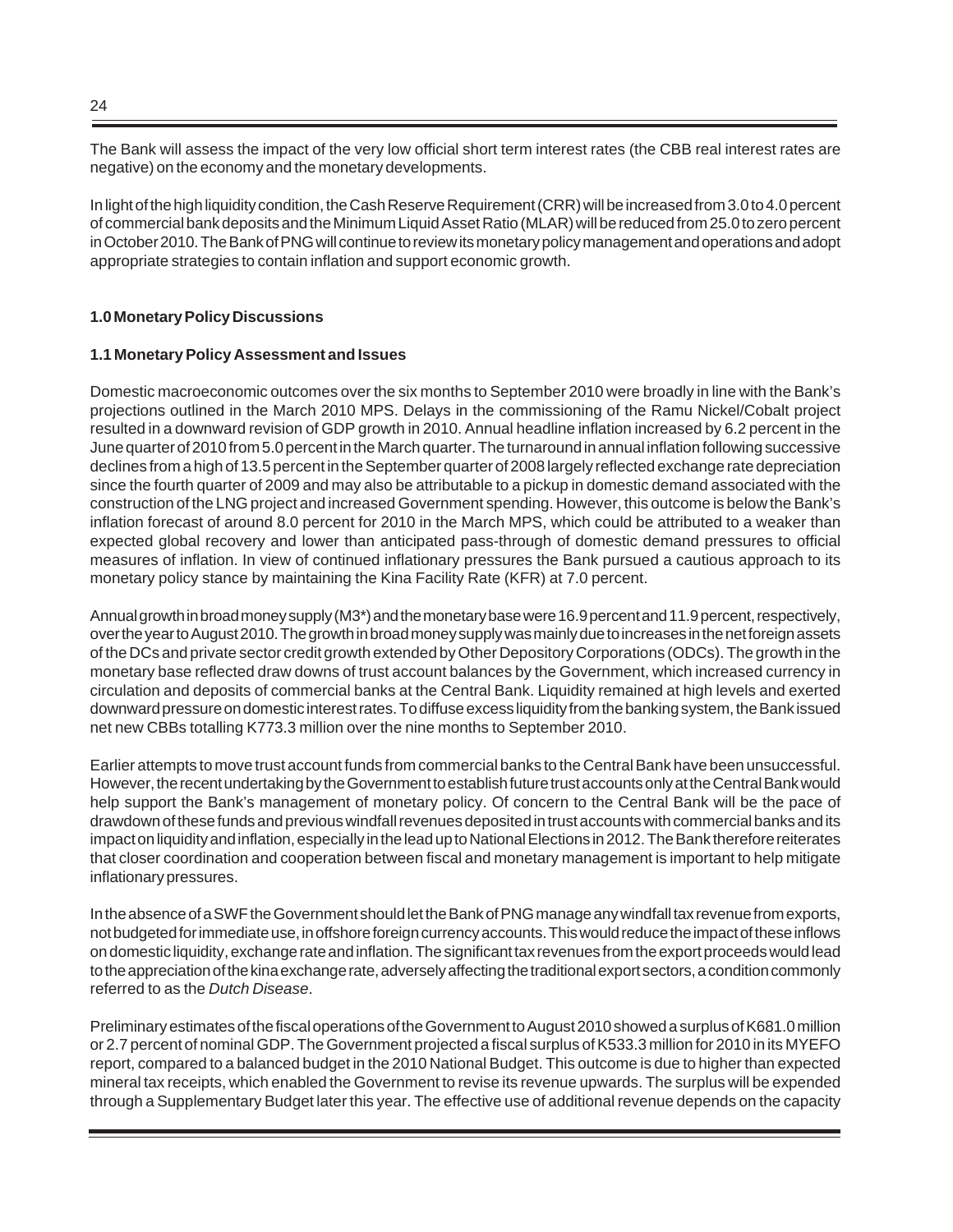The Bank will assess the impact of the very low official short term interest rates (the CBB real interest rates are negative) on the economy and the monetary developments.

In light of the high liquidity condition, the Cash Reserve Requirement (CRR) will be increased from 3.0 to 4.0 percent of commercial bank deposits and the Minimum Liquid Asset Ratio (MLAR) will be reduced from 25.0 to zero percent in October 2010. The Bank of PNG will continue to review its monetary policy management and operations and adopt appropriate strategies to contain inflation and support economic growth.

## 1.0 Monetary Policy Discussions

### 1.1 Monetary Policy Assessment and Issues

Domestic macroeconomic outcomes over the six months to September 2010 were broadly in line with the Bank's projections outlined in the March 2010 MPS. Delays in the commissioning of the Ramu Nickel/Cobalt project resulted in a downward revision of GDP growth in 2010. Annual headline inflation increased by 6.2 percent in the June quarter of 2010 from 5.0 percent in the March quarter. The turnaround in annual inflation following successive declines from a high of 13.5 percent in the September quarter of 2008 largely reflected exchange rate depreciation since the fourth quarter of 2009 and may also be attributable to a pickup in domestic demand associated with the construction of the LNG project and increased Government spending. However, this outcome is below the Bank's inflation forecast of around 8.0 percent for 2010 in the March MPS, which could be attributed to a weaker than expected global recovery and lower than anticipated pass-through of domestic demand pressures to official measures of inflation. In view of continued inflationary pressures the Bank pursued a cautious approach to its monetary policy stance by maintaining the Kina Facility Rate (KFR) at 7.0 percent.

Annual growth in broad money supply (M3*) and the monetary base were 16.9 percent and 11.9 percent, respectively, over the year to August 2010. The growth in broad money supply was mainly due to increases in the net foreign assets of the DCs and private sector credit growth extended by Other Depository Corporations (ODCs). The growth in the monetary base reflected draw downs of trust account balances by the Government, which increased currency in circulation and deposits of commercial banks at the Central Bank. Liquidity remained at high levels and exerted downward pressure on domestic interest rates. To diffuse excess liquidity from the banking system, the Bank issued net new CBBs totalling K773.3 million over the nine months to September 2010.

Earlier attempts to move trust account funds from commercial banks to the Central Bank have been unsuccessful. However, the recent undertaking by the Government to establish future trust accounts only at the Central Bank would help support the Bank's management of monetary policy. Of concern to the Central Bank will be the pace of drawdown of these funds and previous windfall revenues deposited in trust accounts with commercial banks and its impact on liquidity and inflation, especially in the lead up to National Elections in 2012. The Bank therefore reiterates that closer coordination and cooperation between fiscal and monetary management is important to help mitigate inflationary pressures.

In the absence of a SWF the Government should let the Bank of PNG manage any windfall tax revenue from exports, not budgeted for immediate use, in offshore foreign currency accounts. This would reduce the impact of these inflows on domestic liquidity, exchange rate and inflation. The significant tax revenues from the export proceeds would lead to the appreciation of the kina exchange rate, adversely affecting the traditional export sectors, a condition commonly referred to as the *Dutch Disease*.

Preliminary estimates of the fiscal operations of the Government to August 2010 showed a surplus of K681.0 million or 2.7 percent of nominal GDP. The Government projected a fiscal surplus of K533.3 million for 2010 in its MYEFO report, compared to a balanced budget in the 2010 National Budget. This outcome is due to higher than expected mineral tax receipts, which enabled the Government to revise its revenue upwards. The surplus will be expended through a Supplementary Budget later this year. The effective use of additional revenue depends on the capacity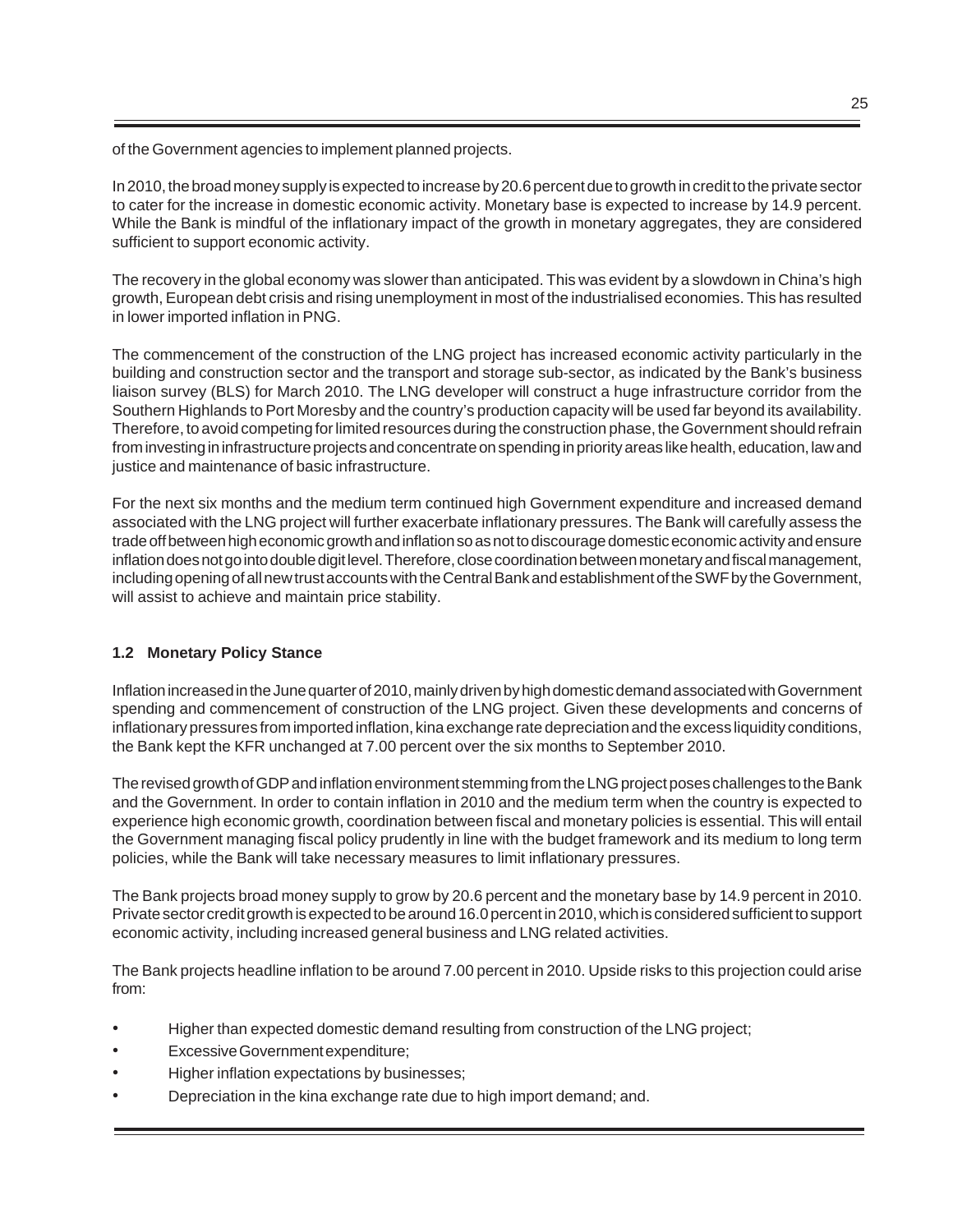of the Government agencies to implement planned projects.

In 2010, the broad money supply is expected to increase by 20.6 percent due to growth in credit to the private sector to cater for the increase in domestic economic activity. Monetary base is expected to increase by 14.9 percent. While the Bank is mindful of the inflationary impact of the growth in monetary aggregates, they are considered sufficient to support economic activity.

The recovery in the global economy was slower than anticipated. This was evident by a slowdown in China's high growth, European debt crisis and rising unemployment in most of the industrialised economies. This has resulted in lower imported inflation in PNG.

The commencement of the construction of the LNG project has increased economic activity particularly in the building and construction sector and the transport and storage sub-sector, as indicated by the Bank's business liaison survey (BLS) for March 2010. The LNG developer will construct a huge infrastructure corridor from the Southern Highlands to Port Moresby and the country's production capacity will be used far beyond its availability. Therefore, to avoid competing for limited resources during the construction phase, the Government should refrain from investing in infrastructure projects and concentrate on spending in priority areas like health, education, law and justice and maintenance of basic infrastructure.

For the next six months and the medium term continued high Government expenditure and increased demand associated with the LNG project will further exacerbate inflationary pressures. The Bank will carefully assess the trade off between high economic growth and inflation so as not to discourage domestic economic activity and ensure inflation does not go into double digit level. Therefore, close coordination between monetary and fiscal management, including opening of all new trust accounts with the Central Bank and establishment of the SWF by the Government, will assist to achieve and maintain price stability.

### 1.2 Monetary Policy Stance

Inflation increased in the June quarter of 2010, mainly driven by high domestic demand associated with Government spending and commencement of construction of the LNG project. Given these developments and concerns of inflationary pressures from imported inflation, kina exchange rate depreciation and the excess liquidity conditions, the Bank kept the KFR unchanged at 7.00 percent over the six months to September 2010.

The revised growth of GDP and inflation environment stemming from the LNG project poses challenges to the Bank and the Government. In order to contain inflation in 2010 and the medium term when the country is expected to experience high economic growth, coordination between fiscal and monetary policies is essential. This will entail the Government managing fiscal policy prudently in line with the budget framework and its medium to long term policies, while the Bank will take necessary measures to limit inflationary pressures.

The Bank projects broad money supply to grow by 20.6 percent and the monetary base by 14.9 percent in 2010. Private sector credit growth is expected to be around 16.0 percent in 2010, which is considered sufficient to support economic activity, including increased general business and LNG related activities.

The Bank projects headline inflation to be around 7.00 percent in 2010. Upside risks to this projection could arise from:

- Higher than expected domestic demand resulting from construction of the LNG project;
- Excessive Government expenditure;
- Higher inflation expectations by businesses;
- Depreciation in the kina exchange rate due to high import demand; and.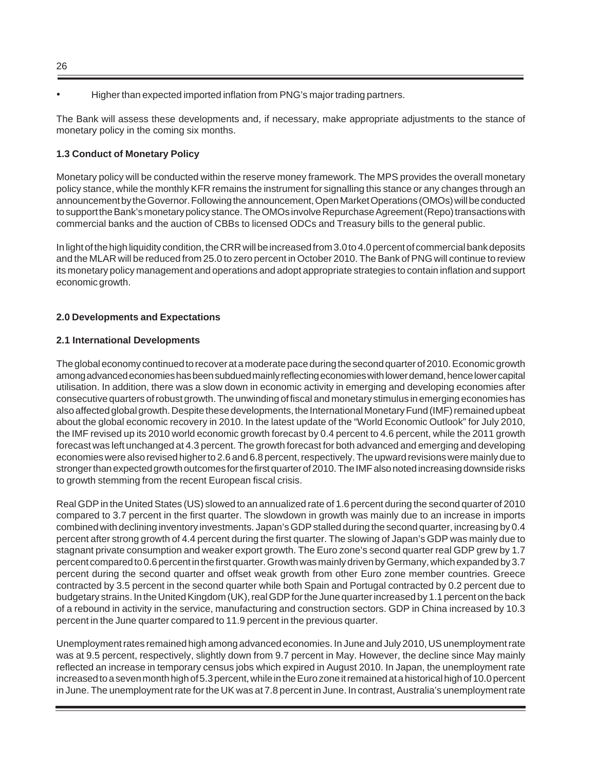- Higher than expected imported inflation from PNG's major trading partners.

The Bank will assess these developments and, if necessary, make appropriate adjustments to the stance of monetary policy in the coming six months.

### 1.3 Conduct of Monetary Policy

Monetary policy will be conducted within the reserve money framework. The MPS provides the overall monetary policy stance, while the monthly KFR remains the instrument for signalling this stance or any changes through an announcement by the Governor. Following the announcement, Open Market Operations (OMOs) will be conducted to support the Bank's monetary policy stance. The OMOs involve Repurchase Agreement (Repo) transactions with commercial banks and the auction of CBBs to licensed ODCs and Treasury bills to the general public.

In light of the high liquidity condition, the CRR will be increased from 3.0 to 4.0 percent of commercial bank deposits and the MLAR will be reduced from 25.0 to zero percent in October 2010. The Bank of PNG will continue to review its monetary policy management and operations and adopt appropriate strategies to contain inflation and support economic growth.

## 2.0 Developments and Expectations

### 2.1 International Developments

The global economy continued to recover at a moderate pace during the second quarter of 2010. Economic growth among advanced economies has been subdued mainly reflecting economies with lower demand, hence lower capital utilisation. In addition, there was a slow down in economic activity in emerging and developing economies after consecutive quarters of robust growth. The unwinding of fiscal and monetary stimulus in emerging economies has also affected global growth. Despite these developments, the International Monetary Fund (IMF) remained upbeat about the global economic recovery in 2010. In the latest update of the "World Economic Outlook" for July 2010, the IMF revised up its 2010 world economic growth forecast by 0.4 percent to 4.6 percent, while the 2011 growth forecast was left unchanged at 4.3 percent. The growth forecast for both advanced and emerging and developing economies were also revised higher to 2.6 and 6.8 percent, respectively. The upward revisions were mainly due to stronger than expected growth outcomes for the first quarter of 2010. The IMF also noted increasing downside risks to growth stemming from the recent European fiscal crisis.

Real GDP in the United States (US) slowed to an annualized rate of 1.6 percent during the second quarter of 2010 compared to 3.7 percent in the first quarter. The slowdown in growth was mainly due to an increase in imports combined with declining inventory investments. Japan's GDP stalled during the second quarter, increasing by 0.4 percent after strong growth of 4.4 percent during the first quarter. The slowing of Japan's GDP was mainly due to stagnant private consumption and weaker export growth. The Euro zone's second quarter real GDP grew by 1.7 percent compared to 0.6 percent in the first quarter. Growth was mainly driven by Germany, which expanded by 3.7 percent during the second quarter and offset weak growth from other Euro zone member countries. Greece contracted by 3.5 percent in the second quarter while both Spain and Portugal contracted by 0.2 percent due to budgetary strains. In the United Kingdom (UK), real GDP for the June quarter increased by 1.1 percent on the back of a rebound in activity in the service, manufacturing and construction sectors. GDP in China increased by 10.3 percent in the June quarter compared to 11.9 percent in the previous quarter.

Unemployment rates remained high among advanced economies. In June and July 2010, US unemployment rate was at 9.5 percent, respectively, slightly down from 9.7 percent in May. However, the decline since May mainly reflected an increase in temporary census jobs which expired in August 2010. In Japan, the unemployment rate increased to a seven month high of 5.3 percent, while in the Euro zone it remained at a historical high of 10.0 percent in June. The unemployment rate for the UK was at 7.8 percent in June. In contrast, Australia's unemployment rate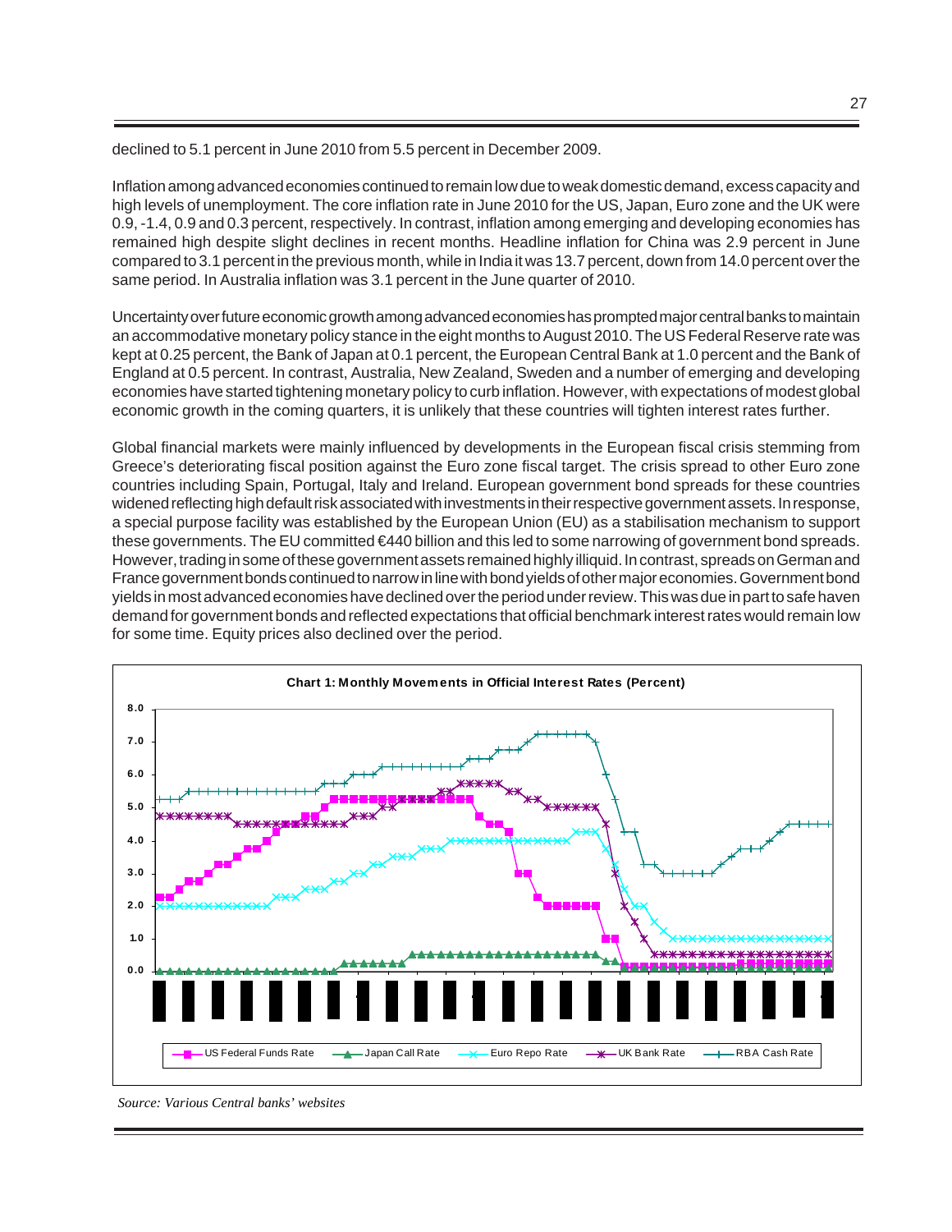declined to 5.1 percent in June 2010 from 5.5 percent in December 2009.

Inflation among advanced economies continued to remain low due to weak domestic demand, excess capacity and high levels of unemployment. The core inflation rate in June 2010 for the US, Japan, Euro zone and the UK were 0.9, -1.4, 0.9 and 0.3 percent, respectively. In contrast, inflation among emerging and developing economies has remained high despite slight declines in recent months. Headline inflation for China was 2.9 percent in June compared to 3.1 percent in the previous month, while in India it was 13.7 percent, down from 14.0 percent over the same period. In Australia inflation was 3.1 percent in the June quarter of 2010.

Uncertainty over future economic growth among advanced economies has prompted major central banks to maintain an accommodative monetary policy stance in the eight months to August 2010. The US Federal Reserve rate was kept at 0.25 percent, the Bank of Japan at 0.1 percent, the European Central Bank at 1.0 percent and the Bank of England at 0.5 percent. In contrast, Australia, New Zealand, Sweden and a number of emerging and developing economies have started tightening monetary policy to curb inflation. However, with expectations of modest global economic growth in the coming quarters, it is unlikely that these countries will tighten interest rates further.

Global financial markets were mainly influenced by developments in the European fiscal crisis stemming from Greece's deteriorating fiscal position against the Euro zone fiscal target. The crisis spread to other Euro zone countries including Spain, Portugal, Italy and Ireland. European government bond spreads for these countries widened reflecting high default risk associated with investments in their respective government assets. In response, a special purpose facility was established by the European Union (EU) as a stabilisation mechanism to support these governments. The EU committed €440 billion and this led to some narrowing of government bond spreads. However, trading in some of these government assets remained highly illiquid. In contrast, spreads on German and France government bonds continued to narrow in line with bond yields of other major economies. Government bond yields in most advanced economies have declined over the period under review. This was due in part to safe haven demand for government bonds and reflected expectations that official benchmark interest rates would remain low for some time. Equity prices also declined over the period.

**Chart 1: Monthly Movements in Official Interest Rates (Percent)**

*Source: Various Central banks' websites*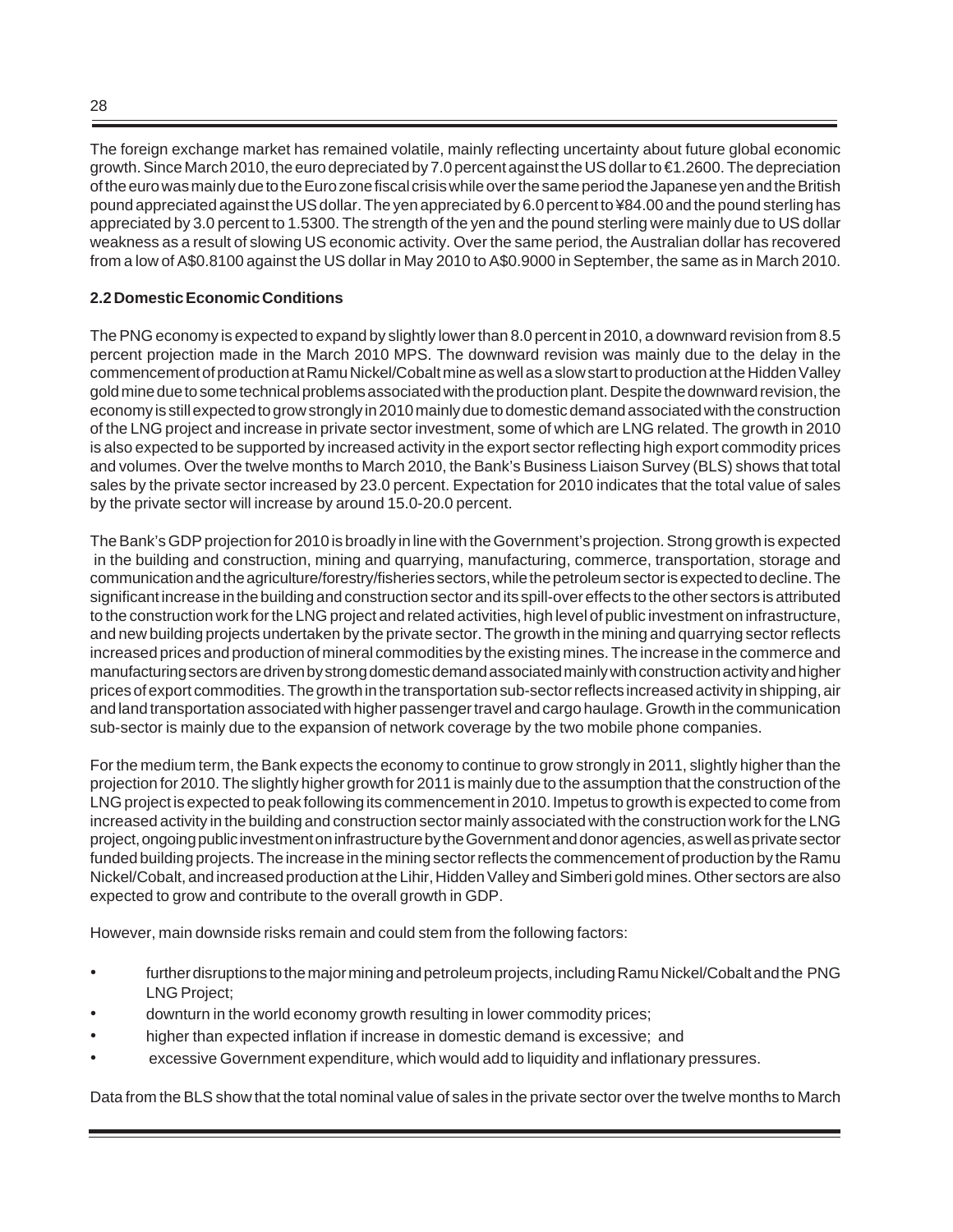The foreign exchange market has remained volatile, mainly reflecting uncertainty about future global economic growth. Since March 2010, the euro depreciated by 7.0 percent against the US dollar to €1.2600. The depreciation of the euro was mainly due to the Euro zone fiscal crisis while over the same period the Japanese yen and the British pound appreciated against the US dollar. The yen appreciated by 6.0 percent to ¥84.00 and the pound sterling has appreciated by 3.0 percent to 1.5300. The strength of the yen and the pound sterling were mainly due to US dollar weakness as a result of slowing US economic activity. Over the same period, the Australian dollar has recovered from a low of A$0.8100 against the US dollar in May 2010 to A$0.9000 in September, the same as in March 2010.

**2.2 Domestic Economic Conditions**

The PNG economy is expected to expand by slightly lower than 8.0 percent in 2010, a downward revision from 8.5 percent projection made in the March 2010 MPS. The downward revision was mainly due to the delay in the commencement of production at Ramu Nickel/Cobalt mine as well as a slow start to production at the Hidden Valley gold mine due to some technical problems associated with the production plant. Despite the downward revision, the economy is still expected to grow strongly in 2010 mainly due to domestic demand associated with the construction of the LNG project and increase in private sector investment, some of which are LNG related. The growth in 2010 is also expected to be supported by increased activity in the export sector reflecting high export commodity prices and volumes. Over the twelve months to March 2010, the Bank's Business Liaison Survey (BLS) shows that total sales by the private sector increased by 23.0 percent. Expectation for 2010 indicates that the total value of sales by the private sector will increase by around 15.0-20.0 percent.

The Bank's GDP projection for 2010 is broadly in line with the Government's projection. Strong growth is expected in the building and construction, mining and quarrying, manufacturing, commerce, transportation, storage and communication and the agriculture/forestry/fisheries sectors, while the petroleum sector is expected to decline. The significant increase in the building and construction sector and its spill-over effects to the other sectors is attributed to the construction work for the LNG project and related activities, high level of public investment on infrastructure, and new building projects undertaken by the private sector. The growth in the mining and quarrying sector reflects increased prices and production of mineral commodities by the existing mines. The increase in the commerce and manufacturing sectors are driven by strong domestic demand associated mainly with construction activity and higher prices of export commodities. The growth in the transportation sub-sector reflects increased activity in shipping, air and land transportation associated with higher passenger travel and cargo haulage. Growth in the communication sub-sector is mainly due to the expansion of network coverage by the two mobile phone companies.

For the medium term, the Bank expects the economy to continue to grow strongly in 2011, slightly higher than the projection for 2010. The slightly higher growth for 2011 is mainly due to the assumption that the construction of the LNG project is expected to peak following its commencement in 2010. Impetus to growth is expected to come from increased activity in the building and construction sector mainly associated with the construction work for the LNG project, ongoing public investment on infrastructure by the Government and donor agencies, as well as private sector funded building projects. The increase in the mining sector reflects the commencement of production by the Ramu Nickel/Cobalt, and increased production at the Lihir, Hidden Valley and Simberi gold mines. Other sectors are also expected to grow and contribute to the overall growth in GDP.

However, main downside risks remain and could stem from the following factors:

- further disruptions to the major mining and petroleum projects, including Ramu Nickel/Cobalt and the PNG LNG Project;
- downturn in the world economy growth resulting in lower commodity prices;
- higher than expected inflation if increase in domestic demand is excessive; and
- excessive Government expenditure, which would add to liquidity and inflationary pressures.

Data from the BLS show that the total nominal value of sales in the private sector over the twelve months to March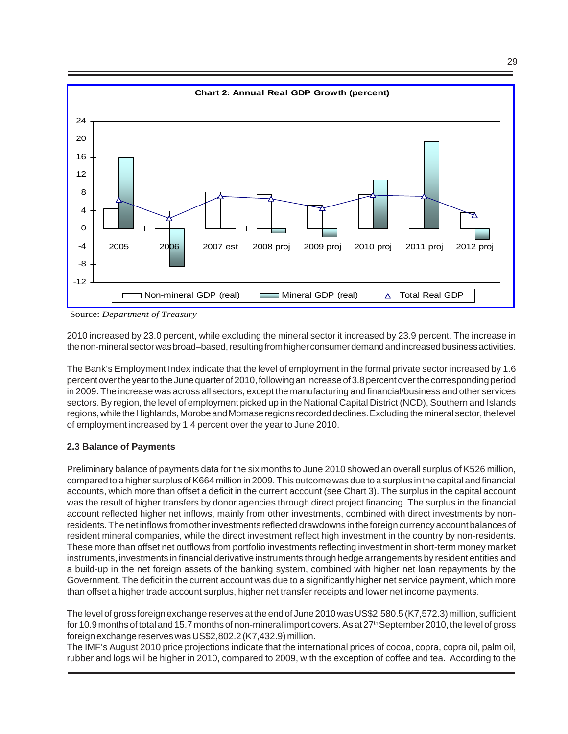**Chart 2: Annual Real GDP Growth (percent)**

Source: *Department of Treasury*

2010 increased by 23.0 percent, while excluding the mineral sector it increased by 23.9 percent. The increase in the non-mineral sector was broad–based, resulting from higher consumer demand and increased business activities.

The Bank's Employment Index indicate that the level of employment in the formal private sector increased by 1.6 percent over the year to the June quarter of 2010, following an increase of 3.8 percent over the corresponding period in 2009. The increase was across all sectors, except the manufacturing and financial/business and other services sectors. By region, the level of employment picked up in the National Capital District (NCD), Southern and Islands regions, while the Highlands, Morobe and Momase regions recorded declines. Excluding the mineral sector, the level of employment increased by 1.4 percent over the year to June 2010.

### 2.3 Balance of Payments

Preliminary balance of payments data for the six months to June 2010 showed an overall surplus of K526 million, compared to a higher surplus of K664 million in 2009. This outcome was due to a surplus in the capital and financial accounts, which more than offset a deficit in the current account (see Chart 3). The surplus in the capital account was the result of higher transfers by donor agencies through direct project financing. The surplus in the financial account reflected higher net inflows, mainly from other investments, combined with direct investments by non-residents. The net inflows from other investments reflected drawdowns in the foreign currency account balances of resident mineral companies, while the direct investment reflect high investment in the country by non-residents. These more than offset net outflows from portfolio investments reflecting investment in short-term money market instruments, investments in financial derivative instruments through hedge arrangements by resident entities and a build-up in the net foreign assets of the banking system, combined with higher net loan repayments by the Government. The deficit in the current account was due to a significantly higher net service payment, which more than offset a higher trade account surplus, higher net transfer receipts and lower net income payments.

The level of gross foreign exchange reserves at the end of June 2010 was US$2,580.5 (K7,572.3) million, sufficient for 10.9 months of total and 15.7 months of non-mineral import covers. As at 27th September 2010, the level of gross foreign exchange reserves was US$2,802.2 (K7,432.9) million.

The IMF's August 2010 price projections indicate that the international prices of cocoa, copra, copra oil, palm oil, rubber and logs will be higher in 2010, compared to 2009, with the exception of coffee and tea. According to the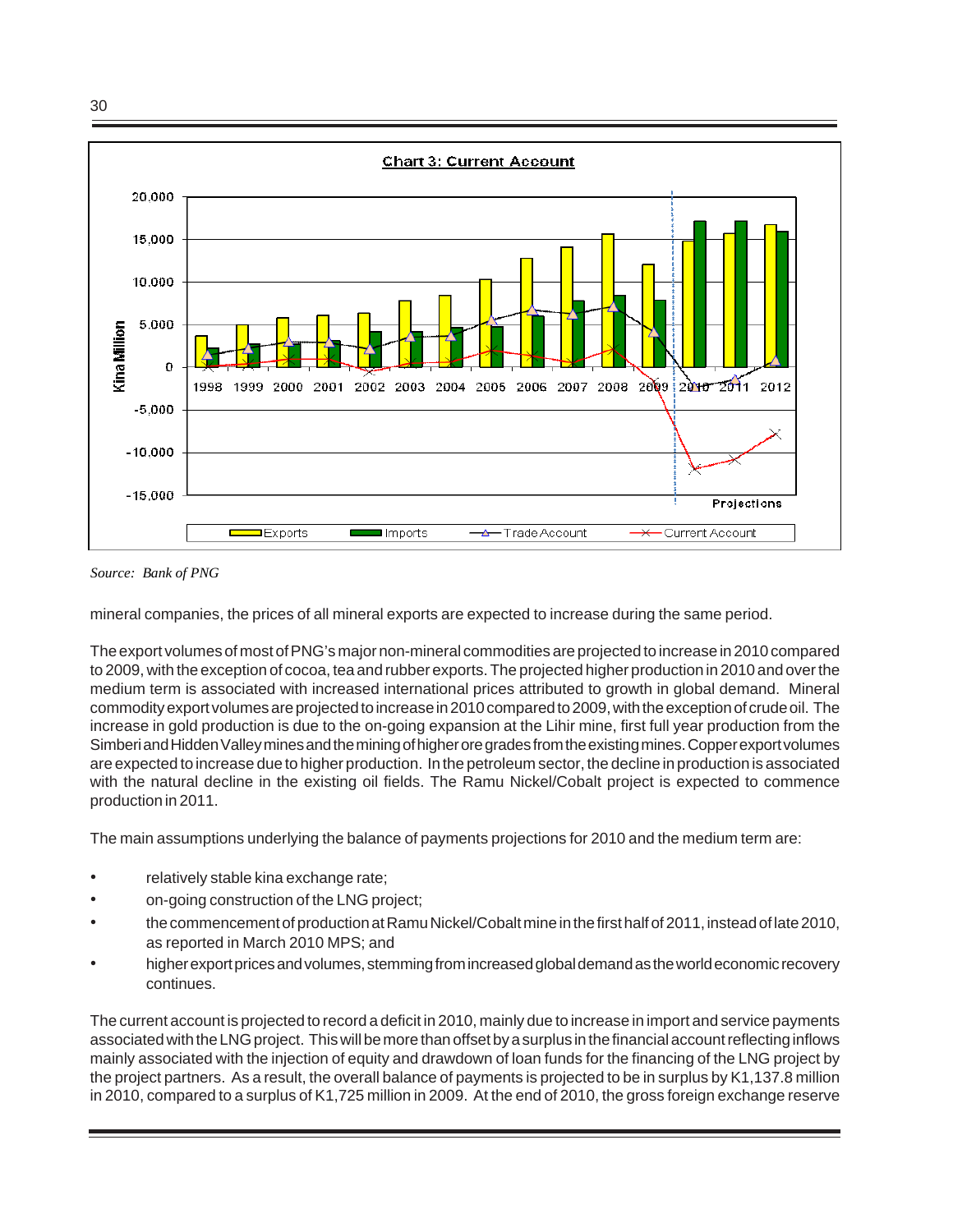**Chart 3: Current Account**

Source: *Bank of PNG*

mineral companies, the prices of all mineral exports are expected to increase during the same period.

The export volumes of most of PNG's major non-mineral commodities are projected to increase in 2010 compared to 2009, with the exception of cocoa, tea and rubber exports. The projected higher production in 2010 and over the medium term is associated with increased international prices attributed to growth in global demand. Mineral commodity export volumes are projected to increase in 2010 compared to 2009, with the exception of crude oil. The increase in gold production is due to the on-going expansion at the Lihir mine, first full year production from the Simberi and Hidden Valley mines and the mining of higher ore grades from the existing mines. Copper export volumes are expected to increase due to higher production. In the petroleum sector, the decline in production is associated with the natural decline in the existing oil fields. The Ramu Nickel/Cobalt project is expected to commence production in 2011.

The main assumptions underlying the balance of payments projections for 2010 and the medium term are:

- relatively stable kina exchange rate;
- on-going construction of the LNG project;
- the commencement of production at Ramu Nickel/Cobalt mine in the first half of 2011, instead of late 2010, as reported in March 2010 MPS; and
- higher export prices and volumes, stemming from increased global demand as the world economic recovery continues.

The current account is projected to record a deficit in 2010, mainly due to increase in import and service payments associated with the LNG project. This will be more than offset by a surplus in the financial account reflecting inflows mainly associated with the injection of equity and drawdown of loan funds for the financing of the LNG project by the project partners. As a result, the overall balance of payments is projected to be in surplus by K1,137.8 million in 2010, compared to a surplus of K1,725 million in 2009. At the end of 2010, the gross foreign exchange reserve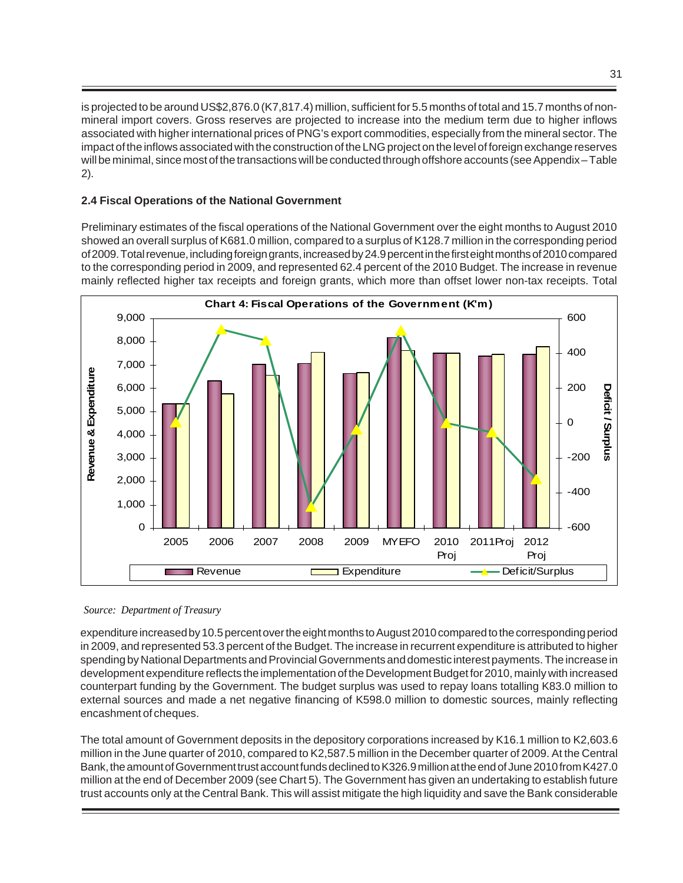is projected to be around US$2,876.0 (K7,817.4) million, sufficient for 5.5 months of total and 15.7 months of non-mineral import covers. Gross reserves are projected to increase into the medium term due to higher inflows associated with higher international prices of PNG's export commodities, especially from the mineral sector. The impact of the inflows associated with the construction of the LNG project on the level of foreign exchange reserves will be minimal, since most of the transactions will be conducted through offshore accounts (see Appendix – Table 2).

### 2.4 Fiscal Operations of the National Government

Preliminary estimates of the fiscal operations of the National Government over the eight months to August 2010 showed an overall surplus of K681.0 million, compared to a surplus of K128.7 million in the corresponding period of 2009. Total revenue, including foreign grants, increased by 24.9 percent in the first eight months of 2010 compared to the corresponding period in 2009, and represented 62.4 percent of the 2010 Budget. The increase in revenue mainly reflected higher tax receipts and foreign grants, which more than offset lower non-tax receipts. Total

**Chart 4: Fiscal Operations of the Government (K'm)**

*Source: Department of Treasury*

expenditure increased by 10.5 percent over the eight months to August 2010 compared to the corresponding period in 2009, and represented 53.3 percent of the Budget. The increase in recurrent expenditure is attributed to higher spending by National Departments and Provincial Governments and domestic interest payments. The increase in development expenditure reflects the implementation of the Development Budget for 2010, mainly with increased counterpart funding by the Government. The budget surplus was used to repay loans totalling K83.0 million to external sources and made a net negative financing of K598.0 million to domestic sources, mainly reflecting encashment of cheques.

The total amount of Government deposits in the depository corporations increased by K16.1 million to K2,603.6 million in the June quarter of 2010, compared to K2,587.5 million in the December quarter of 2009. At the Central Bank, the amount of Government trust account funds declined to K326.9 million at the end of June 2010 from K427.0 million at the end of December 2009 (see Chart 5). The Government has given an undertaking to establish future trust accounts only at the Central Bank. This will assist mitigate the high liquidity and save the Bank considerable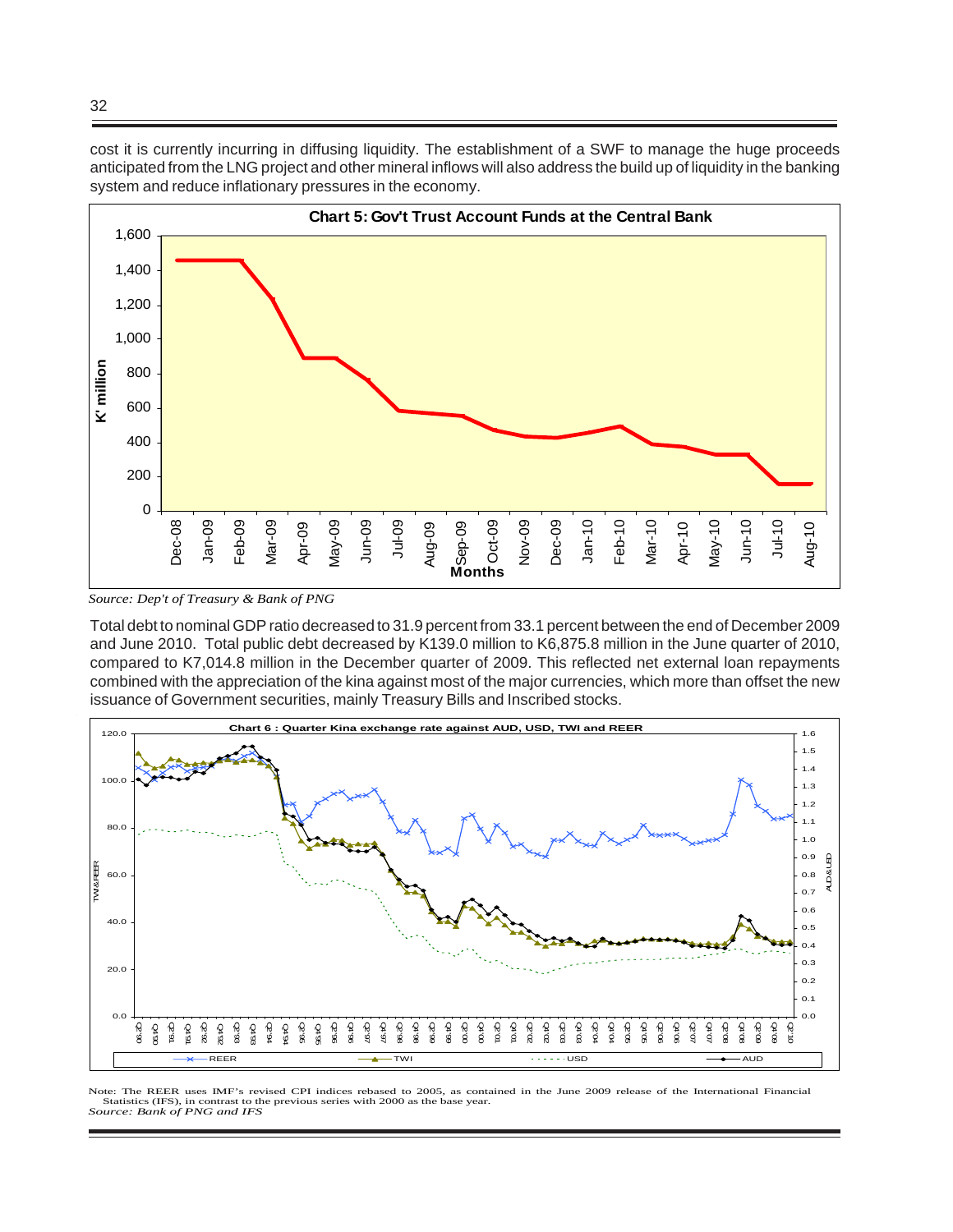cost it is currently incurring in diffusing liquidity. The establishment of a SWF to manage the huge proceeds anticipated from the LNG project and other mineral inflows will also address the build up of liquidity in the banking system and reduce inflationary pressures in the economy.

**Chart 5: Gov't Trust Account Funds at the Central Bank**

*Source: Dep't of Treasury & Bank of PNG*

Total debt to nominal GDP ratio decreased to 31.9 percent from 33.1 percent between the end of December 2009 and June 2010. Total public debt decreased by K139.0 million to K6,875.8 million in the June quarter of 2010, compared to K7,014.8 million in the December quarter of 2009. This reflected net external loan repayments combined with the appreciation of the kina against most of the major currencies, which more than offset the new issuance of Government securities, mainly Treasury Bills and Inscribed stocks.

**Chart 6 : Quarter Kina exchange rate against AUD, USD, TWI and REER**

Note: The REER uses IMF's revised CPI indices rebased to 2005, as contained in the June 2009 release of the International Financial Statistics (IFS), in contrast to the previous series with 2000 as the base year.
*Source: Bank of PNG and IFS*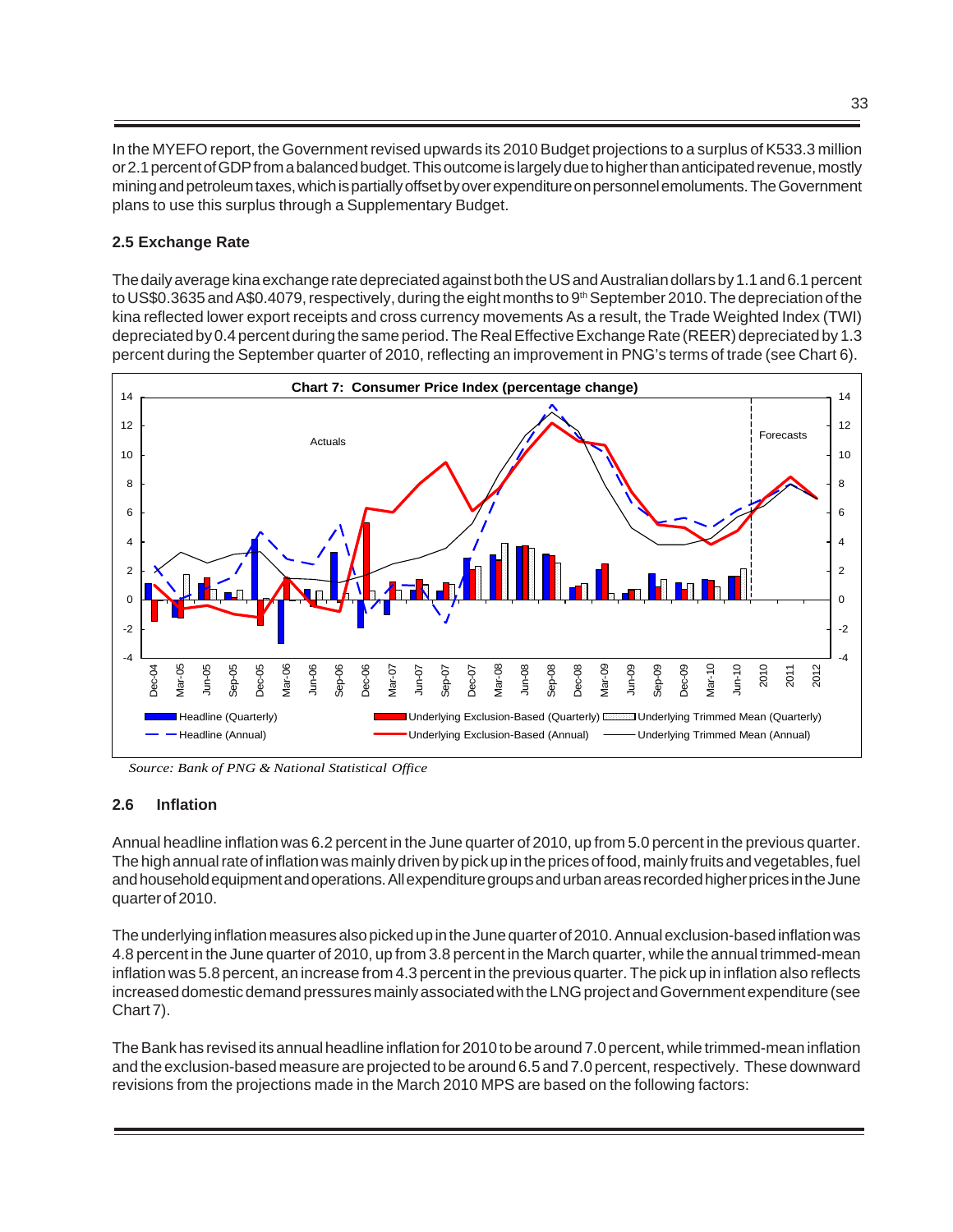In the MYEFO report, the Government revised upwards its 2010 Budget projections to a surplus of K533.3 million or 2.1 percent of GDP from a balanced budget. This outcome is largely due to higher than anticipated revenue, mostly mining and petroleum taxes, which is partially offset by over expenditure on personnel emoluments. The Government plans to use this surplus through a Supplementary Budget.

### 2.5 Exchange Rate

The daily average kina exchange rate depreciated against both the US and Australian dollars by 1.1 and 6.1 percent to US$0.3635 and A$0.4079, respectively, during the eight months to 9th September 2010. The depreciation of the kina reflected lower export receipts and cross currency movements As a result, the Trade Weighted Index (TWI) depreciated by 0.4 percent during the same period. The Real Effective Exchange Rate (REER) depreciated by 1.3 percent during the September quarter of 2010, reflecting an improvement in PNG's terms of trade (see Chart 6).

**Chart 7: Consumer Price Index (percentage change)**

*Source: Bank of PNG & National Statistical Office*

### 2.6 Inflation

Annual headline inflation was 6.2 percent in the June quarter of 2010, up from 5.0 percent in the previous quarter. The high annual rate of inflation was mainly driven by pick up in the prices of food, mainly fruits and vegetables, fuel and household equipment and operations. All expenditure groups and urban areas recorded higher prices in the June quarter of 2010.

The underlying inflation measures also picked up in the June quarter of 2010. Annual exclusion-based inflation was 4.8 percent in the June quarter of 2010, up from 3.8 percent in the March quarter, while the annual trimmed-mean inflation was 5.8 percent, an increase from 4.3 percent in the previous quarter. The pick up in inflation also reflects increased domestic demand pressures mainly associated with the LNG project and Government expenditure (see Chart 7).

The Bank has revised its annual headline inflation for 2010 to be around 7.0 percent, while trimmed-mean inflation and the exclusion-based measure are projected to be around 6.5 and 7.0 percent, respectively. These downward revisions from the projections made in the March 2010 MPS are based on the following factors: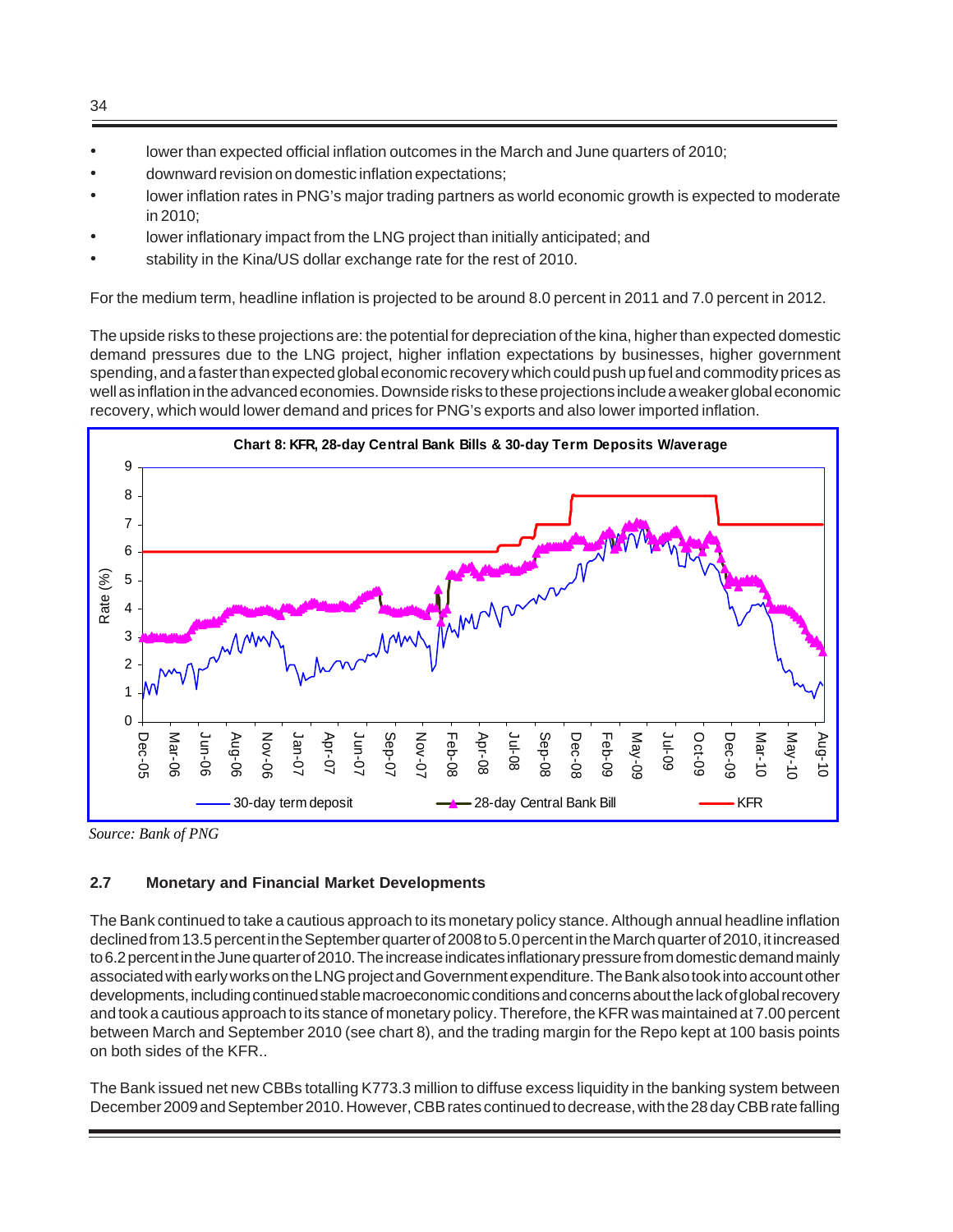- lower than expected official inflation outcomes in the March and June quarters of 2010;
- downward revision on domestic inflation expectations;
- lower inflation rates in PNG's major trading partners as world economic growth is expected to moderate in 2010;
- lower inflationary impact from the LNG project than initially anticipated; and
- stability in the Kina/US dollar exchange rate for the rest of 2010.

For the medium term, headline inflation is projected to be around 8.0 percent in 2011 and 7.0 percent in 2012.

The upside risks to these projections are: the potential for depreciation of the kina, higher than expected domestic demand pressures due to the LNG project, higher inflation expectations by businesses, higher government spending, and a faster than expected global economic recovery which could push up fuel and commodity prices as well as inflation in the advanced economies. Downside risks to these projections include a weaker global economic recovery, which would lower demand and prices for PNG's exports and also lower imported inflation.

**Chart 8: KFR, 28-day Central Bank Bills & 30-day Term Deposits W/average**

*Source: Bank of PNG*

### 2.7 Monetary and Financial Market Developments

The Bank continued to take a cautious approach to its monetary policy stance. Although annual headline inflation declined from 13.5 percent in the September quarter of 2008 to 5.0 percent in the March quarter of 2010, it increased to 6.2 percent in the June quarter of 2010. The increase indicates inflationary pressure from domestic demand mainly associated with early works on the LNG project and Government expenditure. The Bank also took into account other developments, including continued stable macroeconomic conditions and concerns about the lack of global recovery and took a cautious approach to its stance of monetary policy. Therefore, the KFR was maintained at 7.00 percent between March and September 2010 (see chart 8), and the trading margin for the Repo kept at 100 basis points on both sides of the KFR..

The Bank issued net new CBBs totalling K773.3 million to diffuse excess liquidity in the banking system between December 2009 and September 2010. However, CBB rates continued to decrease, with the 28 day CBB rate falling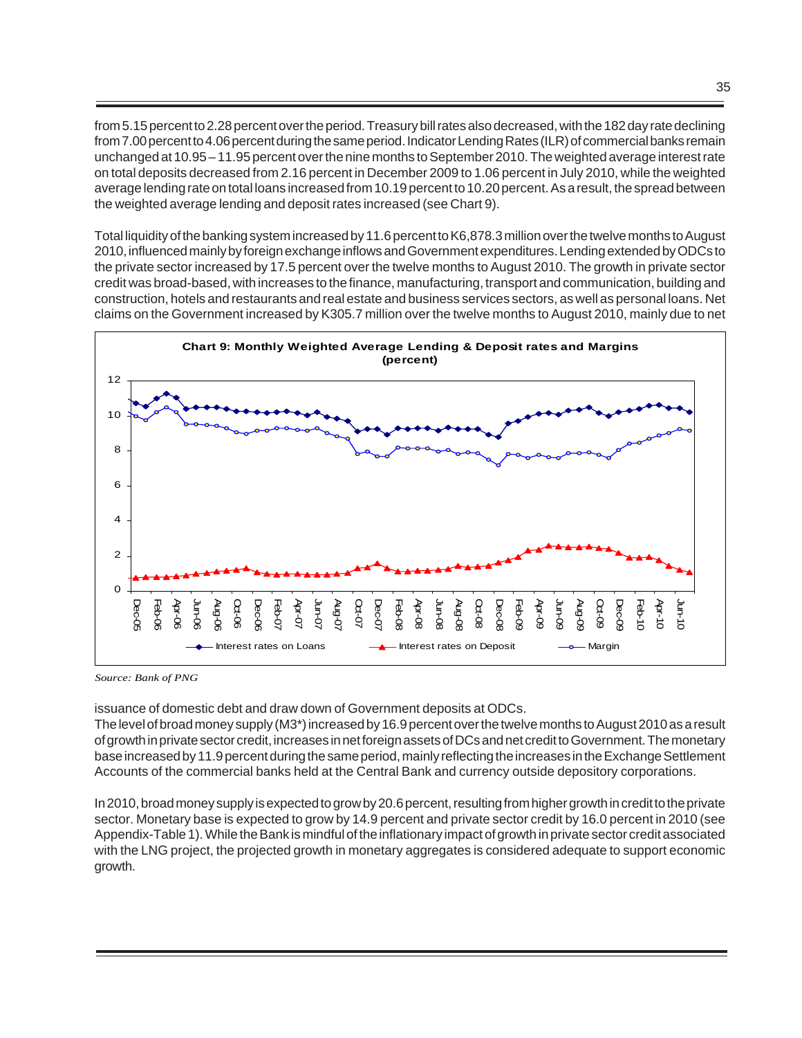from 5.15 percent to 2.28 percent over the period. Treasury bill rates also decreased, with the 182 day rate declining from 7.00 percent to 4.06 percent during the same period. Indicator Lending Rates (ILR) of commercial banks remain unchanged at 10.95 – 11.95 percent over the nine months to September 2010. The weighted average interest rate on total deposits decreased from 2.16 percent in December 2009 to 1.06 percent in July 2010, while the weighted average lending rate on total loans increased from 10.19 percent to 10.20 percent. As a result, the spread between the weighted average lending and deposit rates increased (see Chart 9).

Total liquidity of the banking system increased by 11.6 percent to K6,878.3 million over the twelve months to August 2010, influenced mainly by foreign exchange inflows and Government expenditures. Lending extended by ODCs to the private sector increased by 17.5 percent over the twelve months to August 2010. The growth in private sector credit was broad-based, with increases to the finance, manufacturing, transport and communication, building and construction, hotels and restaurants and real estate and business services sectors, as well as personal loans. Net claims on the Government increased by K305.7 million over the twelve months to August 2010, mainly due to net

**Chart 9: Monthly Weighted Average Lending & Deposit rates and Margins (percent)**

*Source: Bank of PNG*

issuance of domestic debt and draw down of Government deposits at ODCs.

The level of broad money supply (M3*) increased by 16.9 percent over the twelve months to August 2010 as a result of growth in private sector credit, increases in net foreign assets of DCs and net credit to Government. The monetary base increased by 11.9 percent during the same period, mainly reflecting the increases in the Exchange Settlement Accounts of the commercial banks held at the Central Bank and currency outside depository corporations.

In 2010, broad money supply is expected to grow by 20.6 percent, resulting from higher growth in credit to the private sector. Monetary base is expected to grow by 14.9 percent and private sector credit by 16.0 percent in 2010 (see Appendix-Table 1). While the Bank is mindful of the inflationary impact of growth in private sector credit associated with the LNG project, the projected growth in monetary aggregates is considered adequate to support economic growth.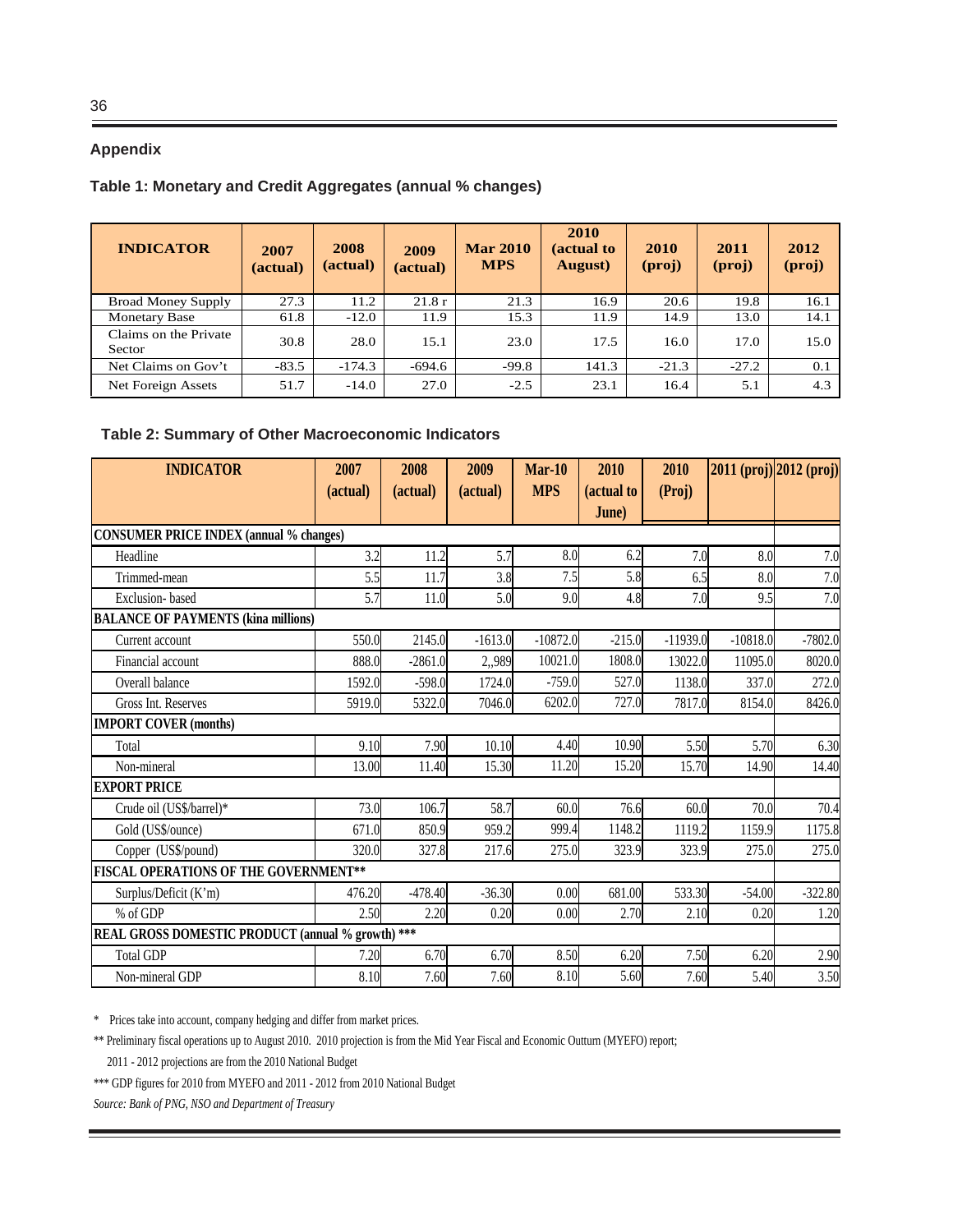## Appendix

### Table 1: Monetary and Credit Aggregates (annual % changes)

| INDICATOR | 2007 (actual) | 2008 (actual) | 2009 (actual) | Mar 2010 MPS | 2010 (actual to August) | 2010 (proj) | 2011 (proj) | 2012 (proj) |
|---|---|---|---|---|---|---|---|---|
| Broad Money Supply | 27.3 | 11.2 | 21.8 r | 21.3 | 16.9 | 20.6 | 19.8 | 16.1 |
| Monetary Base | 61.8 | -12.0 | 11.9 | 15.3 | 11.9 | 14.9 | 13.0 | 14.1 |
| Claims on the Private Sector | 30.8 | 28.0 | 15.1 | 23.0 | 17.5 | 16.0 | 17.0 | 15.0 |
| Net Claims on Gov't | -83.5 | -174.3 | -694.6 | -99.8 | 141.3 | -21.3 | -27.2 | 0.1 |
| Net Foreign Assets | 51.7 | -14.0 | 27.0 | -2.5 | 23.1 | 16.4 | 5.1 | 4.3 |

### Table 2: Summary of Other Macroeconomic Indicators

| INDICATOR | 2007 (actual) | 2008 (actual) | 2009 (actual) | Mar-10 MPS | 2010 (actual to June) | 2010 (Proj) | 2011 (proj) | 2012 (proj) |
|---|---|---|---|---|---|---|---|---|
| **CONSUMER PRICE INDEX (annual % changes)** | | | | | | | | |
| Headline | 3.2 | 11.2 | 5.7 | 8.0 | 6.2 | 7.0 | 8.0 | 7.0 |
| Trimmed-mean | 5.5 | 11.7 | 3.8 | 7.5 | 5.8 | 6.5 | 8.0 | 7.0 |
| Exclusion- based | 5.7 | 11.0 | 5.0 | 9.0 | 4.8 | 7.0 | 9.5 | 7.0 |
| **BALANCE OF PAYMENTS (kina millions)** | | | | | | | | |
| Current account | 550.0 | 2145.0 | -1613.0 | -10872.0 | -215.0 | -11939.0 | -10818.0 | -7802.0 |
| Financial account | 888.0 | -2861.0 | 2,,989 | 10021.0 | 1808.0 | 13022.0 | 11095.0 | 8020.0 |
| Overall balance | 1592.0 | -598.0 | 1724.0 | -759.0 | 527.0 | 1138.0 | 337.0 | 272.0 |
| Gross Int. Reserves | 5919.0 | 5322.0 | 7046.0 | 6202.0 | 727.0 | 7817.0 | 8154.0 | 8426.0 |
| **IMPORT COVER (months)** | | | | | | | | |
| Total | 9.10 | 7.90 | 10.10 | 4.40 | 10.90 | 5.50 | 5.70 | 6.30 |
| Non-mineral | 13.00 | 11.40 | 15.30 | 11.20 | 15.20 | 15.70 | 14.90 | 14.40 |
| **EXPORT PRICE** | | | | | | | | |
| Crude oil (US$/barrel)* | 73.0 | 106.7 | 58.7 | 60.0 | 76.6 | 60.0 | 70.0 | 70.4 |
| Gold (US$/ounce) | 671.0 | 850.9 | 959.2 | 999.4 | 1148.2 | 1119.2 | 1159.9 | 1175.8 |
| Copper (US$/pound) | 320.0 | 327.8 | 217.6 | 275.0 | 323.9 | 323.9 | 275.0 | 275.0 |
| **FISCAL OPERATIONS OF THE GOVERNMENT**** | | | | | | | | |
| Surplus/Deficit (K'm) | 476.20 | -478.40 | -36.30 | 0.00 | 681.00 | 533.30 | -54.00 | -322.80 |
| % of GDP | 2.50 | 2.20 | 0.20 | 0.00 | 2.70 | 2.10 | 0.20 | 1.20 |
| **REAL GROSS DOMESTIC PRODUCT (annual % growth) ***** | | | | | | | | |
| Total GDP | 7.20 | 6.70 | 6.70 | 8.50 | 6.20 | 7.50 | 6.20 | 2.90 |
| Non-mineral GDP | 8.10 | 7.60 | 7.60 | 8.10 | 5.60 | 7.60 | 5.40 | 3.50 |

\* Prices take into account, company hedging and differ from market prices.

** Preliminary fiscal operations up to August 2010. 2010 projection is from the Mid Year Fiscal and Economic Outturn (MYEFO) report; 2011 - 2012 projections are from the 2010 National Budget

*** GDP figures for 2010 from MYEFO and 2011 - 2012 from 2010 National Budget

*Source: Bank of PNG, NSO and Department of Treasury*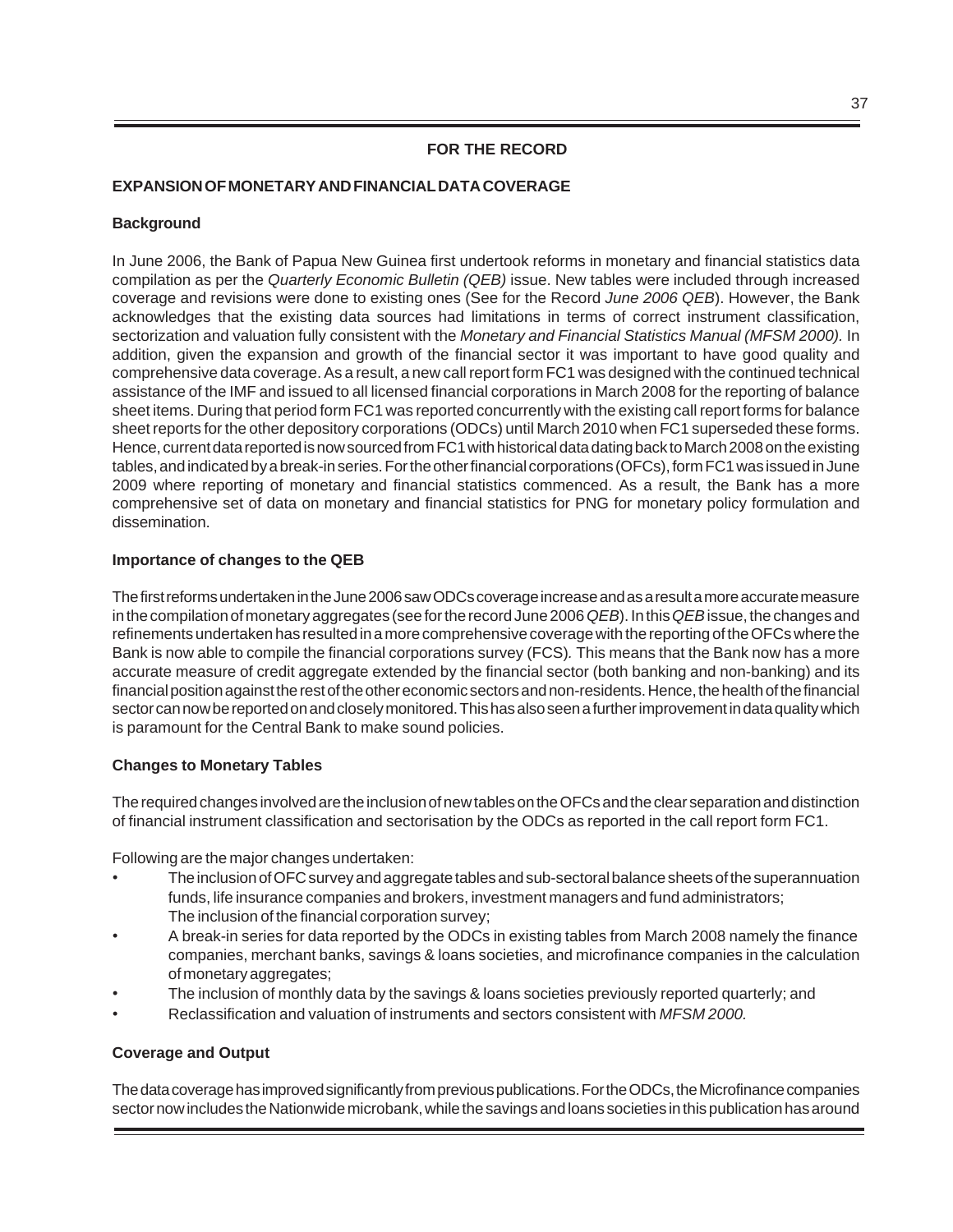## FOR THE RECORD

### EXPANSION OF MONETARY AND FINANCIAL DATA COVERAGE

**Background**

In June 2006, the Bank of Papua New Guinea first undertook reforms in monetary and financial statistics data compilation as per the *Quarterly Economic Bulletin (QEB)* issue. New tables were included through increased coverage and revisions were done to existing ones (See for the Record *June 2006 QEB*). However, the Bank acknowledges that the existing data sources had limitations in terms of correct instrument classification, sectorization and valuation fully consistent with the *Monetary and Financial Statistics Manual (MFSM 2000).* In addition, given the expansion and growth of the financial sector it was important to have good quality and comprehensive data coverage. As a result, a new call report form FC1 was designed with the continued technical assistance of the IMF and issued to all licensed financial corporations in March 2008 for the reporting of balance sheet items. During that period form FC1 was reported concurrently with the existing call report forms for balance sheet reports for the other depository corporations (ODCs) until March 2010 when FC1 superseded these forms. Hence, current data reported is now sourced from FC1 with historical data dating back to March 2008 on the existing tables, and indicated by a break-in series. For the other financial corporations (OFCs), form FC1 was issued in June 2009 where reporting of monetary and financial statistics commenced. As a result, the Bank has a more comprehensive set of data on monetary and financial statistics for PNG for monetary policy formulation and dissemination.

**Importance of changes to the QEB**

The first reforms undertaken in the June 2006 saw ODCs coverage increase and as a result a more accurate measure in the compilation of monetary aggregates (see for the record June 2006 *QEB*). In this *QEB* issue, the changes and refinements undertaken has resulted in a more comprehensive coverage with the reporting of the OFCs where the Bank is now able to compile the financial corporations survey (FCS). This means that the Bank now has a more accurate measure of credit aggregate extended by the financial sector (both banking and non-banking) and its financial position against the rest of the other economic sectors and non-residents. Hence, the health of the financial sector can now be reported on and closely monitored. This has also seen a further improvement in data quality which is paramount for the Central Bank to make sound policies.

**Changes to Monetary Tables**

The required changes involved are the inclusion of new tables on the OFCs and the clear separation and distinction of financial instrument classification and sectorisation by the ODCs as reported in the call report form FC1.

Following are the major changes undertaken:

- The inclusion of OFC survey and aggregate tables and sub-sectoral balance sheets of the superannuation funds, life insurance companies and brokers, investment managers and fund administrators; The inclusion of the financial corporation survey;
- A break-in series for data reported by the ODCs in existing tables from March 2008 namely the finance companies, merchant banks, savings & loans societies, and microfinance companies in the calculation of monetary aggregates;
- The inclusion of monthly data by the savings & loans societies previously reported quarterly; and
- Reclassification and valuation of instruments and sectors consistent with *MFSM 2000.*

**Coverage and Output**

The data coverage has improved significantly from previous publications. For the ODCs, the Microfinance companies sector now includes the Nationwide microbank, while the savings and loans societies in this publication has around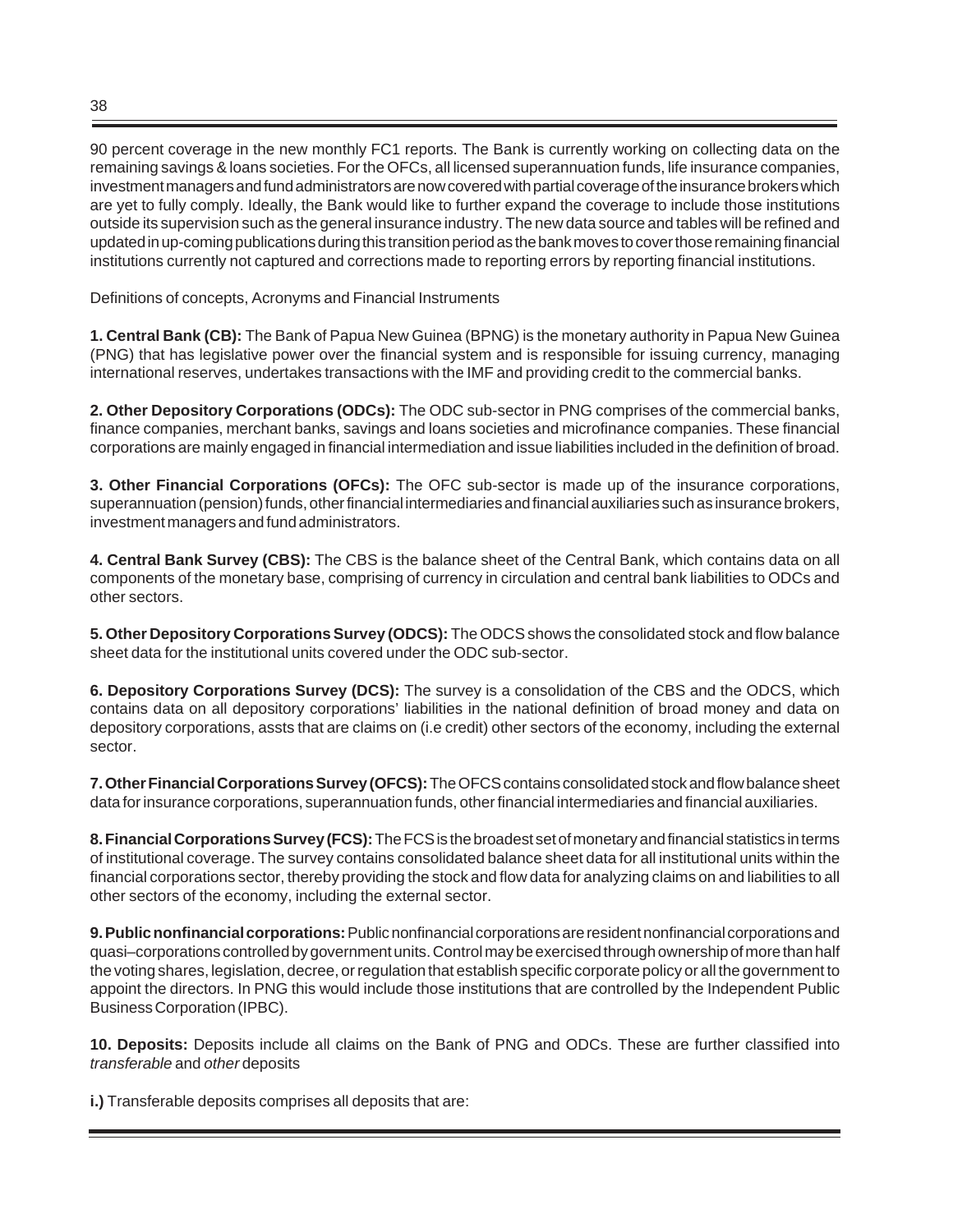90 percent coverage in the new monthly FC1 reports. The Bank is currently working on collecting data on the remaining savings & loans societies. For the OFCs, all licensed superannuation funds, life insurance companies, investment managers and fund administrators are now covered with partial coverage of the insurance brokers which are yet to fully comply. Ideally, the Bank would like to further expand the coverage to include those institutions outside its supervision such as the general insurance industry. The new data source and tables will be refined and updated in up-coming publications during this transition period as the bank moves to cover those remaining financial institutions currently not captured and corrections made to reporting errors by reporting financial institutions.

Definitions of concepts, Acronyms and Financial Instruments

**1. Central Bank (CB):** The Bank of Papua New Guinea (BPNG) is the monetary authority in Papua New Guinea (PNG) that has legislative power over the financial system and is responsible for issuing currency, managing international reserves, undertakes transactions with the IMF and providing credit to the commercial banks.

**2. Other Depository Corporations (ODCs):** The ODC sub-sector in PNG comprises of the commercial banks, finance companies, merchant banks, savings and loans societies and microfinance companies. These financial corporations are mainly engaged in financial intermediation and issue liabilities included in the definition of broad.

**3. Other Financial Corporations (OFCs):** The OFC sub-sector is made up of the insurance corporations, superannuation (pension) funds, other financial intermediaries and financial auxiliaries such as insurance brokers, investment managers and fund administrators.

**4. Central Bank Survey (CBS):** The CBS is the balance sheet of the Central Bank, which contains data on all components of the monetary base, comprising of currency in circulation and central bank liabilities to ODCs and other sectors.

**5. Other Depository Corporations Survey (ODCS):** The ODCS shows the consolidated stock and flow balance sheet data for the institutional units covered under the ODC sub-sector.

**6. Depository Corporations Survey (DCS):** The survey is a consolidation of the CBS and the ODCS, which contains data on all depository corporations' liabilities in the national definition of broad money and data on depository corporations, assts that are claims on (i.e credit) other sectors of the economy, including the external sector.

**7. Other Financial Corporations Survey (OFCS):** The OFCS contains consolidated stock and flow balance sheet data for insurance corporations, superannuation funds, other financial intermediaries and financial auxiliaries.

**8. Financial Corporations Survey (FCS):** The FCS is the broadest set of monetary and financial statistics in terms of institutional coverage. The survey contains consolidated balance sheet data for all institutional units within the financial corporations sector, thereby providing the stock and flow data for analyzing claims on and liabilities to all other sectors of the economy, including the external sector.

**9. Public nonfinancial corporations:** Public nonfinancial corporations are resident nonfinancial corporations and quasi–corporations controlled by government units. Control may be exercised through ownership of more than half the voting shares, legislation, decree, or regulation that establish specific corporate policy or all the government to appoint the directors. In PNG this would include those institutions that are controlled by the Independent Public Business Corporation (IPBC).

**10. Deposits:** Deposits include all claims on the Bank of PNG and ODCs. These are further classified into *transferable* and *other* deposits

**i.)** Transferable deposits comprises all deposits that are: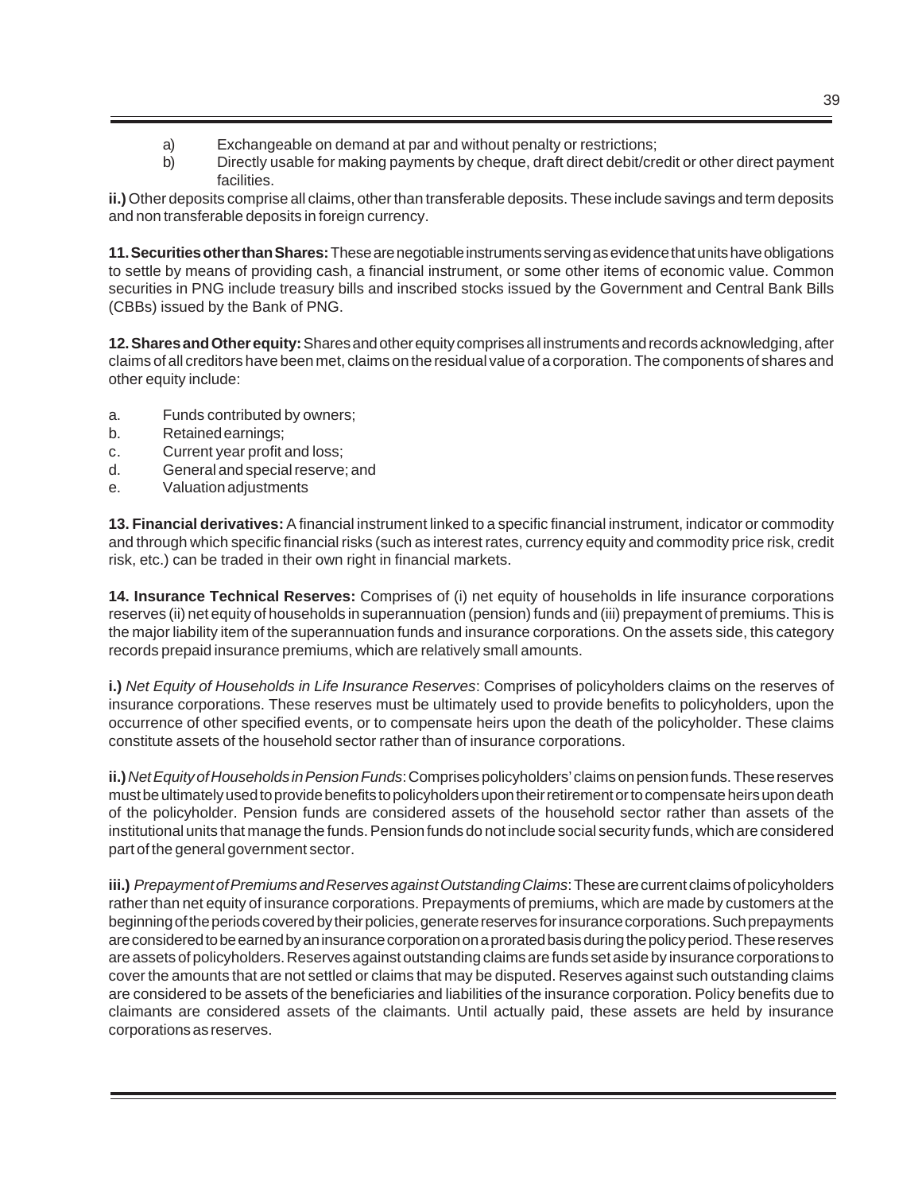a) Exchangeable on demand at par and without penalty or restrictions;
b) Directly usable for making payments by cheque, draft direct debit/credit or other direct payment facilities.

**ii.)** Other deposits comprise all claims, other than transferable deposits. These include savings and term deposits and non transferable deposits in foreign currency.

**11. Securities other than Shares:** These are negotiable instruments serving as evidence that units have obligations to settle by means of providing cash, a financial instrument, or some other items of economic value. Common securities in PNG include treasury bills and inscribed stocks issued by the Government and Central Bank Bills (CBBs) issued by the Bank of PNG.

**12. Shares and Other equity:** Shares and other equity comprises all instruments and records acknowledging, after claims of all creditors have been met, claims on the residual value of a corporation. The components of shares and other equity include:

a. Funds contributed by owners;
b. Retained earnings;
c. Current year profit and loss;
d. General and special reserve; and
e. Valuation adjustments

**13. Financial derivatives:** A financial instrument linked to a specific financial instrument, indicator or commodity and through which specific financial risks (such as interest rates, currency equity and commodity price risk, credit risk, etc.) can be traded in their own right in financial markets.

**14. Insurance Technical Reserves:** Comprises of (i) net equity of households in life insurance corporations reserves (ii) net equity of households in superannuation (pension) funds and (iii) prepayment of premiums. This is the major liability item of the superannuation funds and insurance corporations. On the assets side, this category records prepaid insurance premiums, which are relatively small amounts.

**i.)** *Net Equity of Households in Life Insurance Reserves*: Comprises of policyholders claims on the reserves of insurance corporations. These reserves must be ultimately used to provide benefits to policyholders, upon the occurrence of other specified events, or to compensate heirs upon the death of the policyholder. These claims constitute assets of the household sector rather than of insurance corporations.

**ii.)** *Net Equity of Households in Pension Funds*: Comprises policyholders' claims on pension funds. These reserves must be ultimately used to provide benefits to policyholders upon their retirement or to compensate heirs upon death of the policyholder. Pension funds are considered assets of the household sector rather than assets of the institutional units that manage the funds. Pension funds do not include social security funds, which are considered part of the general government sector.

**iii.)** *Prepayment of Premiums and Reserves against Outstanding Claims*: These are current claims of policyholders rather than net equity of insurance corporations. Prepayments of premiums, which are made by customers at the beginning of the periods covered by their policies, generate reserves for insurance corporations. Such prepayments are considered to be earned by an insurance corporation on a prorated basis during the policy period. These reserves are assets of policyholders. Reserves against outstanding claims are funds set aside by insurance corporations to cover the amounts that are not settled or claims that may be disputed. Reserves against such outstanding claims are considered to be assets of the beneficiaries and liabilities of the insurance corporation. Policy benefits due to claimants are considered assets of the claimants. Until actually paid, these assets are held by insurance corporations as reserves.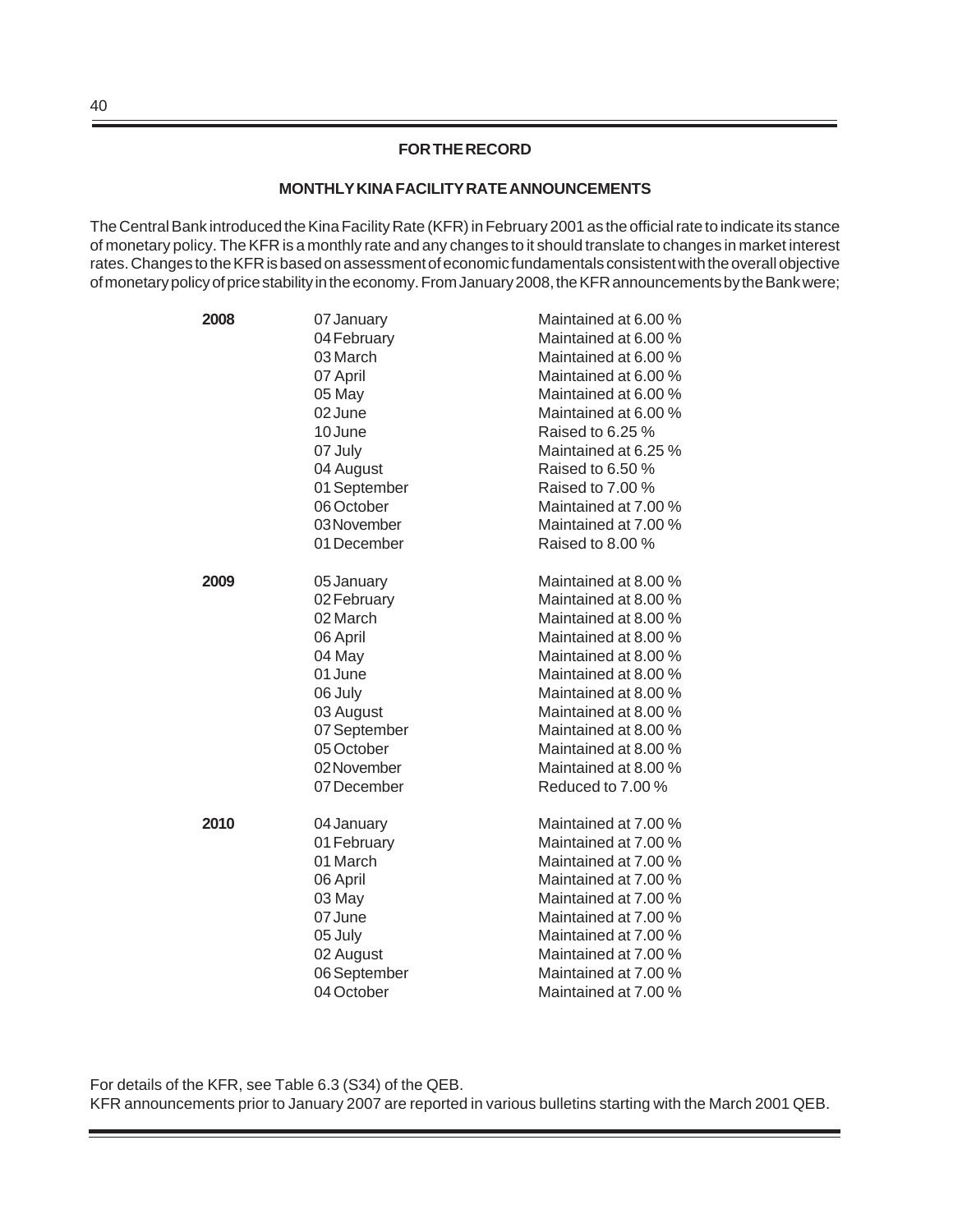## FOR THE RECORD

### MONTHLY KINA FACILITY RATE ANNOUNCEMENTS

The Central Bank introduced the Kina Facility Rate (KFR) in February 2001 as the official rate to indicate its stance of monetary policy. The KFR is a monthly rate and any changes to it should translate to changes in market interest rates. Changes to the KFR is based on assessment of economic fundamentals consistent with the overall objective of monetary policy of price stability in the economy. From January 2008, the KFR announcements by the Bank were;

| Year | Date | Announcement |
|---|---|---|
| **2008** | 07 January | Maintained at 6.00 % |
| | 04 February | Maintained at 6.00 % |
| | 03 March | Maintained at 6.00 % |
| | 07 April | Maintained at 6.00 % |
| | 05 May | Maintained at 6.00 % |
| | 02 June | Maintained at 6.00 % |
| | 10 June | Raised to 6.25 % |
| | 07 July | Maintained at 6.25 % |
| | 04 August | Raised to 6.50 % |
| | 01 September | Raised to 7.00 % |
| | 06 October | Maintained at 7.00 % |
| | 03 November | Maintained at 7.00 % |
| | 01 December | Raised to 8.00 % |
| **2009** | 05 January | Maintained at 8.00 % |
| | 02 February | Maintained at 8.00 % |
| | 02 March | Maintained at 8.00 % |
| | 06 April | Maintained at 8.00 % |
| | 04 May | Maintained at 8.00 % |
| | 01 June | Maintained at 8.00 % |
| | 06 July | Maintained at 8.00 % |
| | 03 August | Maintained at 8.00 % |
| | 07 September | Maintained at 8.00 % |
| | 05 October | Maintained at 8.00 % |
| | 02 November | Maintained at 8.00 % |
| | 07 December | Reduced to 7.00 % |
| **2010** | 04 January | Maintained at 7.00 % |
| | 01 February | Maintained at 7.00 % |
| | 01 March | Maintained at 7.00 % |
| | 06 April | Maintained at 7.00 % |
| | 03 May | Maintained at 7.00 % |
| | 07 June | Maintained at 7.00 % |
| | 05 July | Maintained at 7.00 % |
| | 02 August | Maintained at 7.00 % |
| | 06 September | Maintained at 7.00 % |
| | 04 October | Maintained at 7.00 % |

For details of the KFR, see Table 6.3 (S34) of the QEB.
KFR announcements prior to January 2007 are reported in various bulletins starting with the March 2001 QEB.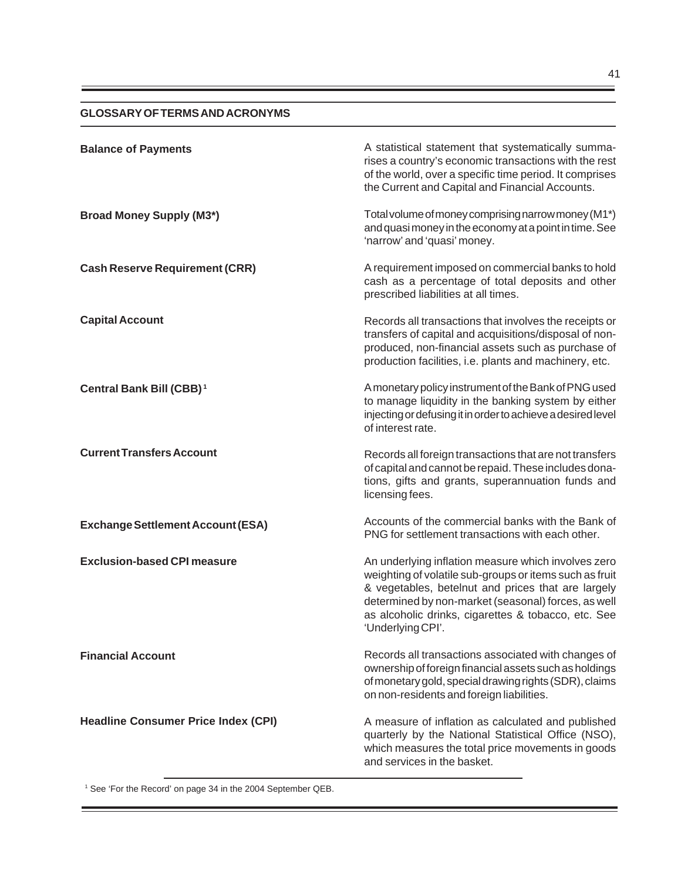## GLOSSARY OF TERMS AND ACRONYMS

**Balance of Payments**

A statistical statement that systematically summarises a country's economic transactions with the rest of the world, over a specific time period. It comprises the Current and Capital and Financial Accounts.

**Broad Money Supply (M3*)**

Total volume of money comprising narrow money (M1*) and quasi money in the economy at a point in time. See 'narrow' and 'quasi' money.

**Cash Reserve Requirement (CRR)**

A requirement imposed on commercial banks to hold cash as a percentage of total deposits and other prescribed liabilities at all times.

**Capital Account**

Records all transactions that involves the receipts or transfers of capital and acquisitions/disposal of non-produced, non-financial assets such as purchase of production facilities, i.e. plants and machinery, etc.

**Central Bank Bill (CBB)** [1]

A monetary policy instrument of the Bank of PNG used to manage liquidity in the banking system by either injecting or defusing it in order to achieve a desired level of interest rate.

**Current Transfers Account**

Records all foreign transactions that are not transfers of capital and cannot be repaid. These includes donations, gifts and grants, superannuation funds and licensing fees.

**Exchange Settlement Account (ESA)**

Accounts of the commercial banks with the Bank of PNG for settlement transactions with each other.

**Exclusion-based CPI measure**

An underlying inflation measure which involves zero weighting of volatile sub-groups or items such as fruit & vegetables, betelnut and prices that are largely determined by non-market (seasonal) forces, as well as alcoholic drinks, cigarettes & tobacco, etc. See 'Underlying CPI'.

**Financial Account**

Records all transactions associated with changes of ownership of foreign financial assets such as holdings of monetary gold, special drawing rights (SDR), claims on non-residents and foreign liabilities.

**Headline Consumer Price Index (CPI)**

A measure of inflation as calculated and published quarterly by the National Statistical Office (NSO), which measures the total price movements in goods and services in the basket.

---

[1] See 'For the Record' on page 34 in the 2004 September QEB.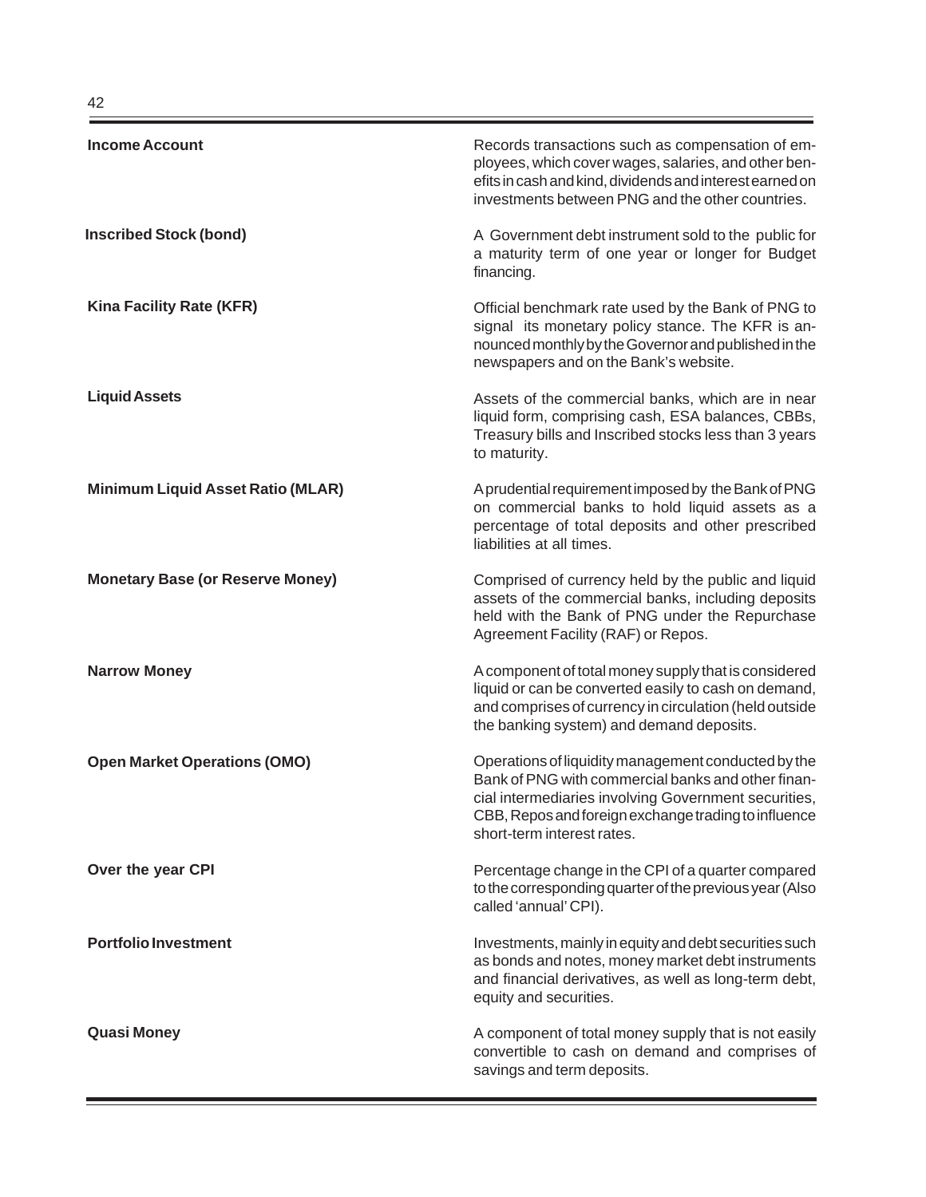**Income Account**
Records transactions such as compensation of employees, which cover wages, salaries, and other benefits in cash and kind, dividends and interest earned on investments between PNG and the other countries.

**Inscribed Stock (bond)**
A Government debt instrument sold to the public for a maturity term of one year or longer for Budget financing.

**Kina Facility Rate (KFR)**
Official benchmark rate used by the Bank of PNG to signal its monetary policy stance. The KFR is announced monthly by the Governor and published in the newspapers and on the Bank's website.

**Liquid Assets**
Assets of the commercial banks, which are in near liquid form, comprising cash, ESA balances, CBBs, Treasury bills and Inscribed stocks less than 3 years to maturity.

**Minimum Liquid Asset Ratio (MLAR)**
A prudential requirement imposed by the Bank of PNG on commercial banks to hold liquid assets as a percentage of total deposits and other prescribed liabilities at all times.

**Monetary Base (or Reserve Money)**
Comprised of currency held by the public and liquid assets of the commercial banks, including deposits held with the Bank of PNG under the Repurchase Agreement Facility (RAF) or Repos.

**Narrow Money**
A component of total money supply that is considered liquid or can be converted easily to cash on demand, and comprises of currency in circulation (held outside the banking system) and demand deposits.

**Open Market Operations (OMO)**
Operations of liquidity management conducted by the Bank of PNG with commercial banks and other financial intermediaries involving Government securities, CBB, Repos and foreign exchange trading to influence short-term interest rates.

**Over the year CPI**
Percentage change in the CPI of a quarter compared to the corresponding quarter of the previous year (Also called 'annual' CPI).

**Portfolio Investment**
Investments, mainly in equity and debt securities such as bonds and notes, money market debt instruments and financial derivatives, as well as long-term debt, equity and securities.

**Quasi Money**
A component of total money supply that is not easily convertible to cash on demand and comprises of savings and term deposits.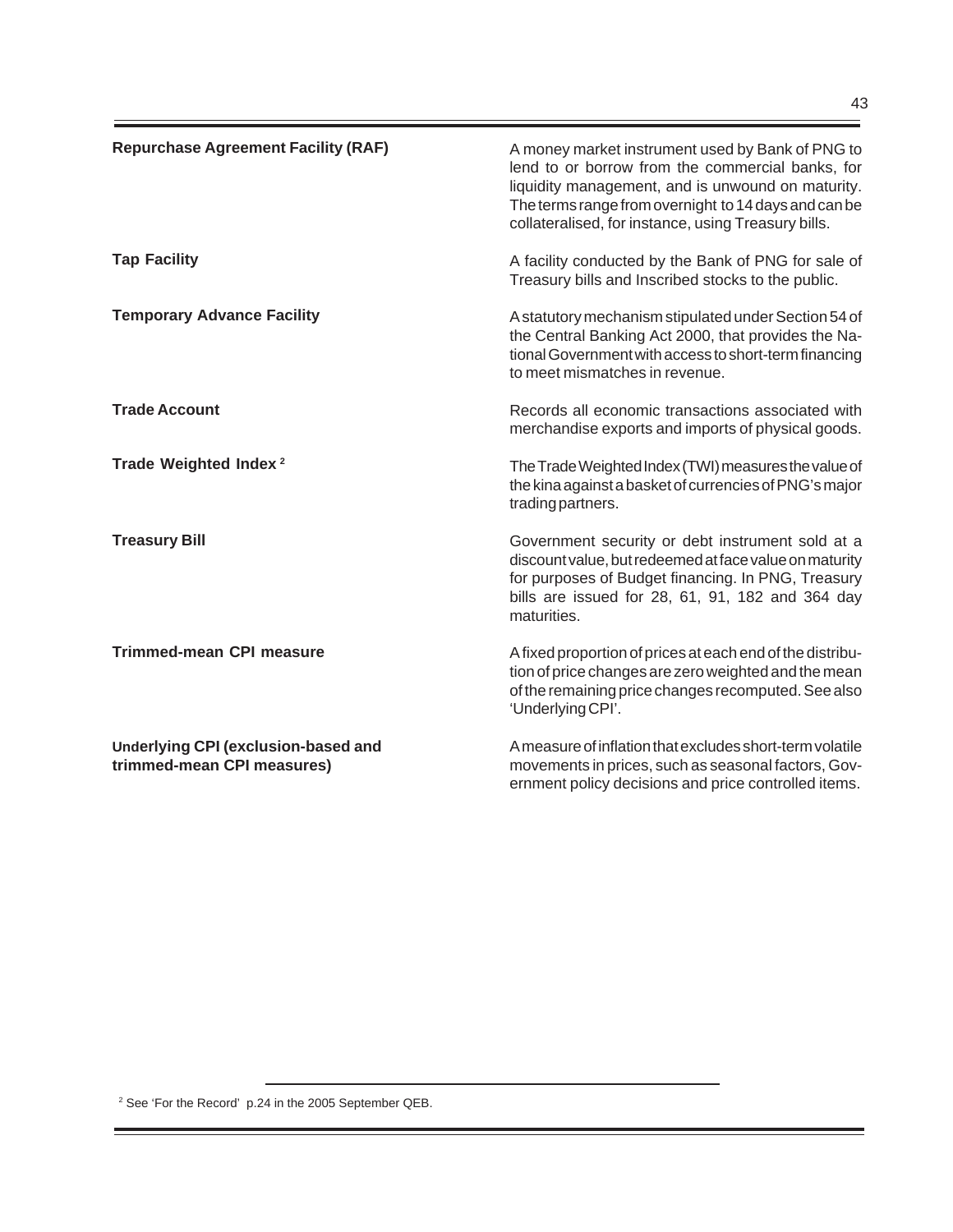**Repurchase Agreement Facility (RAF)**

A money market instrument used by Bank of PNG to lend to or borrow from the commercial banks, for liquidity management, and is unwound on maturity. The terms range from overnight to 14 days and can be collateralised, for instance, using Treasury bills.

**Tap Facility**

A facility conducted by the Bank of PNG for sale of Treasury bills and Inscribed stocks to the public.

**Temporary Advance Facility**

A statutory mechanism stipulated under Section 54 of the Central Banking Act 2000, that provides the National Government with access to short-term financing to meet mismatches in revenue.

**Trade Account**

Records all economic transactions associated with merchandise exports and imports of physical goods.

**Trade Weighted Index [2]**

The Trade Weighted Index (TWI) measures the value of the kina against a basket of currencies of PNG's major trading partners.

**Treasury Bill**

Government security or debt instrument sold at a discount value, but redeemed at face value on maturity for purposes of Budget financing. In PNG, Treasury bills are issued for 28, 61, 91, 182 and 364 day maturities.

**Trimmed-mean CPI measure**

A fixed proportion of prices at each end of the distribution of price changes are zero weighted and the mean of the remaining price changes recomputed. See also 'Underlying CPI'.

**Underlying CPI (exclusion-based and trimmed-mean CPI measures)**

A measure of inflation that excludes short-term volatile movements in prices, such as seasonal factors, Government policy decisions and price controlled items.

---

[2] See 'For the Record' p.24 in the 2005 September QEB.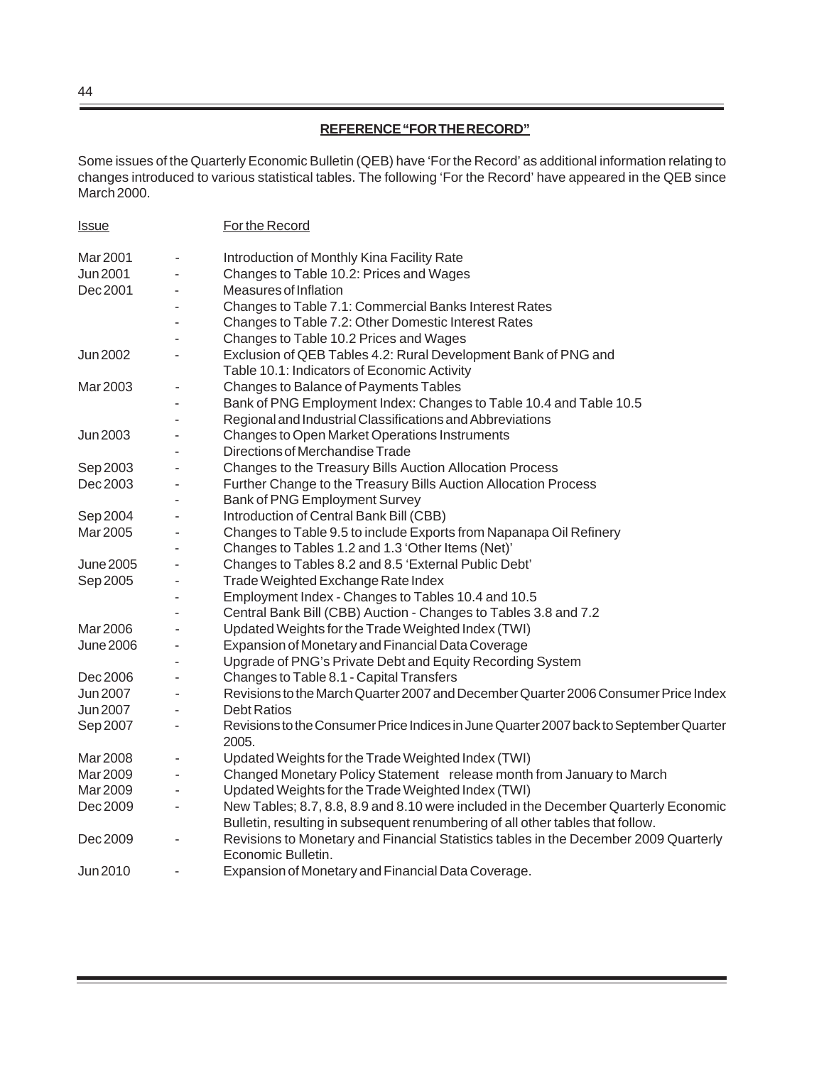## REFERENCE "FOR THE RECORD"

Some issues of the Quarterly Economic Bulletin (QEB) have 'For the Record' as additional information relating to changes introduced to various statistical tables. The following 'For the Record' have appeared in the QEB since March 2000.

| Issue | | For the Record |
|---|---|---|
| Mar 2001 | - | Introduction of Monthly Kina Facility Rate |
| Jun 2001 | - | Changes to Table 10.2: Prices and Wages |
| Dec 2001 | - | Measures of Inflation |
| | - | Changes to Table 7.1: Commercial Banks Interest Rates |
| | - | Changes to Table 7.2: Other Domestic Interest Rates |
| | - | Changes to Table 10.2 Prices and Wages |
| Jun 2002 | - | Exclusion of QEB Tables 4.2: Rural Development Bank of PNG and Table 10.1: Indicators of Economic Activity |
| Mar 2003 | - | Changes to Balance of Payments Tables |
| | - | Bank of PNG Employment Index: Changes to Table 10.4 and Table 10.5 |
| | - | Regional and Industrial Classifications and Abbreviations |
| Jun 2003 | - | Changes to Open Market Operations Instruments |
| | - | Directions of Merchandise Trade |
| Sep 2003 | - | Changes to the Treasury Bills Auction Allocation Process |
| Dec 2003 | - | Further Change to the Treasury Bills Auction Allocation Process |
| | - | Bank of PNG Employment Survey |
| Sep 2004 | - | Introduction of Central Bank Bill (CBB) |
| Mar 2005 | - | Changes to Table 9.5 to include Exports from Napanapa Oil Refinery |
| | - | Changes to Tables 1.2 and 1.3 'Other Items (Net)' |
| June 2005 | - | Changes to Tables 8.2 and 8.5 'External Public Debt' |
| Sep 2005 | - | Trade Weighted Exchange Rate Index |
| | - | Employment Index - Changes to Tables 10.4 and 10.5 |
| | - | Central Bank Bill (CBB) Auction - Changes to Tables 3.8 and 7.2 |
| Mar 2006 | - | Updated Weights for the Trade Weighted Index (TWI) |
| June 2006 | - | Expansion of Monetary and Financial Data Coverage |
| | - | Upgrade of PNG's Private Debt and Equity Recording System |
| Dec 2006 | - | Changes to Table 8.1 - Capital Transfers |
| Jun 2007 | - | Revisions to the March Quarter 2007 and December Quarter 2006 Consumer Price Index |
| Jun 2007 | - | Debt Ratios |
| Sep 2007 | - | Revisions to the Consumer Price Indices in June Quarter 2007 back to September Quarter 2005. |
| Mar 2008 | - | Updated Weights for the Trade Weighted Index (TWI) |
| Mar 2009 | - | Changed Monetary Policy Statement release month from January to March |
| Mar 2009 | - | Updated Weights for the Trade Weighted Index (TWI) |
| Dec 2009 | - | New Tables; 8.7, 8.8, 8.9 and 8.10 were included in the December Quarterly Economic Bulletin, resulting in subsequent renumbering of all other tables that follow. |
| Dec 2009 | - | Revisions to Monetary and Financial Statistics tables in the December 2009 Quarterly Economic Bulletin. |
| Jun 2010 | - | Expansion of Monetary and Financial Data Coverage. |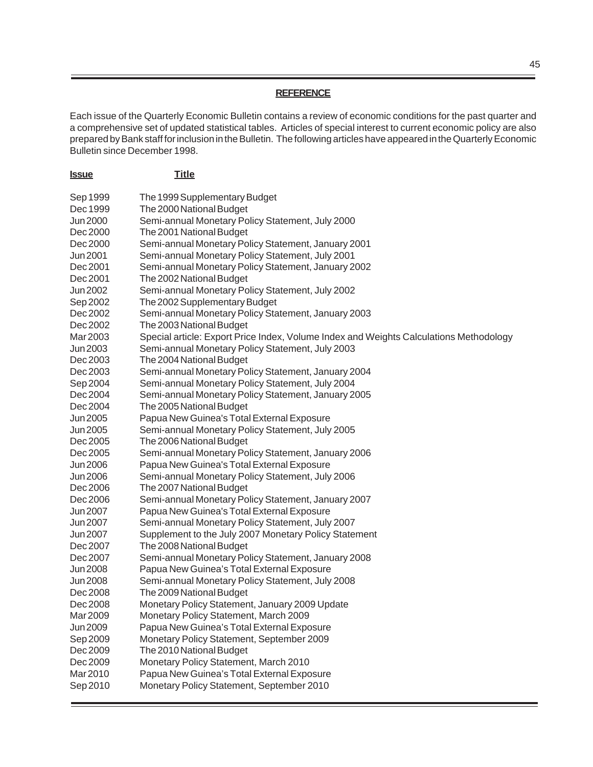## REFERENCE

Each issue of the Quarterly Economic Bulletin contains a review of economic conditions for the past quarter and a comprehensive set of updated statistical tables. Articles of special interest to current economic policy are also prepared by Bank staff for inclusion in the Bulletin. The following articles have appeared in the Quarterly Economic Bulletin since December 1998.

| Issue | Title |
|---|---|
| Sep 1999 | The 1999 Supplementary Budget |
| Dec 1999 | The 2000 National Budget |
| Jun 2000 | Semi-annual Monetary Policy Statement, July 2000 |
| Dec 2000 | The 2001 National Budget |
| Dec 2000 | Semi-annual Monetary Policy Statement, January 2001 |
| Jun 2001 | Semi-annual Monetary Policy Statement, July 2001 |
| Dec 2001 | Semi-annual Monetary Policy Statement, January 2002 |
| Dec 2001 | The 2002 National Budget |
| Jun 2002 | Semi-annual Monetary Policy Statement, July 2002 |
| Sep 2002 | The 2002 Supplementary Budget |
| Dec 2002 | Semi-annual Monetary Policy Statement, January 2003 |
| Dec 2002 | The 2003 National Budget |
| Mar 2003 | Special article: Export Price Index, Volume Index and Weights Calculations Methodology |
| Jun 2003 | Semi-annual Monetary Policy Statement, July 2003 |
| Dec 2003 | The 2004 National Budget |
| Dec 2003 | Semi-annual Monetary Policy Statement, January 2004 |
| Sep 2004 | Semi-annual Monetary Policy Statement, July 2004 |
| Dec 2004 | Semi-annual Monetary Policy Statement, January 2005 |
| Dec 2004 | The 2005 National Budget |
| Jun 2005 | Papua New Guinea's Total External Exposure |
| Jun 2005 | Semi-annual Monetary Policy Statement, July 2005 |
| Dec 2005 | The 2006 National Budget |
| Dec 2005 | Semi-annual Monetary Policy Statement, January 2006 |
| Jun 2006 | Papua New Guinea's Total External Exposure |
| Jun 2006 | Semi-annual Monetary Policy Statement, July 2006 |
| Dec 2006 | The 2007 National Budget |
| Dec 2006 | Semi-annual Monetary Policy Statement, January 2007 |
| Jun 2007 | Papua New Guinea's Total External Exposure |
| Jun 2007 | Semi-annual Monetary Policy Statement, July 2007 |
| Jun 2007 | Supplement to the July 2007 Monetary Policy Statement |
| Dec 2007 | The 2008 National Budget |
| Dec 2007 | Semi-annual Monetary Policy Statement, January 2008 |
| Jun 2008 | Papua New Guinea's Total External Exposure |
| Jun 2008 | Semi-annual Monetary Policy Statement, July 2008 |
| Dec 2008 | The 2009 National Budget |
| Dec 2008 | Monetary Policy Statement, January 2009 Update |
| Mar 2009 | Monetary Policy Statement, March 2009 |
| Jun 2009 | Papua New Guinea's Total External Exposure |
| Sep 2009 | Monetary Policy Statement, September 2009 |
| Dec 2009 | The 2010 National Budget |
| Dec 2009 | Monetary Policy Statement, March 2010 |
| Mar 2010 | Papua New Guinea's Total External Exposure |
| Sep 2010 | Monetary Policy Statement, September 2010 |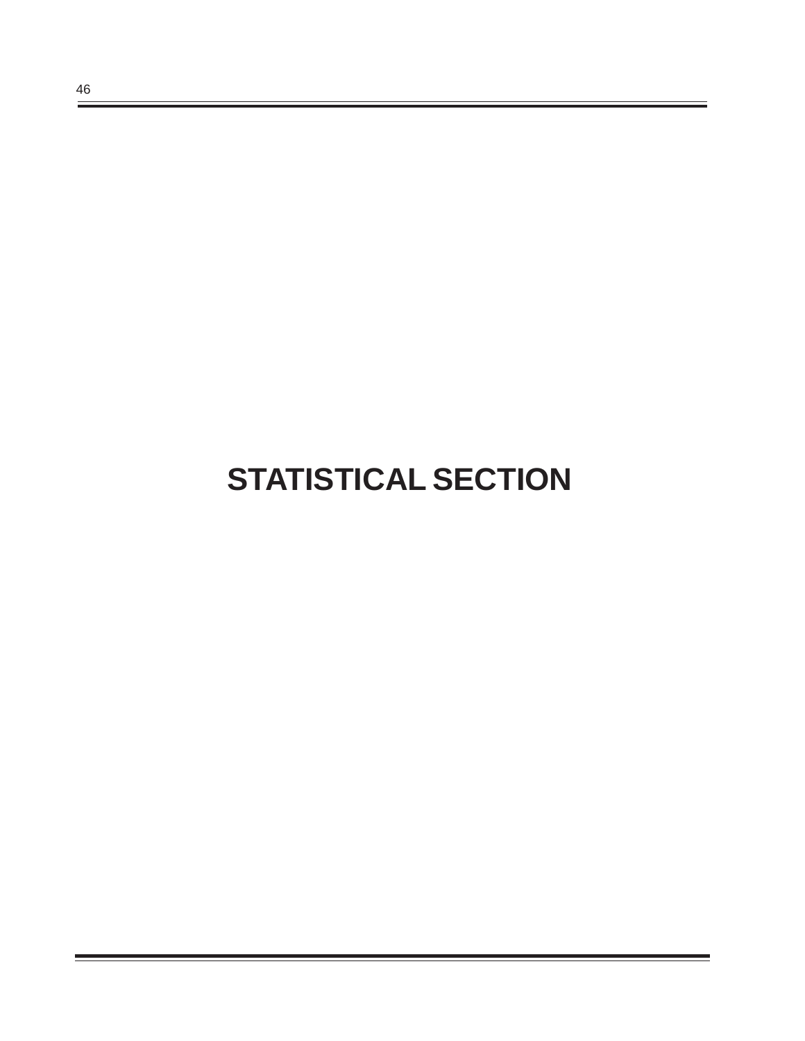# STATISTICAL SECTION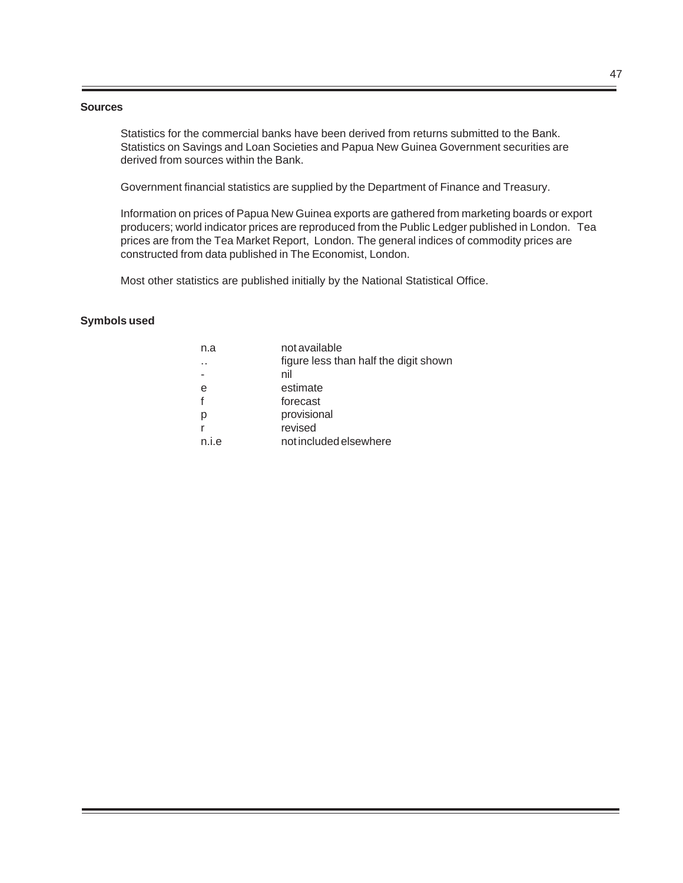### Sources

Statistics for the commercial banks have been derived from returns submitted to the Bank. Statistics on Savings and Loan Societies and Papua New Guinea Government securities are derived from sources within the Bank.

Government financial statistics are supplied by the Department of Finance and Treasury.

Information on prices of Papua New Guinea exports are gathered from marketing boards or export producers; world indicator prices are reproduced from the Public Ledger published in London. Tea prices are from the Tea Market Report, London. The general indices of commodity prices are constructed from data published in The Economist, London.

Most other statistics are published initially by the National Statistical Office.

### Symbols used

| | |
|---|---|
| n.a | not available |
| .. | figure less than half the digit shown |
| - | nil |
| e | estimate |
| f | forecast |
| p | provisional |
| r | revised |
| n.i.e | not included elsewhere |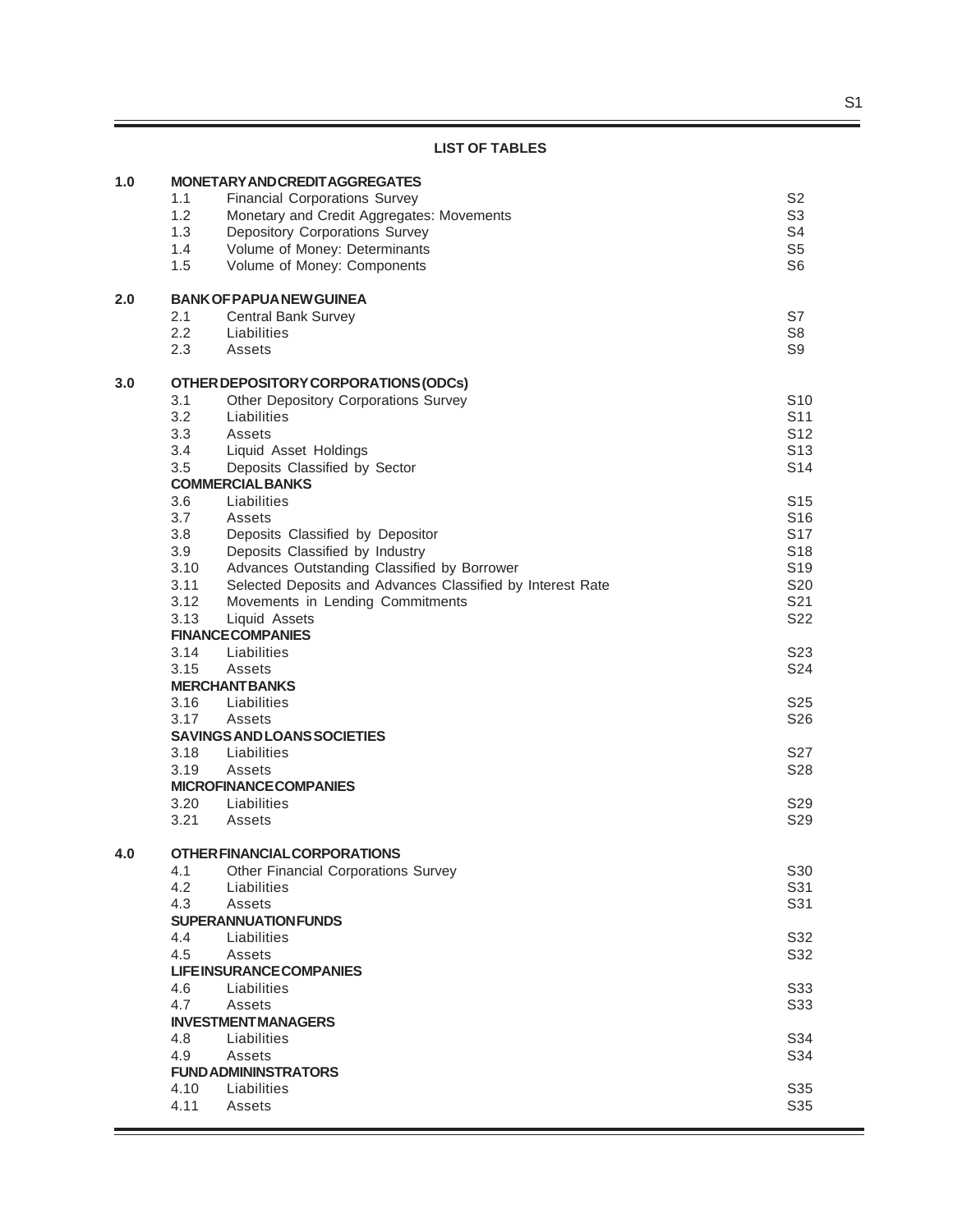## LIST OF TABLES

| | | | |
|---|---|---|---|
| **1.0** | **MONETARY AND CREDIT AGGREGATES** | | |
| | 1.1 | Financial Corporations Survey | S2 |
| | 1.2 | Monetary and Credit Aggregates: Movements | S3 |
| | 1.3 | Depository Corporations Survey | S4 |
| | 1.4 | Volume of Money: Determinants | S5 |
| | 1.5 | Volume of Money: Components | S6 |
| **2.0** | **BANK OF PAPUA NEW GUINEA** | | |
| | 2.1 | Central Bank Survey | S7 |
| | 2.2 | Liabilities | S8 |
| | 2.3 | Assets | S9 |
| **3.0** | **OTHER DEPOSITORY CORPORATIONS (ODCs)** | | |
| | 3.1 | Other Depository Corporations Survey | S10 |
| | 3.2 | Liabilities | S11 |
| | 3.3 | Assets | S12 |
| | 3.4 | Liquid Asset Holdings | S13 |
| | 3.5 | Deposits Classified by Sector | S14 |
| | **COMMERCIAL BANKS** | | |
| | 3.6 | Liabilities | S15 |
| | 3.7 | Assets | S16 |
| | 3.8 | Deposits Classified by Depositor | S17 |
| | 3.9 | Deposits Classified by Industry | S18 |
| | 3.10 | Advances Outstanding Classified by Borrower | S19 |
| | 3.11 | Selected Deposits and Advances Classified by Interest Rate | S20 |
| | 3.12 | Movements in Lending Commitments | S21 |
| | 3.13 | Liquid Assets | S22 |
| | **FINANCE COMPANIES** | | |
| | 3.14 | Liabilities | S23 |
| | 3.15 | Assets | S24 |
| | **MERCHANT BANKS** | | |
| | 3.16 | Liabilities | S25 |
| | 3.17 | Assets | S26 |
| | **SAVINGS AND LOANS SOCIETIES** | | |
| | 3.18 | Liabilities | S27 |
| | 3.19 | Assets | S28 |
| | **MICROFINANCE COMPANIES** | | |
| | 3.20 | Liabilities | S29 |
| | 3.21 | Assets | S29 |
| **4.0** | **OTHER FINANCIAL CORPORATIONS** | | |
| | 4.1 | Other Financial Corporations Survey | S30 |
| | 4.2 | Liabilities | S31 |
| | 4.3 | Assets | S31 |
| | **SUPERANNUATION FUNDS** | | |
| | 4.4 | Liabilities | S32 |
| | 4.5 | Assets | S32 |
| | **LIFE INSURANCE COMPANIES** | | |
| | 4.6 | Liabilities | S33 |
| | 4.7 | Assets | S33 |
| | **INVESTMENT MANAGERS** | | |
| | 4.8 | Liabilities | S34 |
| | 4.9 | Assets | S34 |
| | **FUND ADMININSTRATORS** | | |
| | 4.10 | Liabilities | S35 |
| | 4.11 | Assets | S35 |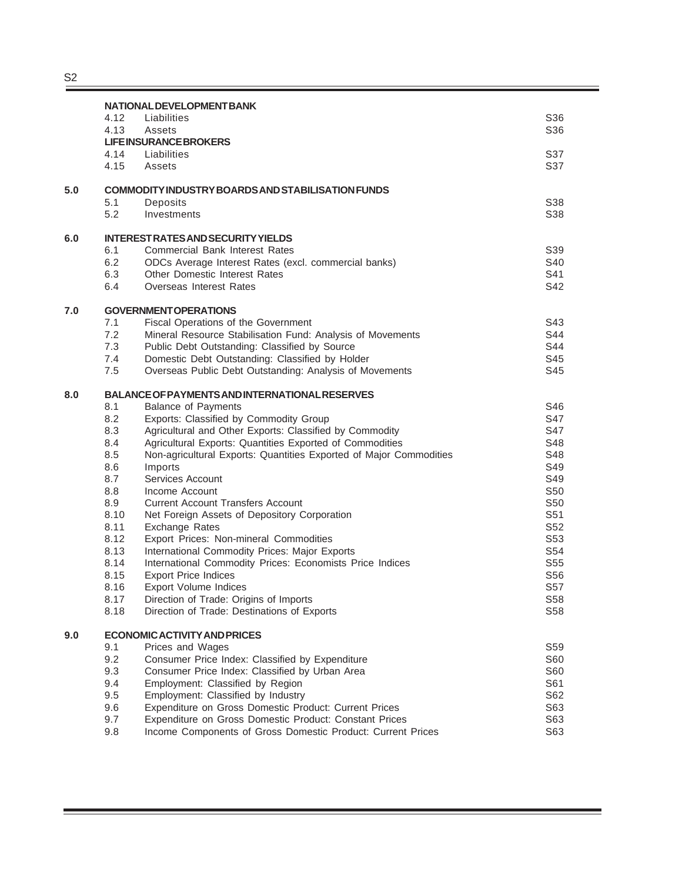| | | | |
|---|---|---|---|
| | **NATIONAL DEVELOPMENT BANK** | | |
| | 4.12 | Liabilities | S36 |
| | 4.13 | Assets | S36 |
| | **LIFE INSURANCE BROKERS** | | |
| | 4.14 | Liabilities | S37 |
| | 4.15 | Assets | S37 |
| **5.0** | **COMMODITY INDUSTRY BOARDS AND STABILISATION FUNDS** | | |
| | 5.1 | Deposits | S38 |
| | 5.2 | Investments | S38 |
| **6.0** | **INTEREST RATES AND SECURITY YIELDS** | | |
| | 6.1 | Commercial Bank Interest Rates | S39 |
| | 6.2 | ODCs Average Interest Rates (excl. commercial banks) | S40 |
| | 6.3 | Other Domestic Interest Rates | S41 |
| | 6.4 | Overseas Interest Rates | S42 |
| **7.0** | **GOVERNMENT OPERATIONS** | | |
| | 7.1 | Fiscal Operations of the Government | S43 |
| | 7.2 | Mineral Resource Stabilisation Fund: Analysis of Movements | S44 |
| | 7.3 | Public Debt Outstanding: Classified by Source | S44 |
| | 7.4 | Domestic Debt Outstanding: Classified by Holder | S45 |
| | 7.5 | Overseas Public Debt Outstanding: Analysis of Movements | S45 |
| **8.0** | **BALANCE OF PAYMENTS AND INTERNATIONAL RESERVES** | | |
| | 8.1 | Balance of Payments | S46 |
| | 8.2 | Exports: Classified by Commodity Group | S47 |
| | 8.3 | Agricultural and Other Exports: Classified by Commodity | S47 |
| | 8.4 | Agricultural Exports: Quantities Exported of Commodities | S48 |
| | 8.5 | Non-agricultural Exports: Quantities Exported of Major Commodities | S48 |
| | 8.6 | Imports | S49 |
| | 8.7 | Services Account | S49 |
| | 8.8 | Income Account | S50 |
| | 8.9 | Current Account Transfers Account | S50 |
| | 8.10 | Net Foreign Assets of Depository Corporation | S51 |
| | 8.11 | Exchange Rates | S52 |
| | 8.12 | Export Prices: Non-mineral Commodities | S53 |
| | 8.13 | International Commodity Prices: Major Exports | S54 |
| | 8.14 | International Commodity Prices: Economists Price Indices | S55 |
| | 8.15 | Export Price Indices | S56 |
| | 8.16 | Export Volume Indices | S57 |
| | 8.17 | Direction of Trade: Origins of Imports | S58 |
| | 8.18 | Direction of Trade: Destinations of Exports | S58 |
| **9.0** | **ECONOMIC ACTIVITY AND PRICES** | | |
| | 9.1 | Prices and Wages | S59 |
| | 9.2 | Consumer Price Index: Classified by Expenditure | S60 |
| | 9.3 | Consumer Price Index: Classified by Urban Area | S60 |
| | 9.4 | Employment: Classified by Region | S61 |
| | 9.5 | Employment: Classified by Industry | S62 |
| | 9.6 | Expenditure on Gross Domestic Product: Current Prices | S63 |
| | 9.7 | Expenditure on Gross Domestic Product: Constant Prices | S63 |
| | 9.8 | Income Components of Gross Domestic Product: Current Prices | S63 |